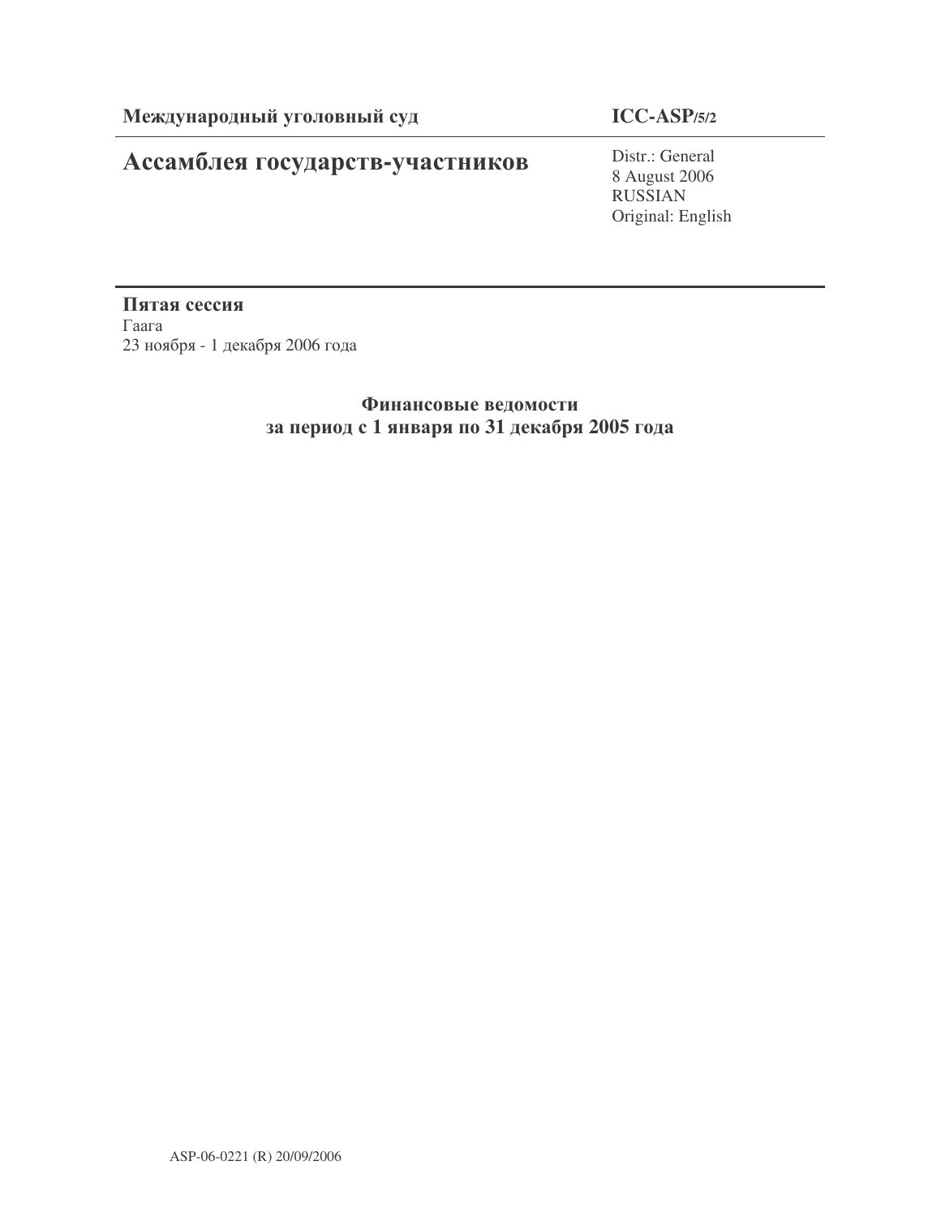**Международный уголовный суд**

**ICC-ASP/5/2**

# Ассамблея государств-участников

Distr.: General
8 August 2006
RUSSIAN
Original: English

**Пятая сессия**
Гаага
23 ноября - 1 декабря 2006 года

## Финансовые ведомости за период с 1 января по 31 декабря 2005 года

ASP-06-0221 (R) 20/09/2006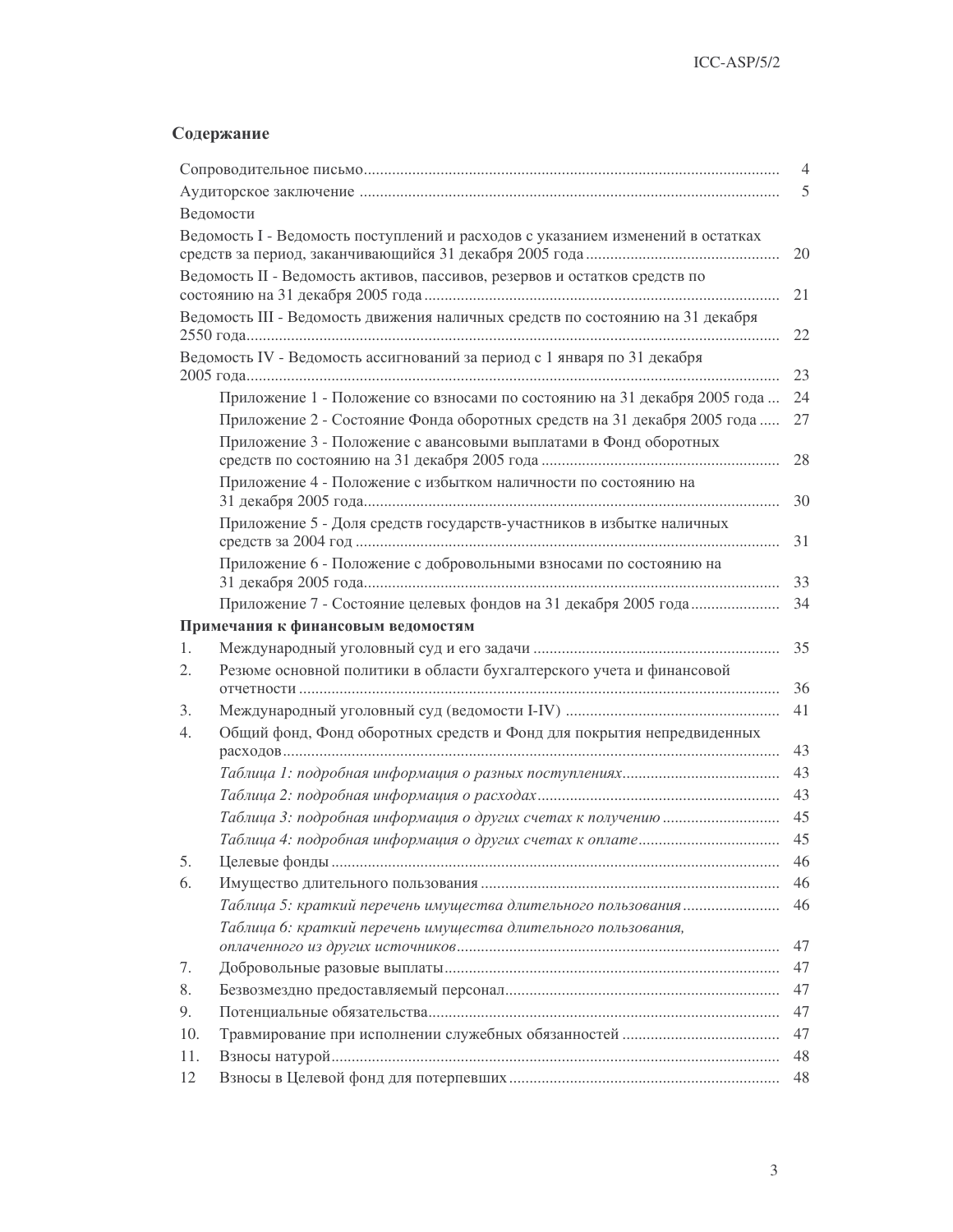## Содержание

| | | |
|---|---|---|
| Сопроводительное письмо | | 4 |
| Аудиторское заключение | | 5 |
| Ведомости | | |
| Ведомость I - Ведомость поступлений и расходов с указанием изменений в остатках средств за период, заканчивающийся 31 декабря 2005 года | | 20 |
| Ведомость II - Ведомость активов, пассивов, резервов и остатков средств по состоянию на 31 декабря 2005 года | | 21 |
| Ведомость III - Ведомость движения наличных средств по состоянию на 31 декабря 2550 года | | 22 |
| Ведомость IV - Ведомость ассигнований за период с 1 января по 31 декабря 2005 года | | 23 |
| | Приложение 1 - Положение со взносами по состоянию на 31 декабря 2005 года | 24 |
| | Приложение 2 - Состояние Фонда оборотных средств на 31 декабря 2005 года | 27 |
| | Приложение 3 - Положение с авансовыми выплатами в Фонд оборотных средств по состоянию на 31 декабря 2005 года | 28 |
| | Приложение 4 - Положение с избытком наличности по состоянию на 31 декабря 2005 года | 30 |
| | Приложение 5 - Доля средств государств-участников в избытке наличных средств за 2004 год | 31 |
| | Приложение 6 - Положение с добровольными взносами по состоянию на 31 декабря 2005 года | 33 |
| | Приложение 7 - Состояние целевых фондов на 31 декабря 2005 года | 34 |
| **Примечания к финансовым ведомостям** | | |
| 1. | Международный уголовный суд и его задачи | 35 |
| 2. | Резюме основной политики в области бухгалтерского учета и финансовой отчетности | 36 |
| 3. | Международный уголовный суд (ведомости I-IV) | 41 |
| 4. | Общий фонд, Фонд оборотных средств и Фонд для покрытия непредвиденных расходов | 43 |
| | *Таблица 1: подробная информация о разных поступлениях* | 43 |
| | *Таблица 2: подробная информация о расходах* | 43 |
| | *Таблица 3: подробная информация о других счетах к получению* | 45 |
| | *Таблица 4: подробная информация о других счетах к оплате* | 45 |
| 5. | Целевые фонды | 46 |
| 6. | Имущество длительного пользования | 46 |
| | *Таблица 5: краткий перечень имущества длительного пользования* | 46 |
| | *Таблица 6: краткий перечень имущества длительного пользования, оплаченного из других источников* | 47 |
| 7. | Добровольные разовые выплаты | 47 |
| 8. | Безвозмездно предоставляемый персонал | 47 |
| 9. | Потенциальные обязательства | 47 |
| 10. | Травмирование при исполнении служебных обязанностей | 47 |
| 11. | Взносы натурой | 48 |
| 12 | Взносы в Целевой фонд для потерпевших | 48 |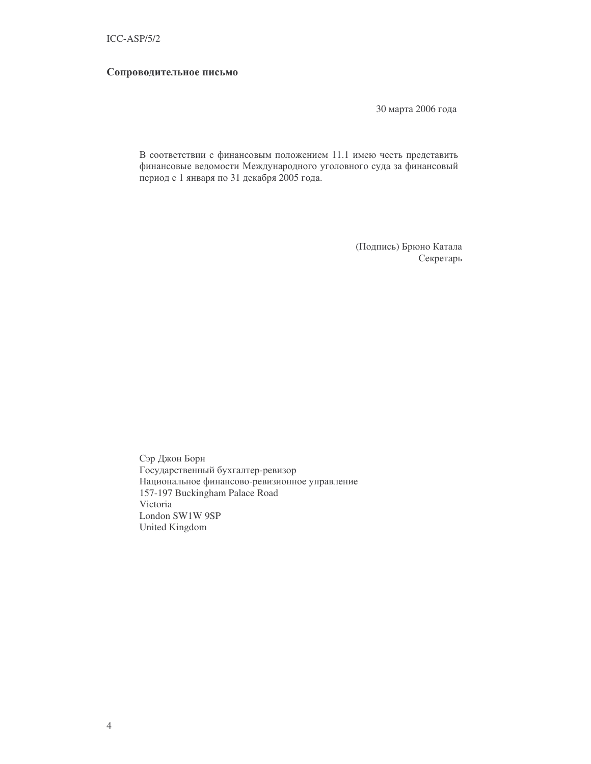## Сопроводительное письмо

30 марта 2006 года

В соответствии с финансовым положением 11.1 имею честь представить финансовые ведомости Международного уголовного суда за финансовый период с 1 января по 31 декабря 2005 года.

(Подпись) Брюно Катала
Секретарь

Сэр Джон Борн
Государственный бухгалтер-ревизор
Национальное финансово-ревизионное управление
157-197 Buckingham Palace Road
Victoria
London SW1W 9SP
United Kingdom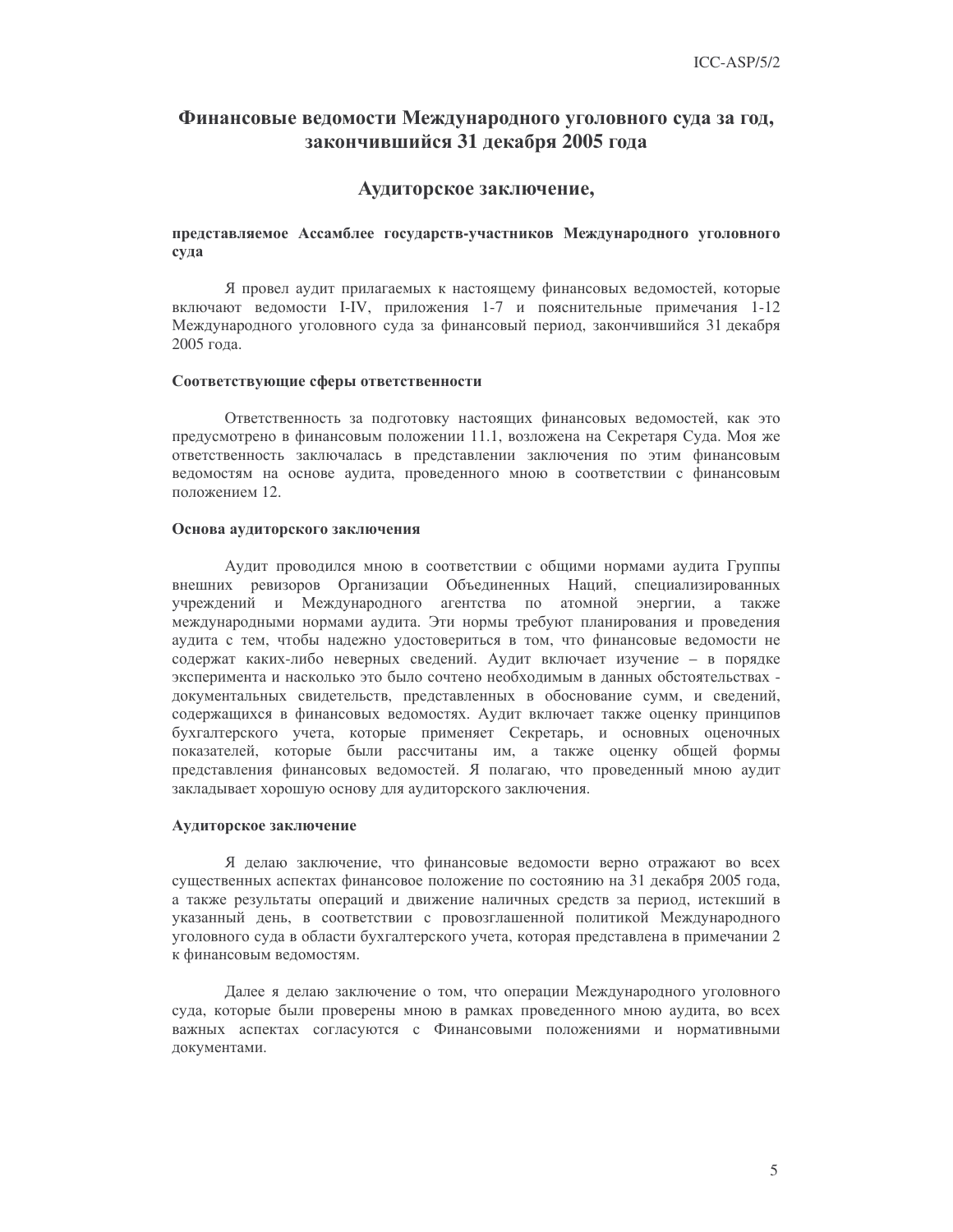# Финансовые ведомости Международного уголовного суда за год, закончившийся 31 декабря 2005 года

## Аудиторское заключение,

**представляемое Ассамблее государств-участников Международного уголовного суда**

Я провел аудит прилагаемых к настоящему финансовых ведомостей, которые включают ведомости I-IV, приложения 1-7 и пояснительные примечания 1-12 Международного уголовного суда за финансовый период, закончившийся 31 декабря 2005 года.

**Соответствующие сферы ответственности**

Ответственность за подготовку настоящих финансовых ведомостей, как это предусмотрено в финансовым положении 11.1, возложена на Секретаря Суда. Моя же ответственность заключалась в представлении заключения по этим финансовым ведомостям на основе аудита, проведенного мною в соответствии с финансовым положением 12.

**Основа аудиторского заключения**

Аудит проводился мною в соответствии с общими нормами аудита Группы внешних ревизоров Организации Объединенных Наций, специализированных учреждений и Международного агентства по атомной энергии, а также международными нормами аудита. Эти нормы требуют планирования и проведения аудита с тем, чтобы надежно удостовериться в том, что финансовые ведомости не содержат каких-либо неверных сведений. Аудит включает изучение – в порядке эксперимента и насколько это было сочтено необходимым в данных обстоятельствах - документальных свидетельств, представленных в обоснование сумм, и сведений, содержащихся в финансовых ведомостях. Аудит включает также оценку принципов бухгалтерского учета, которые применяет Секретарь, и основных оценочных показателей, которые были рассчитаны им, а также оценку общей формы представления финансовых ведомостей. Я полагаю, что проведенный мною аудит закладывает хорошую основу для аудиторского заключения.

**Аудиторское заключение**

Я делаю заключение, что финансовые ведомости верно отражают во всех существенных аспектах финансовое положение по состоянию на 31 декабря 2005 года, а также результаты операций и движение наличных средств за период, истекший в указанный день, в соответствии с провозглашенной политикой Международного уголовного суда в области бухгалтерского учета, которая представлена в примечании 2 к финансовым ведомостям.

Далее я делаю заключение о том, что операции Международного уголовного суда, которые были проверены мною в рамках проведенного мною аудита, во всех важных аспектах согласуются с Финансовыми положениями и нормативными документами.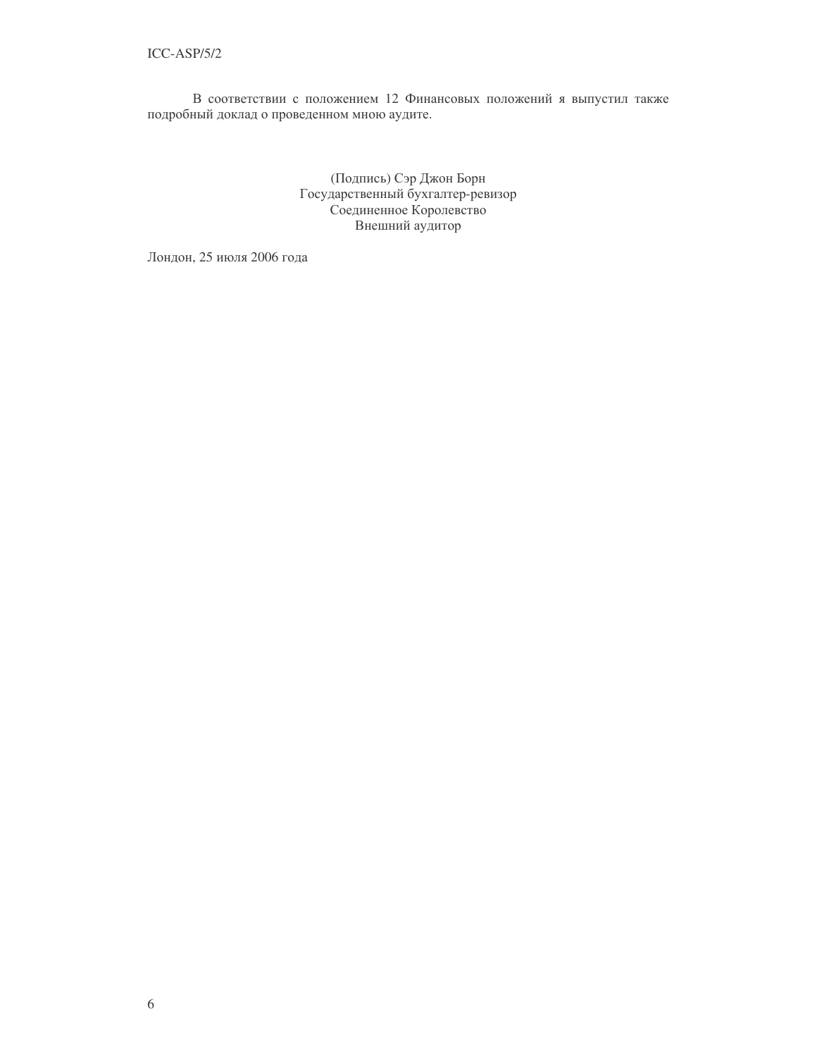В соответствии с положением 12 Финансовых положений я выпустил также подробный доклад о проведенном мною аудите.

(Подпись) Сэр Джон Борн
Государственный бухгалтер-ревизор
Соединенное Королевство
Внешний аудитор

Лондон, 25 июля 2006 года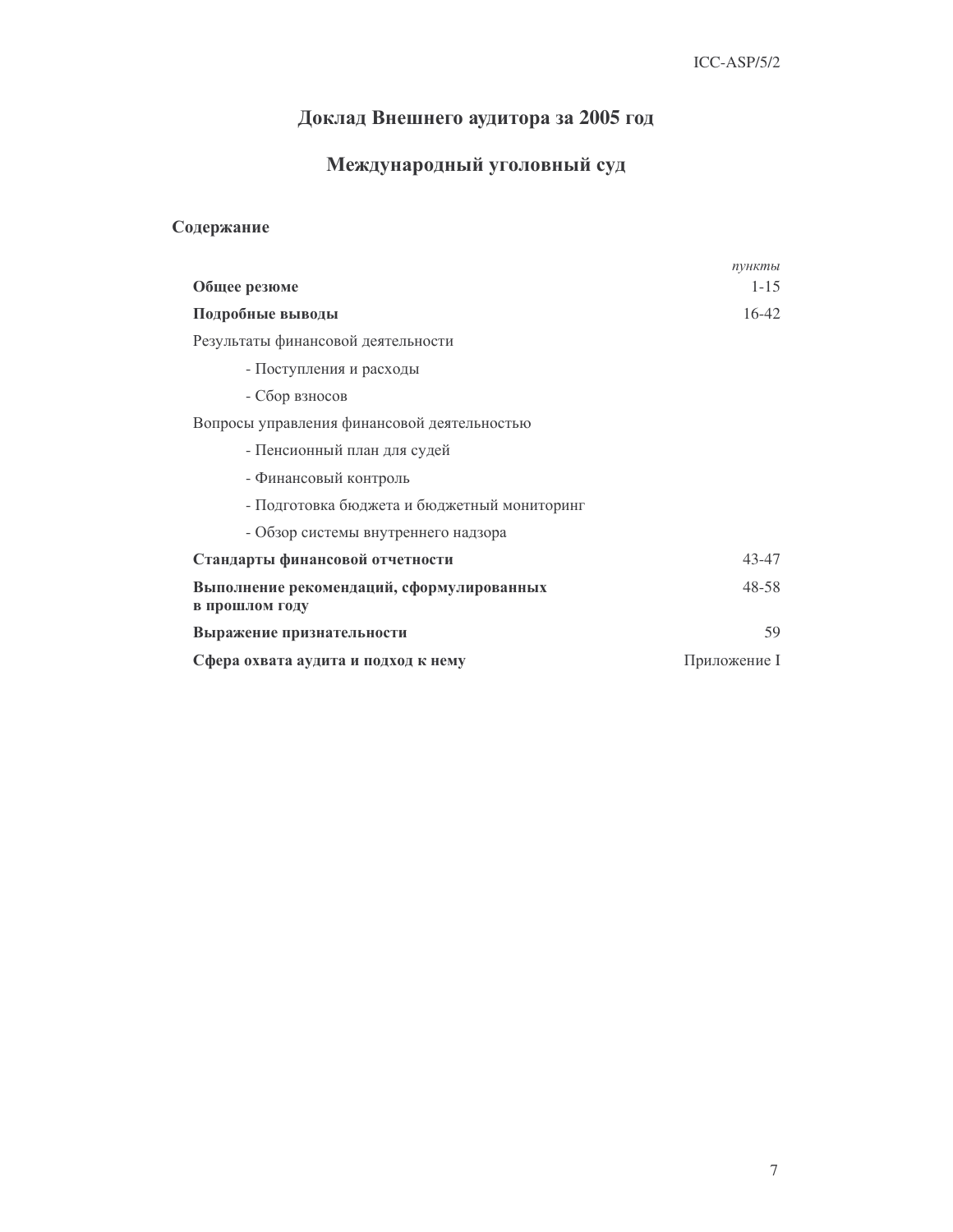# Доклад Внешнего аудитора за 2005 год

# Международный уголовный суд

## Содержание

| | *пункты* |
|---|---|
| **Общее резюме** | 1-15 |
| **Подробные выводы** | 16-42 |
| Результаты финансовой деятельности | |
| - Поступления и расходы | |
| - Сбор взносов | |
| Вопросы управления финансовой деятельностью | |
| - Пенсионный план для судей | |
| - Финансовый контроль | |
| - Подготовка бюджета и бюджетный мониторинг | |
| - Обзор системы внутреннего надзора | |
| **Стандарты финансовой отчетности** | 43-47 |
| **Выполнение рекомендаций, сформулированных в прошлом году** | 48-58 |
| **Выражение признательности** | 59 |
| **Сфера охвата аудита и подход к нему** | Приложение I |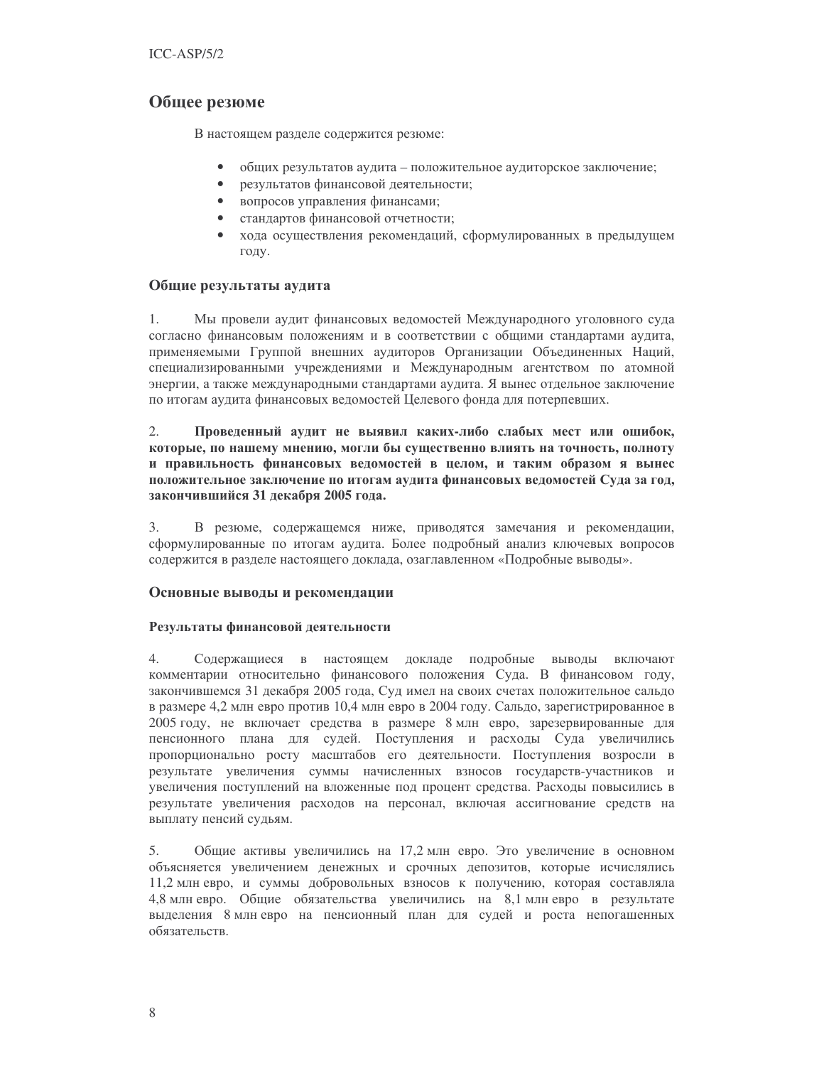## Общее резюме

В настоящем разделе содержится резюме:

- общих результатов аудита – положительное аудиторское заключение;
- результатов финансовой деятельности;
- вопросов управления финансами;
- стандартов финансовой отчетности;
- хода осуществления рекомендаций, сформулированных в предыдущем году.

### Общие результаты аудита

1. Мы провели аудит финансовых ведомостей Международного уголовного суда согласно финансовым положениям и в соответствии с общими стандартами аудита, применяемыми Группой внешних аудиторов Организации Объединенных Наций, специализированными учреждениями и Международным агентством по атомной энергии, а также международными стандартами аудита. Я вынес отдельное заключение по итогам аудита финансовых ведомостей Целевого фонда для потерпевших.

2. **Проведенный аудит не выявил каких-либо слабых мест или ошибок, которые, по нашему мнению, могли бы существенно влиять на точность, полноту и правильность финансовых ведомостей в целом, и таким образом я вынес положительное заключение по итогам аудита финансовых ведомостей Суда за год, закончившийся 31 декабря 2005 года.**

3. В резюме, содержащемся ниже, приводятся замечания и рекомендации, сформулированные по итогам аудита. Более подробный анализ ключевых вопросов содержится в разделе настоящего доклада, озаглавленном «Подробные выводы».

### Основные выводы и рекомендации

#### Результаты финансовой деятельности

4. Содержащиеся в настоящем докладе подробные выводы включают комментарии относительно финансового положения Суда. В финансовом году, закончившемся 31 декабря 2005 года, Суд имел на своих счетах положительное сальдо в размере 4,2 млн евро против 10,4 млн евро в 2004 году. Сальдо, зарегистрированное в 2005 году, не включает средства в размере 8 млн евро, зарезервированные для пенсионного плана для судей. Поступления и расходы Суда увеличились пропорционально росту масштабов его деятельности. Поступления возросли в результате увеличения суммы начисленных взносов государств-участников и увеличения поступлений на вложенные под процент средства. Расходы повысились в результате увеличения расходов на персонал, включая ассигнование средств на выплату пенсий судьям.

5. Общие активы увеличились на 17,2 млн евро. Это увеличение в основном объясняется увеличением денежных и срочных депозитов, которые исчислялись 11,2 млн евро, и суммы добровольных взносов к получению, которая составляла 4,8 млн евро. Общие обязательства увеличились на 8,1 млн евро в результате выделения 8 млн евро на пенсионный план для судей и роста непогашенных обязательств.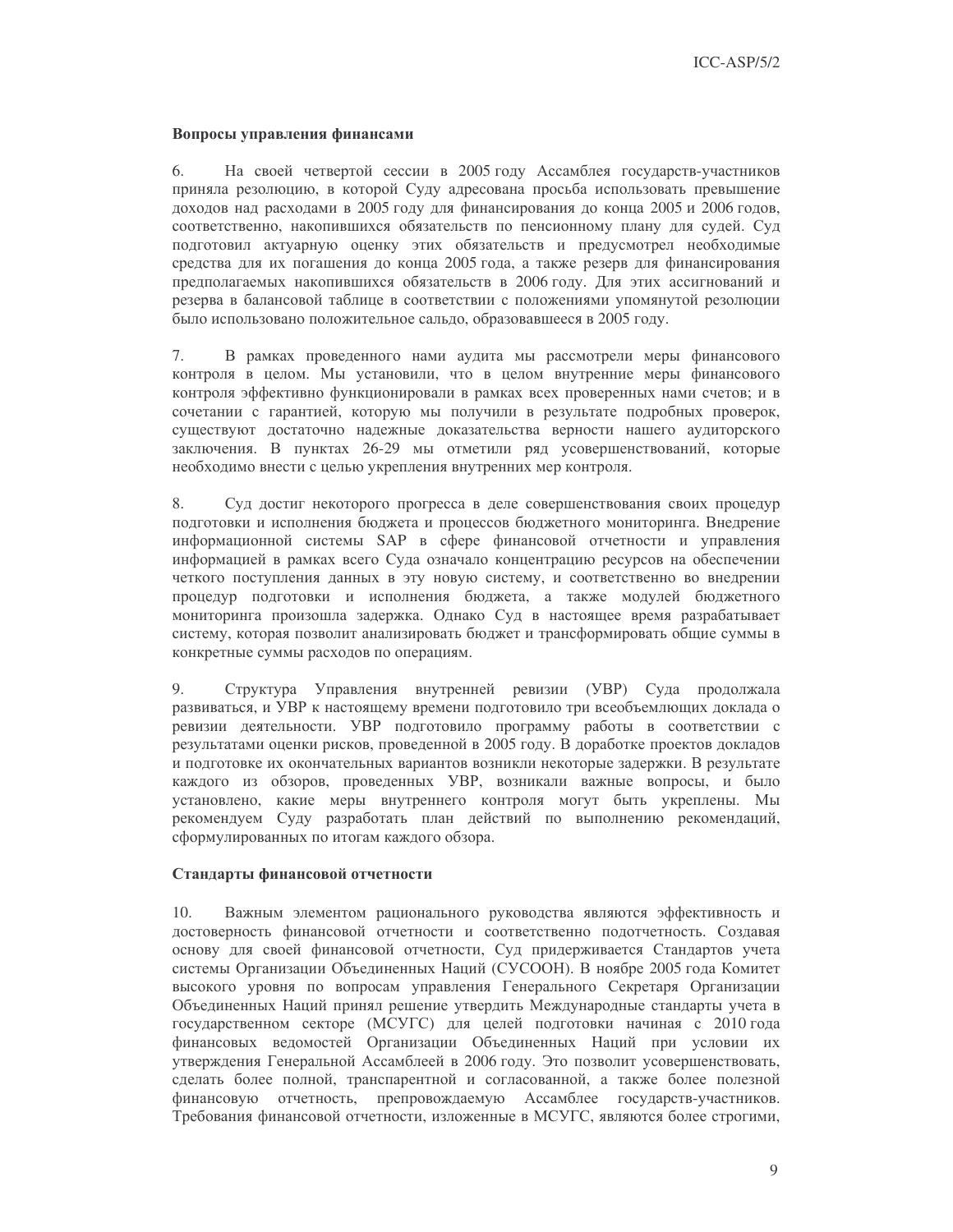**Вопросы управления финансами**

6. На своей четвертой сессии в 2005 году Ассамблея государств-участников приняла резолюцию, в которой Суду адресована просьба использовать превышение доходов над расходами в 2005 году для финансирования до конца 2005 и 2006 годов, соответственно, накопившихся обязательств по пенсионному плану для судей. Суд подготовил актуарную оценку этих обязательств и предусмотрел необходимые средства для их погашения до конца 2005 года, а также резерв для финансирования предполагаемых накопившихся обязательств в 2006 году. Для этих ассигнований и резерва в балансовой таблице в соответствии с положениями упомянутой резолюции было использовано положительное сальдо, образовавшееся в 2005 году.

7. В рамках проведенного нами аудита мы рассмотрели меры финансового контроля в целом. Мы установили, что в целом внутренние меры финансового контроля эффективно функционировали в рамках всех проверенных нами счетов; и в сочетании с гарантией, которую мы получили в результате подробных проверок, существуют достаточно надежные доказательства верности нашего аудиторского заключения. В пунктах 26-29 мы отметили ряд усовершенствований, которые необходимо внести с целью укрепления внутренних мер контроля.

8. Суд достиг некоторого прогресса в деле совершенствования своих процедур подготовки и исполнения бюджета и процессов бюджетного мониторинга. Внедрение информационной системы SAP в сфере финансовой отчетности и управления информацией в рамках всего Суда означало концентрацию ресурсов на обеспечении четкого поступления данных в эту новую систему, и соответственно во внедрении процедур подготовки и исполнения бюджета, а также модулей бюджетного мониторинга произошла задержка. Однако Суд в настоящее время разрабатывает систему, которая позволит анализировать бюджет и трансформировать общие суммы в конкретные суммы расходов по операциям.

9. Структура Управления внутренней ревизии (УВР) Суда продолжала развиваться, и УВР к настоящему времени подготовило три всеобъемлющих доклада о ревизии деятельности. УВР подготовило программу работы в соответствии с результатами оценки рисков, проведенной в 2005 году. В доработке проектов докладов и подготовке их окончательных вариантов возникли некоторые задержки. В результате каждого из обзоров, проведенных УВР, возникали важные вопросы, и было установлено, какие меры внутреннего контроля могут быть укреплены. Мы рекомендуем Суду разработать план действий по выполнению рекомендаций, сформулированных по итогам каждого обзора.

**Стандарты финансовой отчетности**

10. Важным элементом рационального руководства являются эффективность и достоверность финансовой отчетности и соответственно подотчетность. Создавая основу для своей финансовой отчетности, Суд придерживается Стандартов учета системы Организации Объединенных Наций (СУСООН). В ноябре 2005 года Комитет высокого уровня по вопросам управления Генерального Секретаря Организации Объединенных Наций принял решение утвердить Международные стандарты учета в государственном секторе (МСУГС) для целей подготовки начиная с 2010 года финансовых ведомостей Организации Объединенных Наций при условии их утверждения Генеральной Ассамблеей в 2006 году. Это позволит усовершенствовать, сделать более полной, транспарентной и согласованной, а также более полезной финансовую отчетность, препровождаемую Ассамблее государств-участников. Требования финансовой отчетности, изложенные в МСУГС, являются более строгими,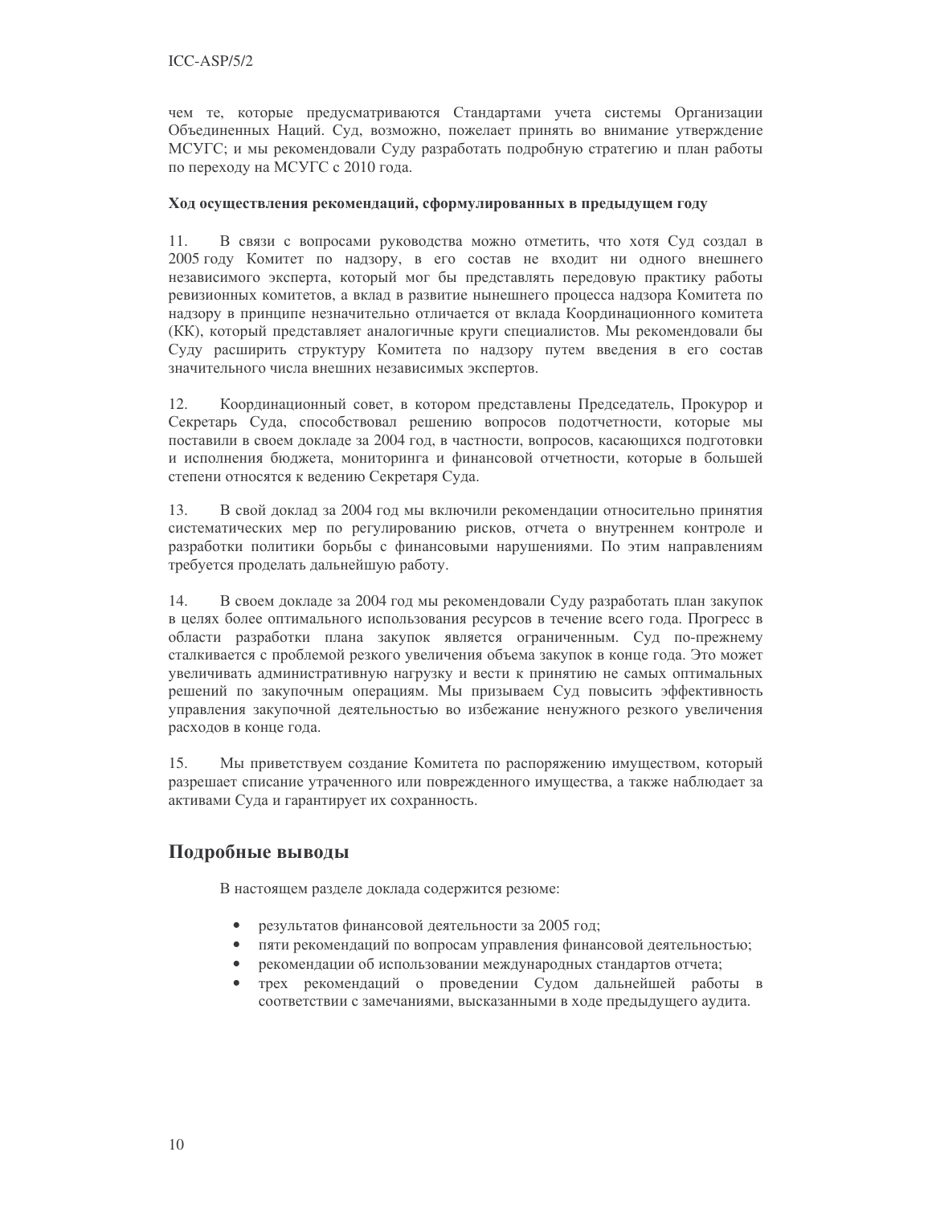чем те, которые предусматриваются Стандартами учета системы Организации Объединенных Наций. Суд, возможно, пожелает принять во внимание утверждение МСУГС; и мы рекомендовали Суду разработать подробную стратегию и план работы по переходу на МСУГС с 2010 года.

**Ход осуществления рекомендаций, сформулированных в предыдущем году**

11. В связи с вопросами руководства можно отметить, что хотя Суд создал в 2005 году Комитет по надзору, в его состав не входит ни одного внешнего независимого эксперта, который мог бы представлять передовую практику работы ревизионных комитетов, а вклад в развитие нынешнего процесса надзора Комитета по надзору в принципе незначительно отличается от вклада Координационного комитета (КК), который представляет аналогичные круги специалистов. Мы рекомендовали бы Суду расширить структуру Комитета по надзору путем введения в его состав значительного числа внешних независимых экспертов.

12. Координационный совет, в котором представлены Председатель, Прокурор и Секретарь Суда, способствовал решению вопросов подотчетности, которые мы поставили в своем докладе за 2004 год, в частности, вопросов, касающихся подготовки и исполнения бюджета, мониторинга и финансовой отчетности, которые в большей степени относятся к ведению Секретаря Суда.

13. В свой доклад за 2004 год мы включили рекомендации относительно принятия систематических мер по регулированию рисков, отчета о внутреннем контроле и разработки политики борьбы с финансовыми нарушениями. По этим направлениям требуется проделать дальнейшую работу.

14. В своем докладе за 2004 год мы рекомендовали Суду разработать план закупок в целях более оптимального использования ресурсов в течение всего года. Прогресс в области разработки плана закупок является ограниченным. Суд по-прежнему сталкивается с проблемой резкого увеличения объема закупок в конце года. Это может увеличивать административную нагрузку и вести к принятию не самых оптимальных решений по закупочным операциям. Мы призываем Суд повысить эффективность управления закупочной деятельностью во избежание ненужного резкого увеличения расходов в конце года.

15. Мы приветствуем создание Комитета по распоряжению имуществом, который разрешает списание утраченного или поврежденного имущества, а также наблюдает за активами Суда и гарантирует их сохранность.

## Подробные выводы

В настоящем разделе доклада содержится резюме:

- результатов финансовой деятельности за 2005 год;
- пяти рекомендаций по вопросам управления финансовой деятельностью;
- рекомендации об использовании международных стандартов отчета;
- трех рекомендаций о проведении Судом дальнейшей работы в соответствии с замечаниями, высказанными в ходе предыдущего аудита.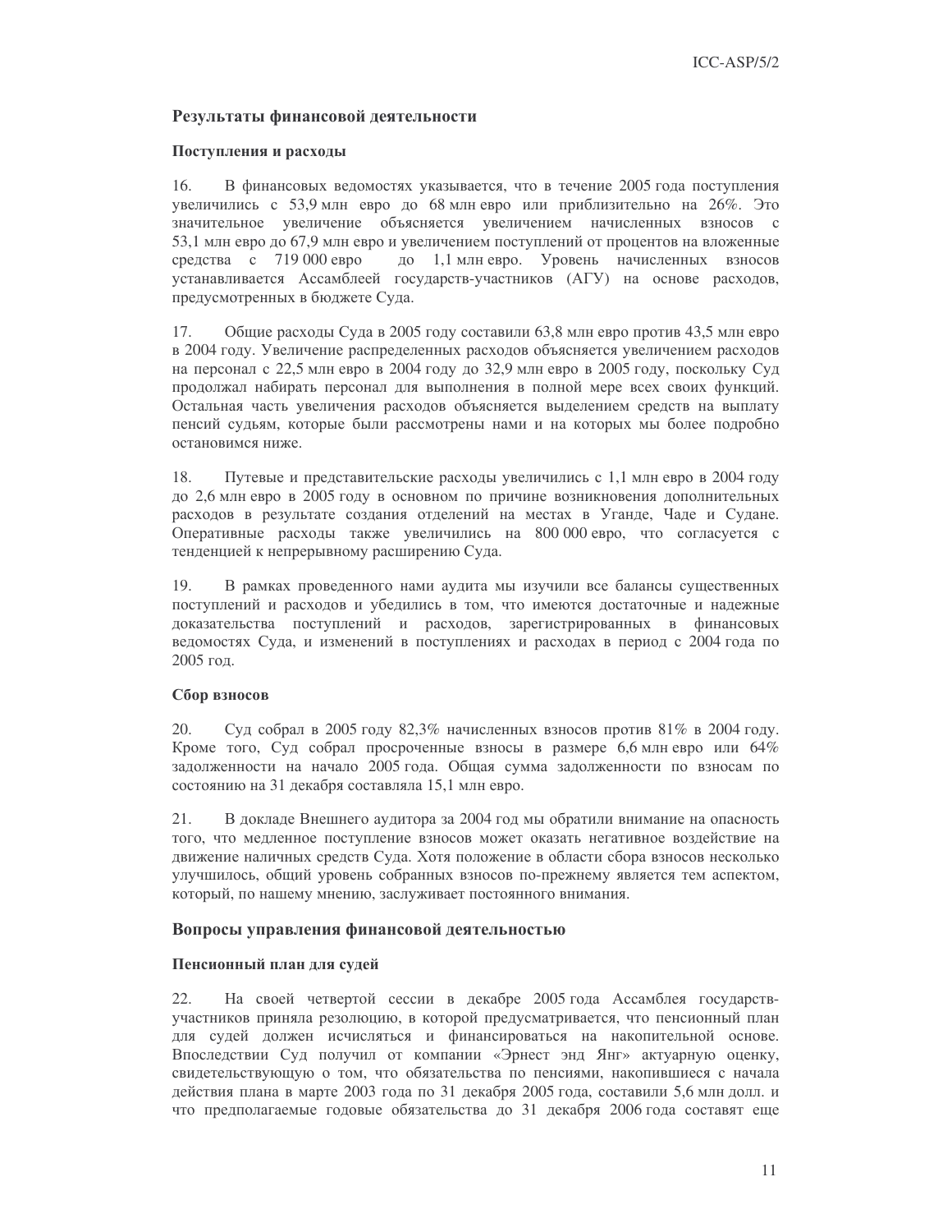## Результаты финансовой деятельности

### Поступления и расходы

16. В финансовых ведомостях указывается, что в течение 2005 года поступления увеличились с 53,9 млн евро до 68 млн евро или приблизительно на 26%. Это значительное увеличение объясняется увеличением начисленных взносов с 53,1 млн евро до 67,9 млн евро и увеличением поступлений от процентов на вложенные средства с 719 000 евро до 1,1 млн евро. Уровень начисленных взносов устанавливается Ассамблеей государств-участников (АГУ) на основе расходов, предусмотренных в бюджете Суда.

17. Общие расходы Суда в 2005 году составили 63,8 млн евро против 43,5 млн евро в 2004 году. Увеличение распределенных расходов объясняется увеличением расходов на персонал с 22,5 млн евро в 2004 году до 32,9 млн евро в 2005 году, поскольку Суд продолжал набирать персонал для выполнения в полной мере всех своих функций. Остальная часть увеличения расходов объясняется выделением средств на выплату пенсий судьям, которые были рассмотрены нами и на которых мы более подробно остановимся ниже.

18. Путевые и представительские расходы увеличились с 1,1 млн евро в 2004 году до 2,6 млн евро в 2005 году в основном по причине возникновения дополнительных расходов в результате создания отделений на местах в Уганде, Чаде и Судане. Оперативные расходы также увеличились на 800 000 евро, что согласуется с тенденцией к непрерывному расширению Суда.

19. В рамках проведенного нами аудита мы изучили все балансы существенных поступлений и расходов и убедились в том, что имеются достаточные и надежные доказательства поступлений и расходов, зарегистрированных в финансовых ведомостях Суда, и изменений в поступлениях и расходах в период с 2004 года по 2005 год.

### Сбор взносов

20. Суд собрал в 2005 году 82,3% начисленных взносов против 81% в 2004 году. Кроме того, Суд собрал просроченные взносы в размере 6,6 млн евро или 64% задолженности на начало 2005 года. Общая сумма задолженности по взносам по состоянию на 31 декабря составляла 15,1 млн евро.

21. В докладе Внешнего аудитора за 2004 год мы обратили внимание на опасность того, что медленное поступление взносов может оказать негативное воздействие на движение наличных средств Суда. Хотя положение в области сбора взносов несколько улучшилось, общий уровень собранных взносов по-прежнему является тем аспектом, который, по нашему мнению, заслуживает постоянного внимания.

## Вопросы управления финансовой деятельностью

### Пенсионный план для судей

22. На своей четвертой сессии в декабре 2005 года Ассамблея государств-участников приняла резолюцию, в которой предусматривается, что пенсионный план для судей должен исчисляться и финансироваться на накопительной основе. Впоследствии Суд получил от компании «Эрнест энд Янг» актуарную оценку, свидетельствующую о том, что обязательства по пенсиями, накопившиеся с начала действия плана в марте 2003 года по 31 декабря 2005 года, составили 5,6 млн долл. и что предполагаемые годовые обязательства до 31 декабря 2006 года составят еще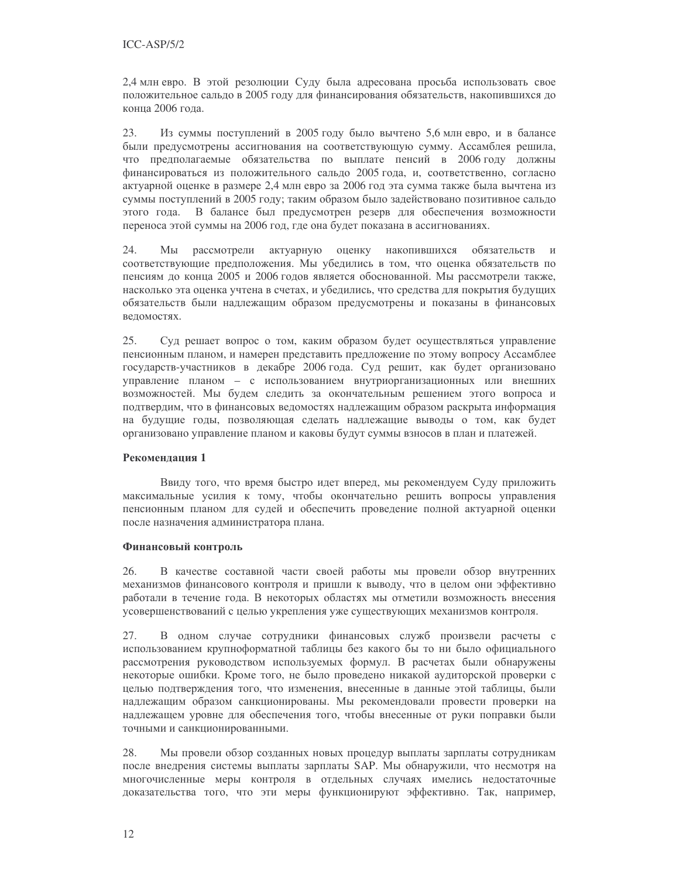2,4 млн евро. В этой резолюции Суду была адресована просьба использовать свое положительное сальдо в 2005 году для финансирования обязательств, накопившихся до конца 2006 года.

23. Из суммы поступлений в 2005 году было вычтено 5,6 млн евро, и в балансе были предусмотрены ассигнования на соответствующую сумму. Ассамблея решила, что предполагаемые обязательства по выплате пенсий в 2006 году должны финансироваться из положительного сальдо 2005 года, и, соответственно, согласно актуарной оценке в размере 2,4 млн евро за 2006 год эта сумма также была вычтена из суммы поступлений в 2005 году; таким образом было задействовано позитивное сальдо этого года. В балансе был предусмотрен резерв для обеспечения возможности переноса этой суммы на 2006 год, где она будет показана в ассигнованиях.

24. Мы рассмотрели актуарную оценку накопившихся обязательств и соответствующие предположения. Мы убедились в том, что оценка обязательств по пенсиям до конца 2005 и 2006 годов является обоснованной. Мы рассмотрели также, насколько эта оценка учтена в счетах, и убедились, что средства для покрытия будущих обязательств были надлежащим образом предусмотрены и показаны в финансовых ведомостях.

25. Суд решает вопрос о том, каким образом будет осуществляться управление пенсионным планом, и намерен представить предложение по этому вопросу Ассамблее государств-участников в декабре 2006 года. Суд решит, как будет организовано управление планом – с использованием внутриорганизационных или внешних возможностей. Мы будем следить за окончательным решением этого вопроса и подтвердим, что в финансовых ведомостях надлежащим образом раскрыта информация на будущие годы, позволяющая сделать надлежащие выводы о том, как будет организовано управление планом и каковы будут суммы взносов в план и платежей.

**Рекомендация 1**

Ввиду того, что время быстро идет вперед, мы рекомендуем Суду приложить максимальные усилия к тому, чтобы окончательно решить вопросы управления пенсионным планом для судей и обеспечить проведение полной актуарной оценки после назначения администратора плана.

**Финансовый контроль**

26. В качестве составной части своей работы мы провели обзор внутренних механизмов финансового контроля и пришли к выводу, что в целом они эффективно работали в течение года. В некоторых областях мы отметили возможность внесения усовершенствований с целью укрепления уже существующих механизмов контроля.

27. В одном случае сотрудники финансовых служб произвели расчеты с использованием крупноформатной таблицы без какого бы то ни было официального рассмотрения руководством используемых формул. В расчетах были обнаружены некоторые ошибки. Кроме того, не было проведено никакой аудиторской проверки с целью подтверждения того, что изменения, внесенные в данные этой таблицы, были надлежащим образом санкционированы. Мы рекомендовали провести проверки на надлежащем уровне для обеспечения того, чтобы внесенные от руки поправки были точными и санкционированными.

28. Мы провели обзор созданных новых процедур выплаты зарплаты сотрудникам после внедрения системы выплаты зарплаты SAP. Мы обнаружили, что несмотря на многочисленные меры контроля в отдельных случаях имелись недостаточные доказательства того, что эти меры функционируют эффективно. Так, например,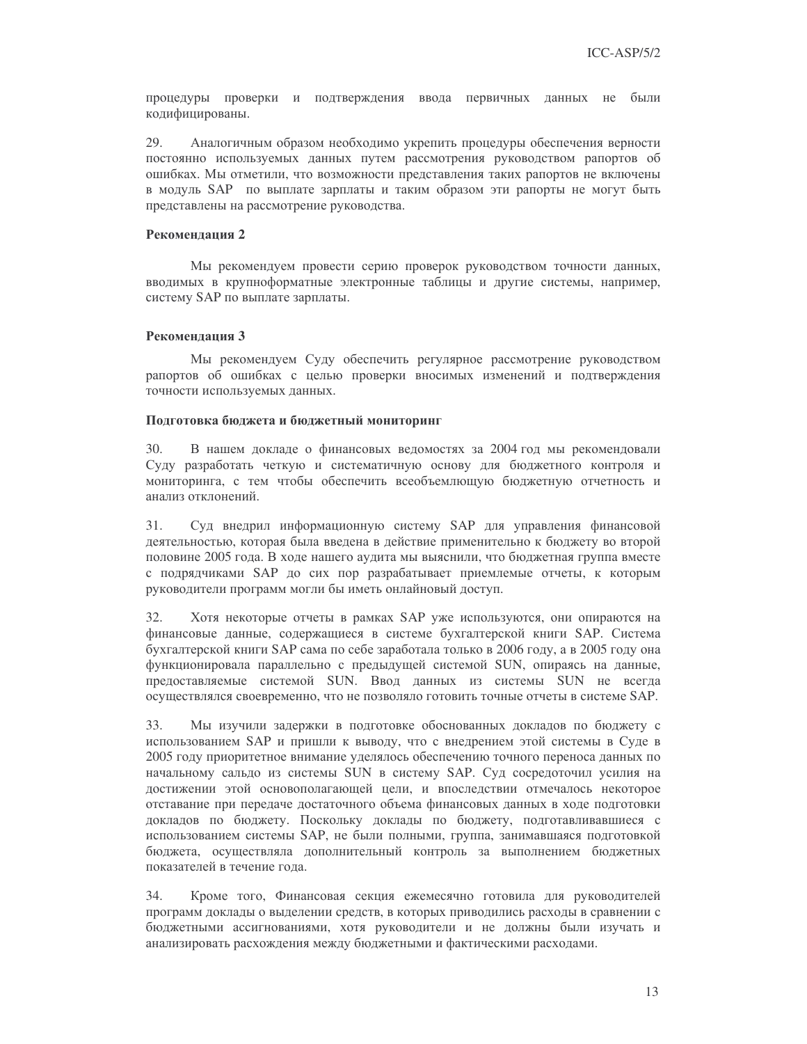процедуры проверки и подтверждения ввода первичных данных не были кодифицированы.

29. Аналогичным образом необходимо укрепить процедуры обеспечения верности постоянно используемых данных путем рассмотрения руководством рапортов об ошибках. Мы отметили, что возможности представления таких рапортов не включены в модуль SAP по выплате зарплаты и таким образом эти рапорты не могут быть представлены на рассмотрение руководства.

**Рекомендация 2**

Мы рекомендуем провести серию проверок руководством точности данных, вводимых в крупноформатные электронные таблицы и другие системы, например, систему SAP по выплате зарплаты.

**Рекомендация 3**

Мы рекомендуем Суду обеспечить регулярное рассмотрение руководством рапортов об ошибках с целью проверки вносимых изменений и подтверждения точности используемых данных.

**Подготовка бюджета и бюджетный мониторинг**

30. В нашем докладе о финансовых ведомостях за 2004 год мы рекомендовали Суду разработать четкую и систематичную основу для бюджетного контроля и мониторинга, с тем чтобы обеспечить всеобъемлющую бюджетную отчетность и анализ отклонений.

31. Суд внедрил информационную систему SAP для управления финансовой деятельностью, которая была введена в действие применительно к бюджету во второй половине 2005 года. В ходе нашего аудита мы выяснили, что бюджетная группа вместе с подрядчиками SAP до сих пор разрабатывает приемлемые отчеты, к которым руководители программ могли бы иметь онлайновый доступ.

32. Хотя некоторые отчеты в рамках SAP уже используются, они опираются на финансовые данные, содержащиеся в системе бухгалтерской книги SAP. Система бухгалтерской книги SAP сама по себе заработала только в 2006 году, а в 2005 году она функционировала параллельно с предыдущей системой SUN, опираясь на данные, предоставляемые системой SUN. Ввод данных из системы SUN не всегда осуществлялся своевременно, что не позволяло готовить точные отчеты в системе SAP.

33. Мы изучили задержки в подготовке обоснованных докладов по бюджету с использованием SAP и пришли к выводу, что с внедрением этой системы в Суде в 2005 году приоритетное внимание уделялось обеспечению точного переноса данных по начальному сальдо из системы SUN в систему SAP. Суд сосредоточил усилия на достижении этой основополагающей цели, и впоследствии отмечалось некоторое отставание при передаче достаточного объема финансовых данных в ходе подготовки докладов по бюджету. Поскольку доклады по бюджету, подготавливавшиеся с использованием системы SAP, не были полными, группа, занимавшаяся подготовкой бюджета, осуществляла дополнительный контроль за выполнением бюджетных показателей в течение года.

34. Кроме того, Финансовая секция ежемесячно готовила для руководителей программ доклады о выделении средств, в которых приводились расходы в сравнении с бюджетными ассигнованиями, хотя руководители и не должны были изучать и анализировать расхождения между бюджетными и фактическими расходами.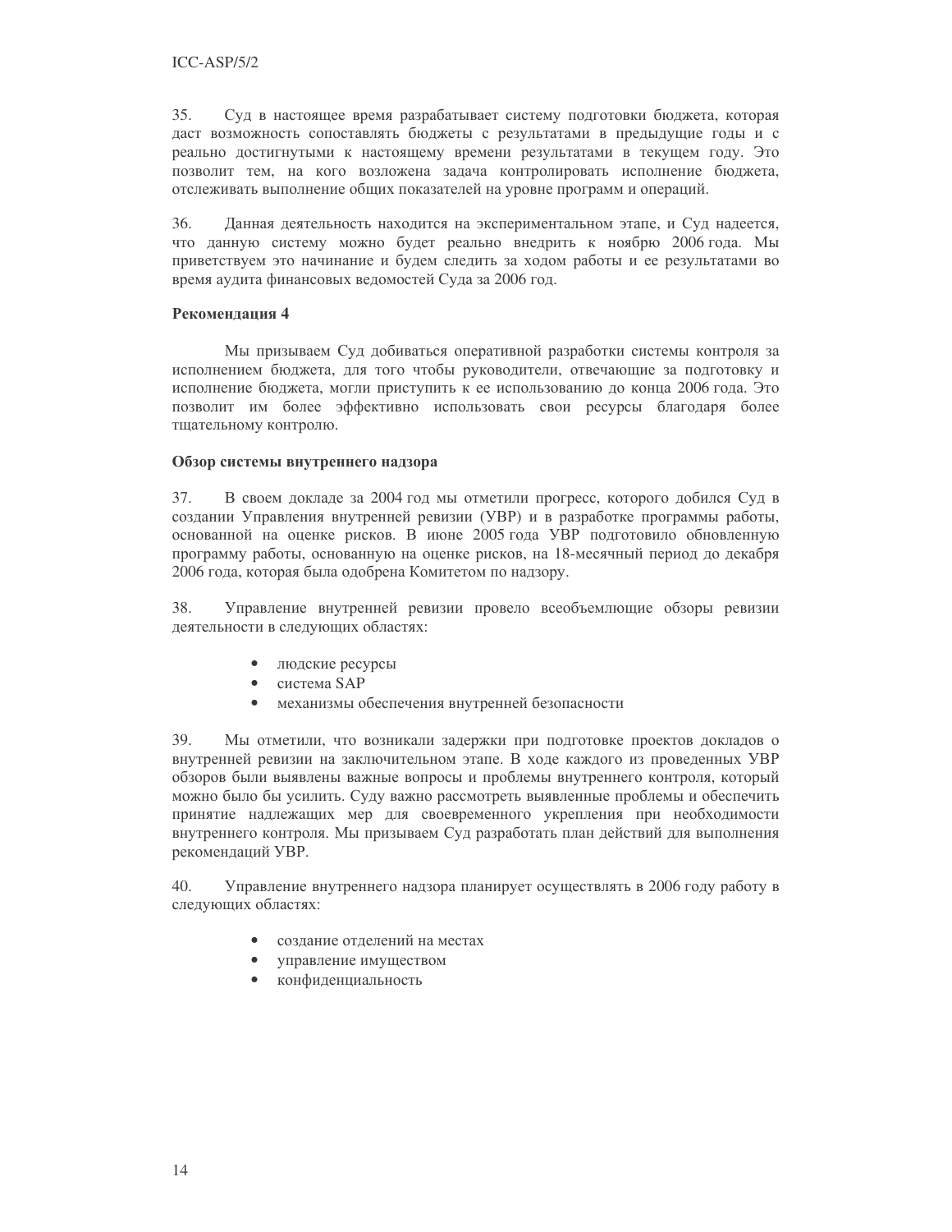35. Суд в настоящее время разрабатывает систему подготовки бюджета, которая даст возможность сопоставлять бюджеты с результатами в предыдущие годы и с реально достигнутыми к настоящему времени результатами в текущем году. Это позволит тем, на кого возложена задача контролировать исполнение бюджета, отслеживать выполнение общих показателей на уровне программ и операций.

36. Данная деятельность находится на экспериментальном этапе, и Суд надеется, что данную систему можно будет реально внедрить к ноябрю 2006 года. Мы приветствуем это начинание и будем следить за ходом работы и ее результатами во время аудита финансовых ведомостей Суда за 2006 год.

**Рекомендация 4**

Мы призываем Суд добиваться оперативной разработки системы контроля за исполнением бюджета, для того чтобы руководители, отвечающие за подготовку и исполнение бюджета, могли приступить к ее использованию до конца 2006 года. Это позволит им более эффективно использовать свои ресурсы благодаря более тщательному контролю.

**Обзор системы внутреннего надзора**

37. В своем докладе за 2004 год мы отметили прогресс, которого добился Суд в создании Управления внутренней ревизии (УВР) и в разработке программы работы, основанной на оценке рисков. В июне 2005 года УВР подготовило обновленную программу работы, основанную на оценке рисков, на 18-месячный период до декабря 2006 года, которая была одобрена Комитетом по надзору.

38. Управление внутренней ревизии провело всеобъемлющие обзоры ревизии деятельности в следующих областях:

- людские ресурсы
- система SAP
- механизмы обеспечения внутренней безопасности

39. Мы отметили, что возникали задержки при подготовке проектов докладов о внутренней ревизии на заключительном этапе. В ходе каждого из проведенных УВР обзоров были выявлены важные вопросы и проблемы внутреннего контроля, который можно было бы усилить. Суду важно рассмотреть выявленные проблемы и обеспечить принятие надлежащих мер для своевременного укрепления при необходимости внутреннего контроля. Мы призываем Суд разработать план действий для выполнения рекомендаций УВР.

40. Управление внутреннего надзора планирует осуществлять в 2006 году работу в следующих областях:

- создание отделений на местах
- управление имуществом
- конфиденциальность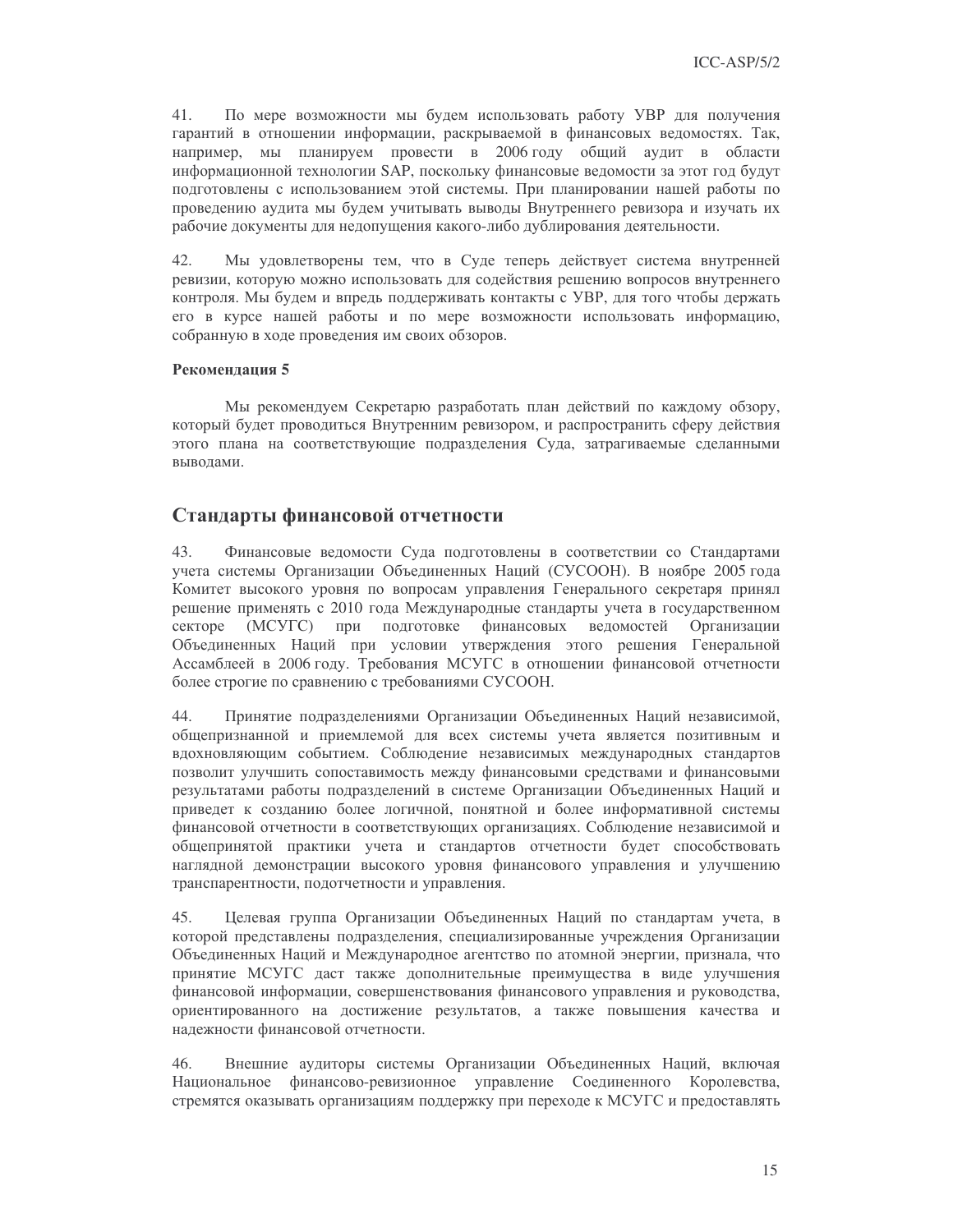41. По мере возможности мы будем использовать работу УВР для получения гарантий в отношении информации, раскрываемой в финансовых ведомостях. Так, например, мы планируем провести в 2006 году общий аудит в области информационной технологии SAP, поскольку финансовые ведомости за этот год будут подготовлены с использованием этой системы. При планировании нашей работы по проведению аудита мы будем учитывать выводы Внутреннего ревизора и изучать их рабочие документы для недопущения какого-либо дублирования деятельности.

42. Мы удовлетворены тем, что в Суде теперь действует система внутренней ревизии, которую можно использовать для содействия решению вопросов внутреннего контроля. Мы будем и впредь поддерживать контакты с УВР, для того чтобы держать его в курсе нашей работы и по мере возможности использовать информацию, собранную в ходе проведения им своих обзоров.

**Рекомендация 5**

Мы рекомендуем Секретарю разработать план действий по каждому обзору, который будет проводиться Внутренним ревизором, и распространить сферу действия этого плана на соответствующие подразделения Суда, затрагиваемые сделанными выводами.

## Стандарты финансовой отчетности

43. Финансовые ведомости Суда подготовлены в соответствии со Стандартами учета системы Организации Объединенных Наций (СУСООН). В ноябре 2005 года Комитет высокого уровня по вопросам управления Генерального секретаря принял решение применять с 2010 года Международные стандарты учета в государственном секторе (МСУГС) при подготовке финансовых ведомостей Организации Объединенных Наций при условии утверждения этого решения Генеральной Ассамблеей в 2006 году. Требования МСУГС в отношении финансовой отчетности более строгие по сравнению с требованиями СУСООН.

44. Принятие подразделениями Организации Объединенных Наций независимой, общепризнанной и приемлемой для всех системы учета является позитивным и вдохновляющим событием. Соблюдение независимых международных стандартов позволит улучшить сопоставимость между финансовыми средствами и финансовыми результатами работы подразделений в системе Организации Объединенных Наций и приведет к созданию более логичной, понятной и более информативной системы финансовой отчетности в соответствующих организациях. Соблюдение независимой и общепринятой практики учета и стандартов отчетности будет способствовать наглядной демонстрации высокого уровня финансового управления и улучшению транспарентности, подотчетности и управления.

45. Целевая группа Организации Объединенных Наций по стандартам учета, в которой представлены подразделения, специализированные учреждения Организации Объединенных Наций и Международное агентство по атомной энергии, признала, что принятие МСУГС даст также дополнительные преимущества в виде улучшения финансовой информации, совершенствования финансового управления и руководства, ориентированного на достижение результатов, а также повышения качества и надежности финансовой отчетности.

46. Внешние аудиторы системы Организации Объединенных Наций, включая Национальное финансово-ревизионное управление Соединенного Королевства, стремятся оказывать организациям поддержку при переходе к МСУГС и предоставлять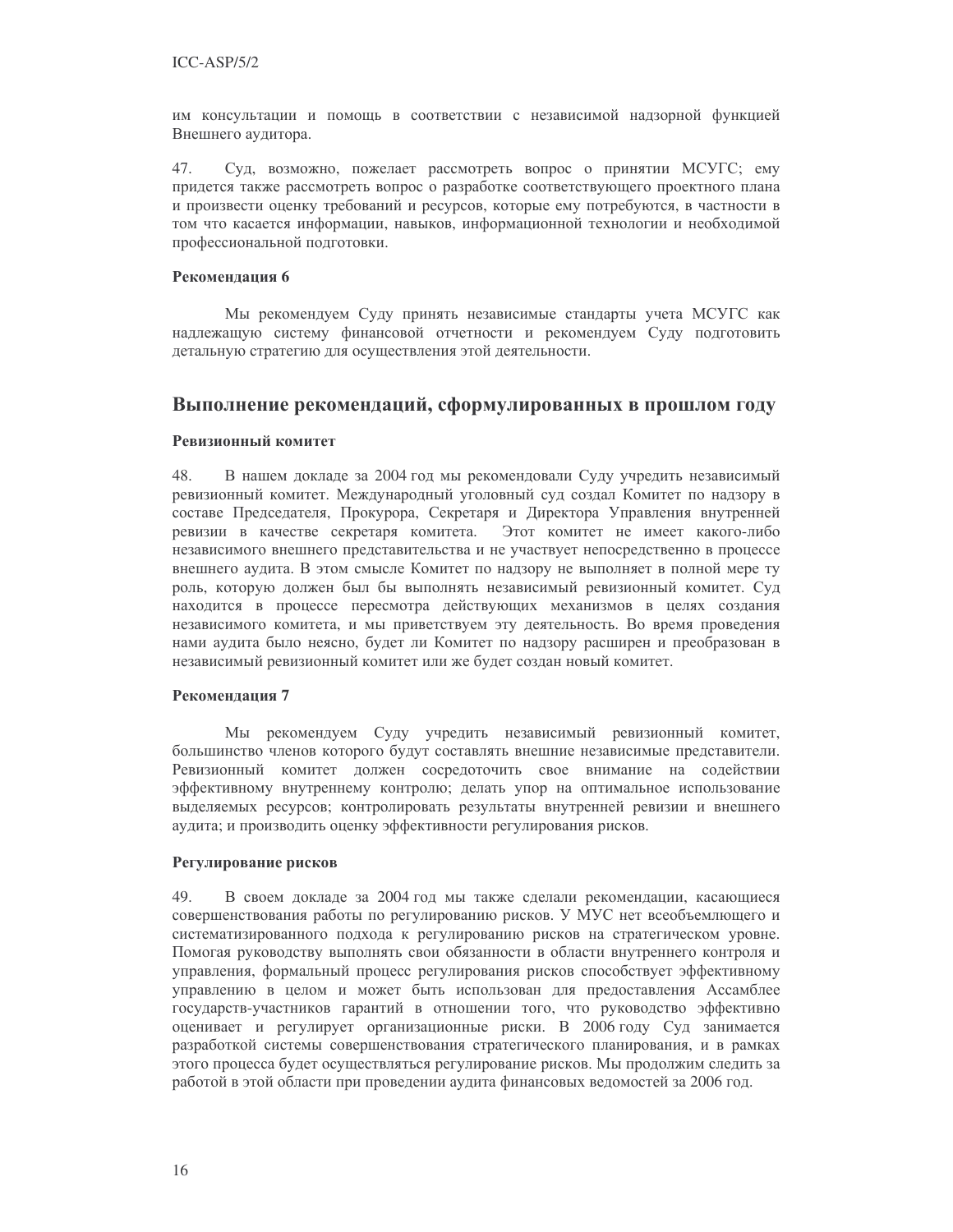им консультации и помощь в соответствии с независимой надзорной функцией Внешнего аудитора.

47. Суд, возможно, пожелает рассмотреть вопрос о принятии МСУГС; ему придется также рассмотреть вопрос о разработке соответствующего проектного плана и произвести оценку требований и ресурсов, которые ему потребуются, в частности в том что касается информации, навыков, информационной технологии и необходимой профессиональной подготовки.

#### Рекомендация 6

Мы рекомендуем Суду принять независимые стандарты учета МСУГС как надлежащую систему финансовой отчетности и рекомендуем Суду подготовить детальную стратегию для осуществления этой деятельности.

## Выполнение рекомендаций, сформулированных в прошлом году

#### Ревизионный комитет

48. В нашем докладе за 2004 год мы рекомендовали Суду учредить независимый ревизионный комитет. Международный уголовный суд создал Комитет по надзору в составе Председателя, Прокурора, Секретаря и Директора Управления внутренней ревизии в качестве секретаря комитета. Этот комитет не имеет какого-либо независимого внешнего представительства и не участвует непосредственно в процессе внешнего аудита. В этом смысле Комитет по надзору не выполняет в полной мере ту роль, которую должен был бы выполнять независимый ревизионный комитет. Суд находится в процессе пересмотра действующих механизмов в целях создания независимого комитета, и мы приветствуем эту деятельность. Во время проведения нами аудита было неясно, будет ли Комитет по надзору расширен и преобразован в независимый ревизионный комитет или же будет создан новый комитет.

#### Рекомендация 7

Мы рекомендуем Суду учредить независимый ревизионный комитет, большинство членов которого будут составлять внешние независимые представители. Ревизионный комитет должен сосредоточить свое внимание на содействии эффективному внутреннему контролю; делать упор на оптимальное использование выделяемых ресурсов; контролировать результаты внутренней ревизии и внешнего аудита; и производить оценку эффективности регулирования рисков.

#### Регулирование рисков

49. В своем докладе за 2004 год мы также сделали рекомендации, касающиеся совершенствования работы по регулированию рисков. У МУС нет всеобъемлющего и систематизированного подхода к регулированию рисков на стратегическом уровне. Помогая руководству выполнять свои обязанности в области внутреннего контроля и управления, формальный процесс регулирования рисков способствует эффективному управлению в целом и может быть использован для предоставления Ассамблее государств-участников гарантий в отношении того, что руководство эффективно оценивает и регулирует организационные риски. В 2006 году Суд занимается разработкой системы совершенствования стратегического планирования, и в рамках этого процесса будет осуществляться регулирование рисков. Мы продолжим следить за работой в этой области при проведении аудита финансовых ведомостей за 2006 год.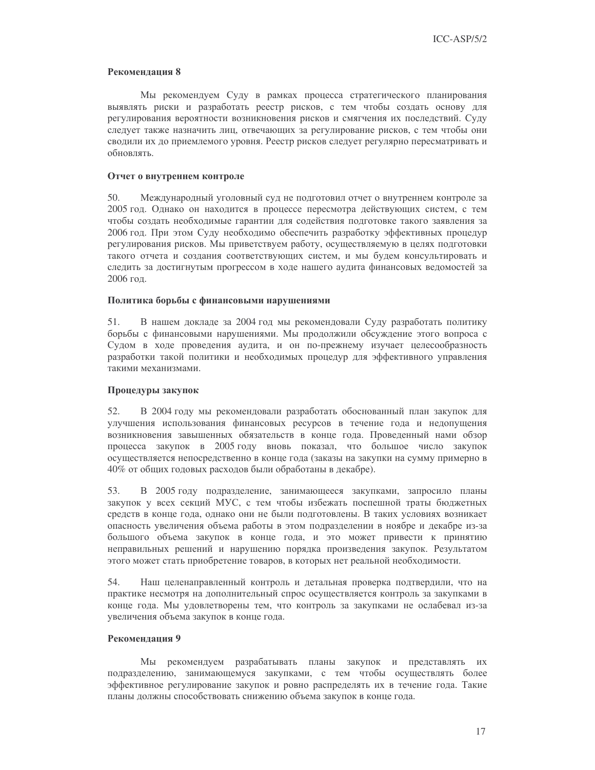**Рекомендация 8**

Мы рекомендуем Суду в рамках процесса стратегического планирования выявлять риски и разработать реестр рисков, с тем чтобы создать основу для регулирования вероятности возникновения рисков и смягчения их последствий. Суду следует также назначить лиц, отвечающих за регулирование рисков, с тем чтобы они сводили их до приемлемого уровня. Реестр рисков следует регулярно пересматривать и обновлять.

**Отчет о внутреннем контроле**

50. Международный уголовный суд не подготовил отчет о внутреннем контроле за 2005 год. Однако он находится в процессе пересмотра действующих систем, с тем чтобы создать необходимые гарантии для содействия подготовке такого заявления за 2006 год. При этом Суду необходимо обеспечить разработку эффективных процедур регулирования рисков. Мы приветствуем работу, осуществляемую в целях подготовки такого отчета и создания соответствующих систем, и мы будем консультировать и следить за достигнутым прогрессом в ходе нашего аудита финансовых ведомостей за 2006 год.

**Политика борьбы с финансовыми нарушениями**

51. В нашем докладе за 2004 год мы рекомендовали Суду разработать политику борьбы с финансовыми нарушениями. Мы продолжили обсуждение этого вопроса с Судом в ходе проведения аудита, и он по-прежнему изучает целесообразность разработки такой политики и необходимых процедур для эффективного управления такими механизмами.

**Процедуры закупок**

52. В 2004 году мы рекомендовали разработать обоснованный план закупок для улучшения использования финансовых ресурсов в течение года и недопущения возникновения завышенных обязательств в конце года. Проведенный нами обзор процесса закупок в 2005 году вновь показал, что большое число закупок осуществляется непосредственно в конце года (заказы на закупки на сумму примерно в 40% от общих годовых расходов были обработаны в декабре).

53. В 2005 году подразделение, занимающееся закупками, запросило планы закупок у всех секций МУС, с тем чтобы избежать поспешной траты бюджетных средств в конце года, однако они не были подготовлены. В таких условиях возникает опасность увеличения объема работы в этом подразделении в ноябре и декабре из-за большого объема закупок в конце года, и это может привести к принятию неправильных решений и нарушению порядка произведения закупок. Результатом этого может стать приобретение товаров, в которых нет реальной необходимости.

54. Наш целенаправленный контроль и детальная проверка подтвердили, что на практике несмотря на дополнительный спрос осуществляется контроль за закупками в конце года. Мы удовлетворены тем, что контроль за закупками не ослабевал из-за увеличения объема закупок в конце года.

**Рекомендация 9**

Мы рекомендуем разрабатывать планы закупок и представлять их подразделению, занимающемуся закупками, с тем чтобы осуществлять более эффективное регулирование закупок и ровно распределять их в течение года. Такие планы должны способствовать снижению объема закупок в конце года.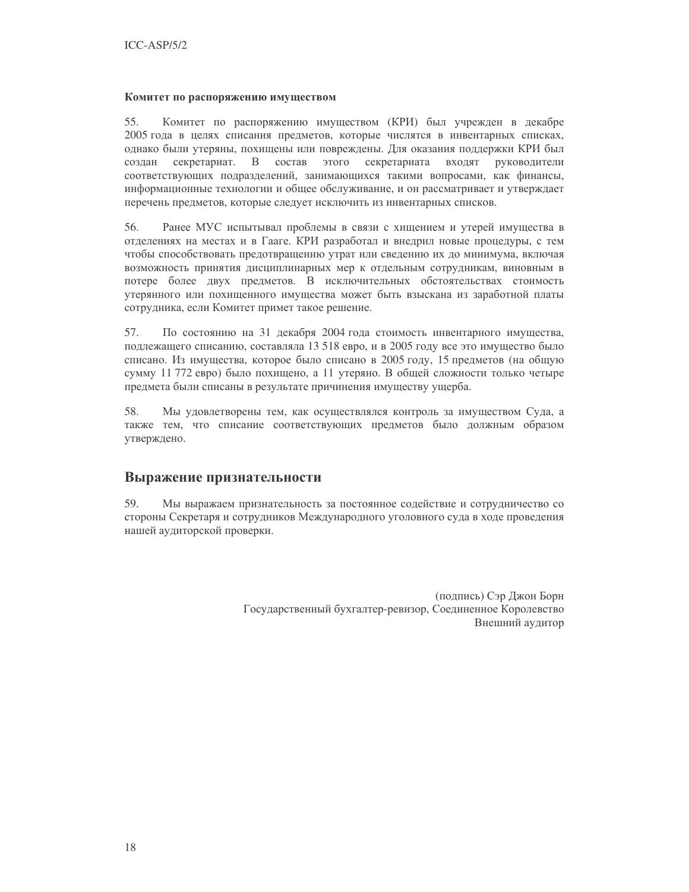**Комитет по распоряжению имуществом**

55. Комитет по распоряжению имуществом (КРИ) был учрежден в декабре 2005 года в целях списания предметов, которые числятся в инвентарных списках, однако были утеряны, похищены или повреждены. Для оказания поддержки КРИ был создан секретариат. В состав этого секретариата входят руководители соответствующих подразделений, занимающихся такими вопросами, как финансы, информационные технологии и общее обслуживание, и он рассматривает и утверждает перечень предметов, которые следует исключить из инвентарных списков.

56. Ранее МУС испытывал проблемы в связи с хищением и утерей имущества в отделениях на местах и в Гааге. КРИ разработал и внедрил новые процедуры, с тем чтобы способствовать предотвращению утрат или сведению их до минимума, включая возможность принятия дисциплинарных мер к отдельным сотрудникам, виновным в потере более двух предметов. В исключительных обстоятельствах стоимость утерянного или похищенного имущества может быть взыскана из заработной платы сотрудника, если Комитет примет такое решение.

57. По состоянию на 31 декабря 2004 года стоимость инвентарного имущества, подлежащего списанию, составляла 13 518 евро, и в 2005 году все это имущество было списано. Из имущества, которое было списано в 2005 году, 15 предметов (на общую сумму 11 772 евро) было похищено, а 11 утеряно. В общей сложности только четыре предмета были списаны в результате причинения имуществу ущерба.

58. Мы удовлетворены тем, как осуществлялся контроль за имуществом Суда, а также тем, что списание соответствующих предметов было должным образом утверждено.

## Выражение признательности

59. Мы выражаем признательность за постоянное содействие и сотрудничество со стороны Секретаря и сотрудников Международного уголовного суда в ходе проведения нашей аудиторской проверки.

(подпись) Сэр Джон Борн
Государственный бухгалтер-ревизор, Соединенное Королевство
Внешний аудитор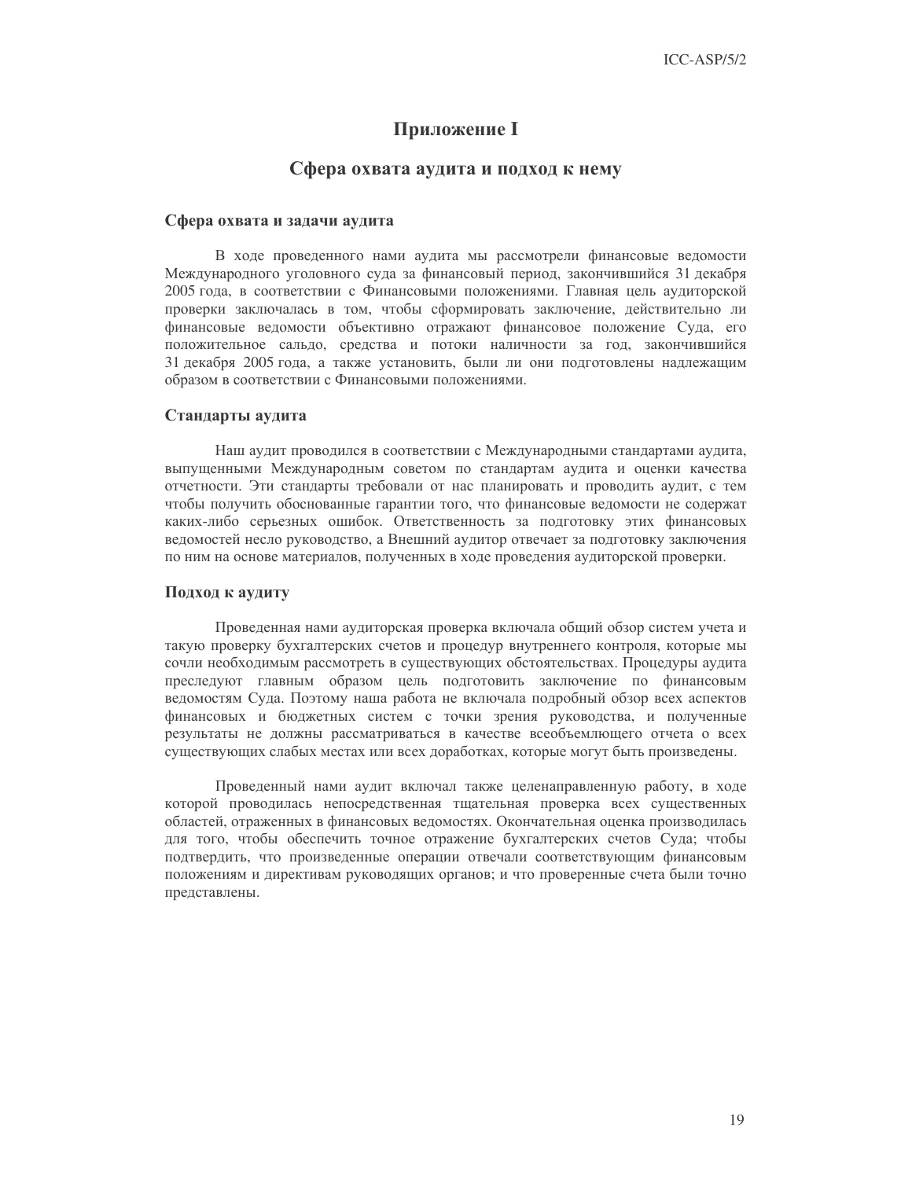# Приложение I

## Сфера охвата аудита и подход к нему

### Сфера охвата и задачи аудита

В ходе проведенного нами аудита мы рассмотрели финансовые ведомости Международного уголовного суда за финансовый период, закончившийся 31 декабря 2005 года, в соответствии с Финансовыми положениями. Главная цель аудиторской проверки заключалась в том, чтобы сформировать заключение, действительно ли финансовые ведомости объективно отражают финансовое положение Суда, его положительное сальдо, средства и потоки наличности за год, закончившийся 31 декабря 2005 года, а также установить, были ли они подготовлены надлежащим образом в соответствии с Финансовыми положениями.

### Стандарты аудита

Наш аудит проводился в соответствии с Международными стандартами аудита, выпущенными Международным советом по стандартам аудита и оценки качества отчетности. Эти стандарты требовали от нас планировать и проводить аудит, с тем чтобы получить обоснованные гарантии того, что финансовые ведомости не содержат каких-либо серьезных ошибок. Ответственность за подготовку этих финансовых ведомостей несло руководство, а Внешний аудитор отвечает за подготовку заключения по ним на основе материалов, полученных в ходе проведения аудиторской проверки.

### Подход к аудиту

Проведенная нами аудиторская проверка включала общий обзор систем учета и такую проверку бухгалтерских счетов и процедур внутреннего контроля, которые мы сочли необходимым рассмотреть в существующих обстоятельствах. Процедуры аудита преследуют главным образом цель подготовить заключение по финансовым ведомостям Суда. Поэтому наша работа не включала подробный обзор всех аспектов финансовых и бюджетных систем с точки зрения руководства, и полученные результаты не должны рассматриваться в качестве всеобъемлющего отчета о всех существующих слабых местах или всех доработках, которые могут быть произведены.

Проведенный нами аудит включал также целенаправленную работу, в ходе которой проводилась непосредственная тщательная проверка всех существенных областей, отраженных в финансовых ведомостях. Окончательная оценка производилась для того, чтобы обеспечить точное отражение бухгалтерских счетов Суда; чтобы подтвердить, что произведенные операции отвечали соответствующим финансовым положениям и директивам руководящих органов; и что проверенные счета были точно представлены.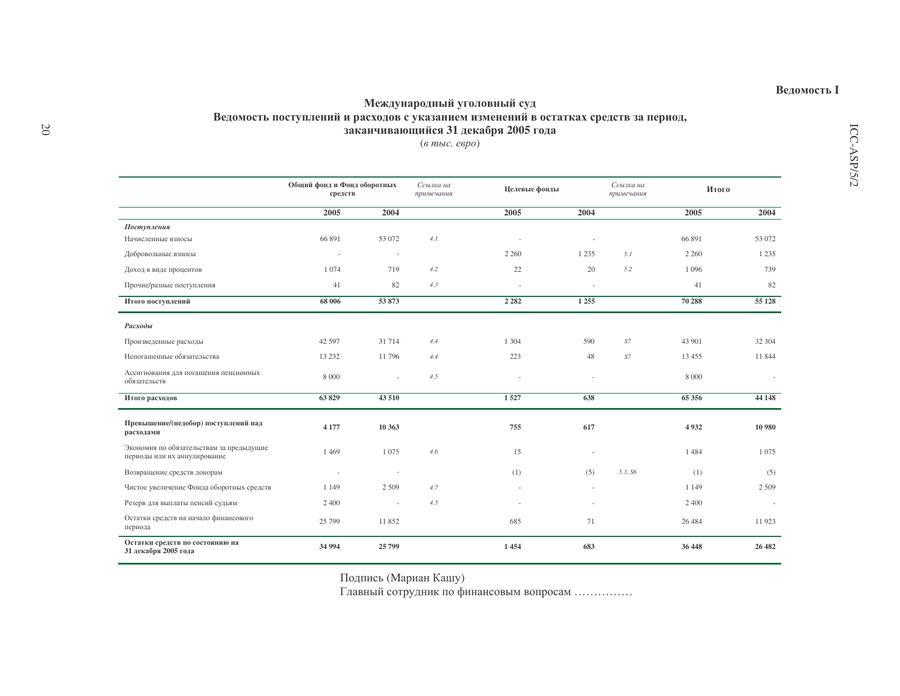**Ведомость I**

## Международный уголовный суд
## Ведомость поступлений и расходов с указанием изменений в остатках средств за период, заканчивающийся 31 декабря 2005 года

(*в тыс. евро*)

| | Общий фонд и Фонд оборотных средств | | *Ссылка на примечания* | Целевые фонды | | *Ссылка на примечания* | Итого | |
|---|---|---|---|---|---|---|---|---|
| | **2005** | **2004** | | **2005** | **2004** | | **2005** | **2004** |
| ***Поступления*** | | | | | | | | |
| Начисленные взносы | 66 891 | 53 072 | *4.1* | - | - | | 66 891 | 53 072 |
| Добровольные взносы | - | - | | 2 260 | 1 235 | *5.1* | 2 260 | 1 235 |
| Доход в виде процентов | 1 074 | 719 | *4.2* | 22 | 20 | *5.2* | 1 096 | 739 |
| Прочие/разные поступления | 41 | 82 | *4.3* | - | - | | 41 | 82 |
| **Итого поступлений** | **68 006** | **53 873** | | **2 282** | **1 255** | | **70 288** | **55 128** |
| ***Расходы*** | | | | | | | | |
| Произведенные расходы | 42 597 | 31 714 | *4.4* | 1 304 | 590 | *S7* | 43 901 | 32 304 |
| Непогашенные обязательства | 13 232 | 11 796 | *4.4* | 223 | 48 | *S7* | 13 455 | 11 844 |
| Ассигнования для погашения пенсионных обязательств | 8 000 | - | *4.5* | - | - | | 8 000 | - |
| **Итого расходов** | **63 829** | **43 510** | | **1 527** | **638** | | **65 356** | **44 148** |
| **Превышение/(недобор) поступлений над расходами** | **4 177** | **10 363** | | **755** | **617** | | **4 932** | **10 980** |
| Экономия по обязательствам за предыдущие периоды или их аннулирование | 1 469 | 1 075 | *4.6* | 15 | - | | 1 484 | 1 075 |
| Возвращение средств донорам | - | - | | (1) | (5) | *5.3, S6* | (1) | (5) |
| Чистое увеличение Фонда оборотных средств | 1 149 | 2 509 | *4.7* | - | - | | 1 149 | 2 509 |
| Резерв для выплаты пенсий судьям | 2 400 | - | *4.5* | - | - | | 2 400 | - |
| Остатки средств на начало финансового периода | 25 799 | 11 852 | | 685 | 71 | | 26 484 | 11 923 |
| **Остатки средств по состоянию на 31 декабря 2005 года** | **34 994** | **25 799** | | **1 454** | **683** | | **36 448** | **26 482** |

Подпись (Мариан Кашу)
Главный сотрудник по финансовым вопросам ……………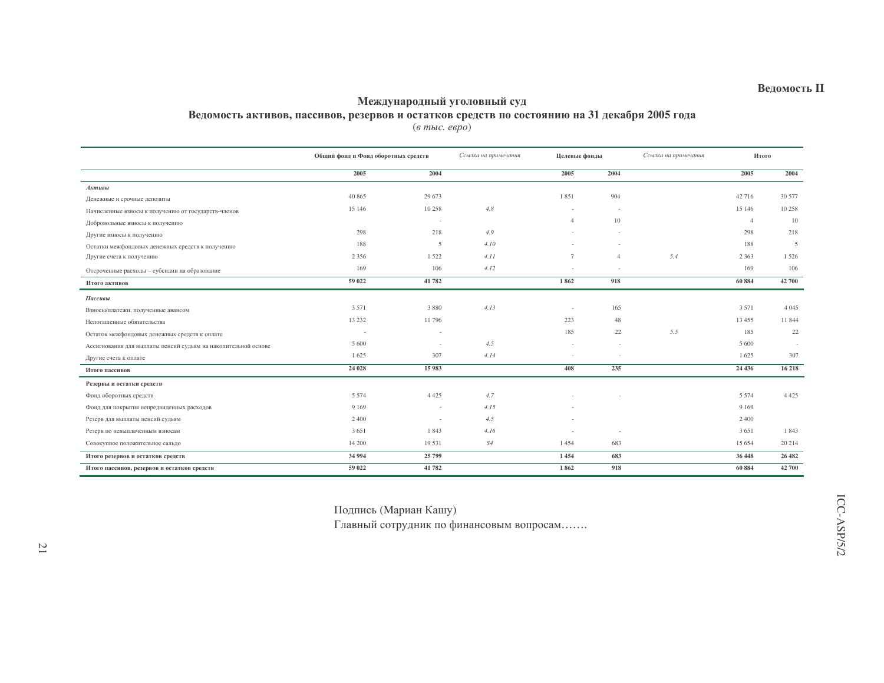**Ведомость II**

# Международный уголовный суд

## Ведомость активов, пассивов, резервов и остатков средств по состоянию на 31 декабря 2005 года

(*в тыс. евро*)

| | Общий фонд и Фонд оборотных средств | | *Ссылка на примечания* | Целевые фонды | | *Ссылка на примечания* | Итого | |
|---|---|---|---|---|---|---|---|---|
| | 2005 | 2004 | | 2005 | 2004 | | 2005 | 2004 |
| ***Активы*** | | | | | | | | |
| Денежные и срочные депозиты | 40 865 | 29 673 | | 1 851 | 904 | | 42 716 | 30 577 |
| Начисленные взносы к получению от государств-членов | 15 146 | 10 258 | *4.8* | - | - | | 15 146 | 10 258 |
| Добровольные взносы к получению | | - | | 4 | 10 | | 4 | 10 |
| Другие взносы к получению | 298 | 218 | *4.9* | - | - | | 298 | 218 |
| Остатки межфондовых денежных средств к получению | 188 | 5 | *4.10* | - | - | | 188 | 5 |
| Другие счета к получению | 2 356 | 1 522 | *4.11* | 7 | 4 | *5.4* | 2 363 | 1 526 |
| Отсроченные расходы – субсидии на образование | 169 | 106 | *4.12* | - | - | | 169 | 106 |
| **Итого активов** | **59 022** | **41 782** | | **1 862** | **918** | | **60 884** | **42 700** |
| ***Пассивы*** | | | | | | | | |
| Взносы/платежи, полученные авансом | 3 571 | 3 880 | *4.13* | - | 165 | | 3 571 | 4 045 |
| Непогашенные обязательства | 13 232 | 11 796 | | 223 | 48 | | 13 455 | 11 844 |
| Остаток межфондовых денежных средств к оплате | - | - | | 185 | 22 | *5.5* | 185 | 22 |
| Ассигнования для выплаты пенсий судьям на накопительной основе | 5 600 | - | *4.5* | - | - | | 5 600 | - |
| Другие счета к оплате | 1 625 | 307 | *4.14* | - | - | | 1 625 | 307 |
| **Итого пассивов** | **24 028** | **15 983** | | **408** | **235** | | **24 436** | **16 218** |
| **Резервы и остатки средств** | | | | | | | | |
| Фонд оборотных средств | 5 574 | 4 425 | *4.7* | - | - | | 5 574 | 4 425 |
| Фонд для покрытия непредвиденных расходов | 9 169 | - | *4.15* | - | | | 9 169 | |
| Резерв для выплаты пенсий судьям | 2 400 | - | *4.5* | - | | | 2 400 | |
| Резерв по невыплаченным взносам | 3 651 | 1 843 | *4.16* | - | - | | 3 651 | 1 843 |
| Совокупное положительное сальдо | 14 200 | 19 531 | *S4* | 1 454 | 683 | | 15 654 | 20 214 |
| **Итого резервов и остатков средств** | **34 994** | **25 799** | | **1 454** | **683** | | **36 448** | **26 482** |
| **Итого пассивов, резервов и остатков средств** | **59 022** | **41 782** | | **1 862** | **918** | | **60 884** | **42 700** |

Подпись (Мариан Кашу)
Главный сотрудник по финансовым вопросам…….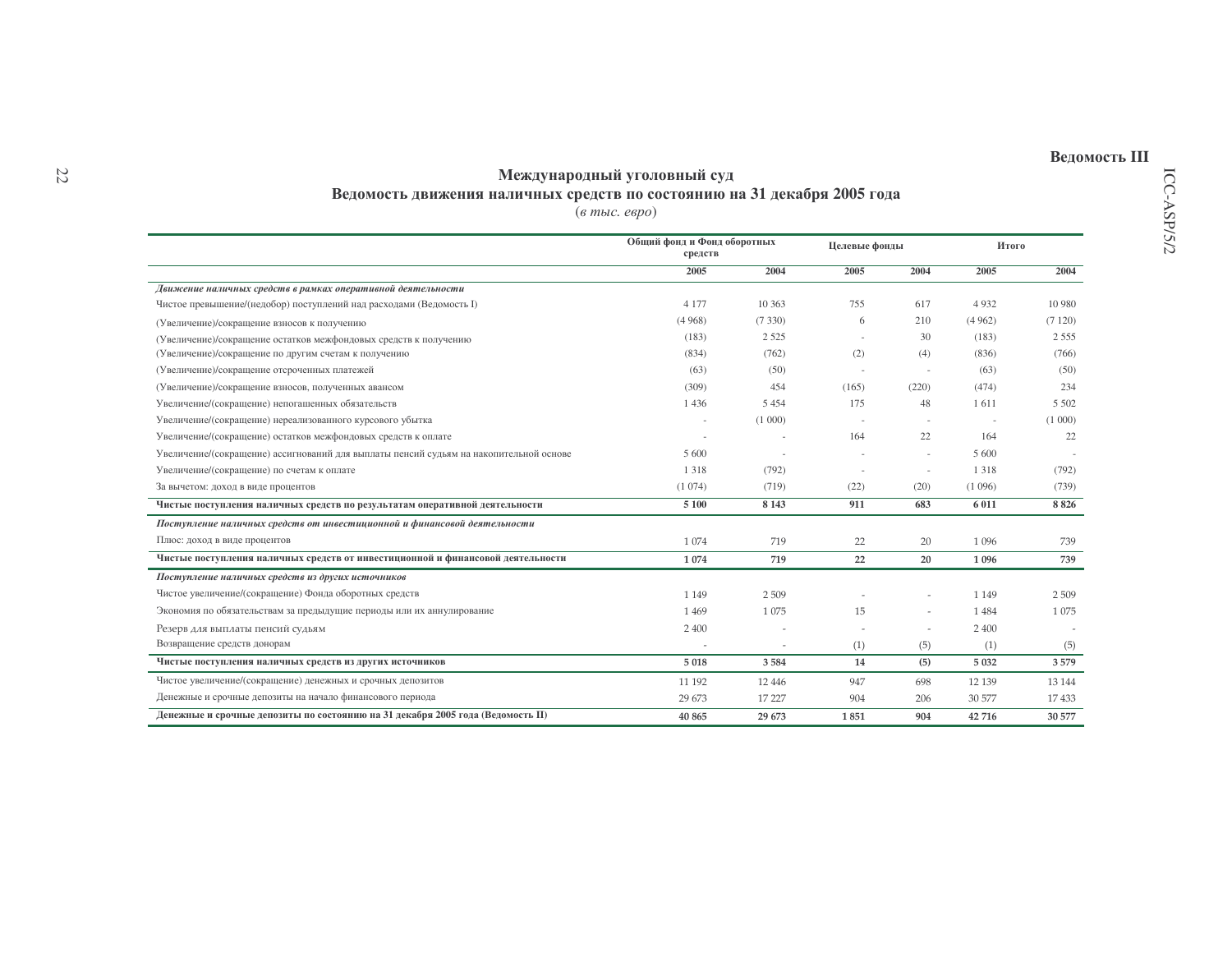**Ведомость III**

## Международный уголовный суд
## Ведомость движения наличных средств по состоянию на 31 декабря 2005 года
*(в тыс. евро)*

| | Общий фонд и Фонд оборотных средств | | Целевые фонды | | Итого | |
|---|---|---|---|---|---|---|
| | **2005** | **2004** | **2005** | **2004** | **2005** | **2004** |
| ***Движение наличных средств в рамках оперативной деятельности*** | | | | | | |
| Чистое превышение/(недобор) поступлений над расходами (Ведомость I) | 4 177 | 10 363 | 755 | 617 | 4 932 | 10 980 |
| (Увеличение)/сокращение взносов к получению | (4 968) | (7 330) | 6 | 210 | (4 962) | (7 120) |
| (Увеличение)/сокращение остатков межфондовых средств к получению | (183) | 2 525 | - | 30 | (183) | 2 555 |
| (Увеличение)/сокращение по другим счетам к получению | (834) | (762) | (2) | (4) | (836) | (766) |
| (Увеличение)/сокращение отсроченных платежей | (63) | (50) | - | - | (63) | (50) |
| (Увеличение)/сокращение взносов, полученных авансом | (309) | 454 | (165) | (220) | (474) | 234 |
| Увеличение/(сокращение) непогашенных обязательств | 1 436 | 5 454 | 175 | 48 | 1 611 | 5 502 |
| Увеличение/(сокращение) нереализованного курсового убытка | - | (1 000) | - | - | - | (1 000) |
| Увеличение/(сокращение) остатков межфондовых средств к оплате | - | - | 164 | 22 | 164 | 22 |
| Увеличение/(сокращение) ассигнований для выплаты пенсий судьям на накопительной основе | 5 600 | - | - | - | 5 600 | - |
| Увеличение/(сокращение) по счетам к оплате | 1 318 | (792) | - | - | 1 318 | (792) |
| За вычетом: доход в виде процентов | (1 074) | (719) | (22) | (20) | (1 096) | (739) |
| **Чистые поступления наличных средств по результатам оперативной деятельности** | **5 100** | **8 143** | **911** | **683** | **6 011** | **8 826** |
| ***Поступление наличных средств от инвестиционной и финансовой деятельности*** | | | | | | |
| Плюс: доход в виде процентов | 1 074 | 719 | 22 | 20 | 1 096 | 739 |
| **Чистые поступления наличных средств от инвестиционной и финансовой деятельности** | **1 074** | **719** | **22** | **20** | **1 096** | **739** |
| ***Поступление наличных средств из других источников*** | | | | | | |
| Чистое увеличение/(сокращение) Фонда оборотных средств | 1 149 | 2 509 | - | - | 1 149 | 2 509 |
| Экономия по обязательствам за предыдущие периоды или их аннулирование | 1 469 | 1 075 | 15 | - | 1 484 | 1 075 |
| Резерв для выплаты пенсий судьям | 2 400 | - | - | - | 2 400 | - |
| Возвращение средств донорам | - | - | (1) | (5) | (1) | (5) |
| **Чистые поступления наличных средств из других источников** | **5 018** | **3 584** | **14** | **(5)** | **5 032** | **3 579** |
| Чистое увеличение/(сокращение) денежных и срочных депозитов | 11 192 | 12 446 | 947 | 698 | 12 139 | 13 144 |
| Денежные и срочные депозиты на начало финансового периода | 29 673 | 17 227 | 904 | 206 | 30 577 | 17 433 |
| **Денежные и срочные депозиты по состоянию на 31 декабря 2005 года (Ведомость II)** | **40 865** | **29 673** | **1 851** | **904** | **42 716** | **30 577** |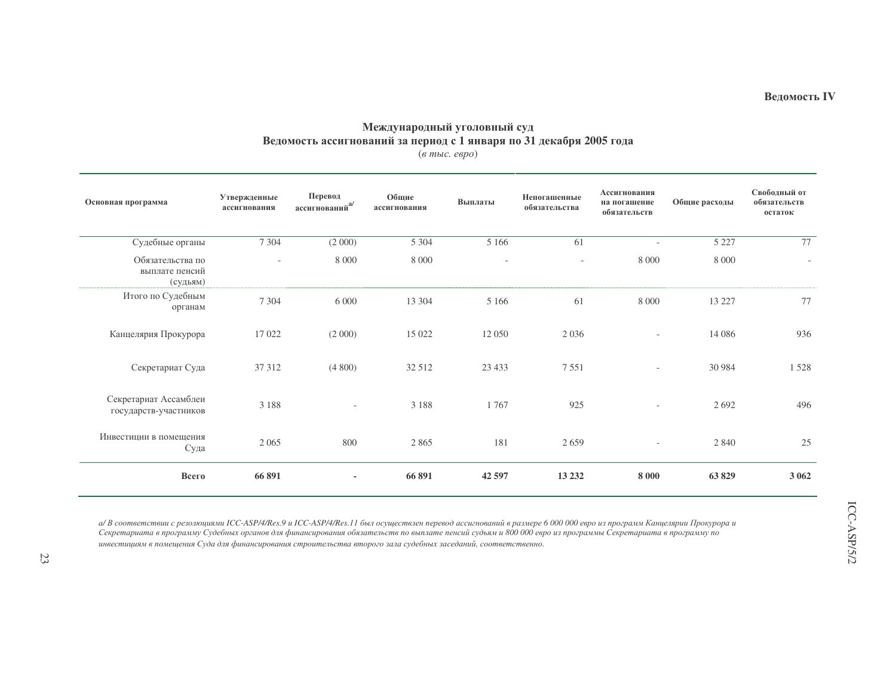Ведомость IV

## Международный уголовный суд
## Ведомость ассигнований за период с 1 января по 31 декабря 2005 года

(*в тыс. евро*)

| Основная программа | Утвержденные ассигнования | Перевод ассигнований[a/] | Общие ассигнования | Выплаты | Непогашенные обязательства | Ассигнования на погашение обязательств | Общие расходы | Свободный от обязательств остаток |
|---|---|---|---|---|---|---|---|---|
| Судебные органы | 7 304 | (2 000) | 5 304 | 5 166 | 61 | - | 5 227 | 77 |
| Обязательства по выплате пенсий (судьям) | - | 8 000 | 8 000 | - | - | 8 000 | 8 000 | - |
| Итого по Судебным органам | 7 304 | 6 000 | 13 304 | 5 166 | 61 | 8 000 | 13 227 | 77 |
| Канцелярия Прокурора | 17 022 | (2 000) | 15 022 | 12 050 | 2 036 | - | 14 086 | 936 |
| Секретариат Суда | 37 312 | (4 800) | 32 512 | 23 433 | 7 551 | - | 30 984 | 1 528 |
| Секретариат Ассамблеи государств-участников | 3 188 | - | 3 188 | 1 767 | 925 | - | 2 692 | 496 |
| Инвестиции в помещения Суда | 2 065 | 800 | 2 865 | 181 | 2 659 | - | 2 840 | 25 |
| **Всего** | **66 891** | **-** | **66 891** | **42 597** | **13 232** | **8 000** | **63 829** | **3 062** |

*a/ В соответствии с резолюциями ICC-ASP/4/Res.9 и ICC-ASP/4/Res.11 был осуществлен перевод ассигнований в размере 6 000 000 евро из программ Канцелярии Прокурора и Секретариата в программу Судебных органов для финансирования обязательств по выплате пенсий судьям и 800 000 евро из программы Секретариата в программу по инвестициям в помещения Суда для финансирования строительства второго зала судебных заседаний, соответственно.*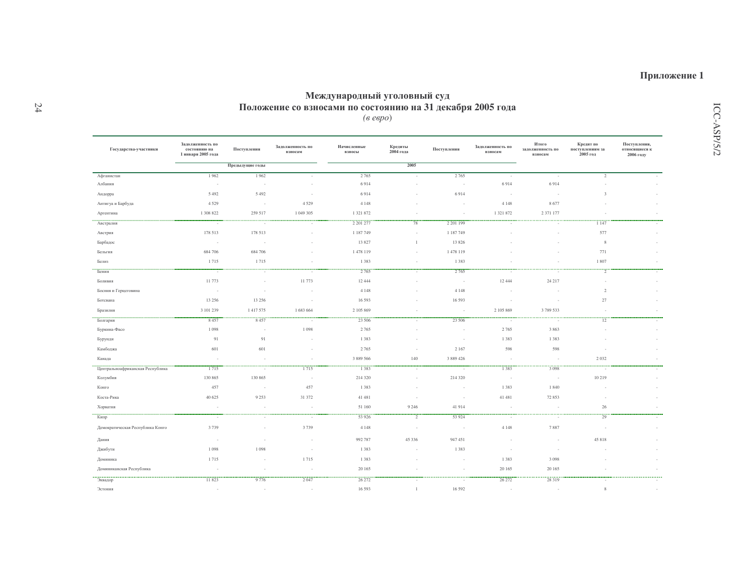**Приложение 1**

## Международный уголовный суд
## Положение со взносами по состоянию на 31 декабря 2005 года
*(в евро)*

| Государства-участники | Задолженность по состоянию на 1 января 2005 года | Поступления | Задолженность по взносам | Начисленные взносы | Кредиты 2004 года | Поступления | Задолженность по взносам | Итого задолженность по взносам | Кредит по поступлениям за 2005 год | Поступления, относящиеся к 2006 году |
|---|---|---|---|---|---|---|---|---|---|---|
| | Предыдущие годы | | | 2005 | | | | | | |
| Афганистан | 1 962 | 1 962 | - | 2 765 | - | 2 765 | - | - | 2 | - |
| Албания | - | - | - | 6 914 | - | - | 6 914 | 6 914 | - | - |
| Андорра | 5 492 | 5 492 | - | 6 914 | - | 6 914 | - | - | 3 | - |
| Антигуа и Барбуда | 4 529 | - | 4 529 | 4 148 | - | - | 4 148 | 8 677 | - | - |
| Аргентина | 1 308 822 | 259 517 | 1 049 305 | 1 321 872 | - | - | 1 321 872 | 2 371 177 | - | - |
| Австралия | - | - | - | 2 201 277 | 78 | 2 201 199 | - | - | 1 147 | - |
| Австрия | 178 513 | 178 513 | - | 1 187 749 | - | 1 187 749 | - | - | 577 | - |
| Барбадос | - | - | - | 13 827 | 1 | 13 826 | - | - | 8 | - |
| Бельгия | 684 706 | 684 706 | - | 1 478 119 | - | 1 478 119 | - | - | 771 | - |
| Белиз | 1 715 | 1 715 | - | 1 383 | - | 1 383 | - | - | 1 807 | - |
| Бенин | - | - | - | 2 765 | - | 2 765 | - | - | 2 | - |
| Боливия | 11 773 | - | 11 773 | 12 444 | - | - | 12 444 | 24 217 | - | - |
| Босния и Герцеговина | - | - | - | 4 148 | - | 4 148 | - | - | 2 | - |
| Ботсвана | 13 256 | 13 256 | - | 16 593 | - | 16 593 | - | - | 27 | - |
| Бразилия | 3 101 239 | 1 417 575 | 1 683 664 | 2 105 869 | - | - | 2 105 869 | 3 789 533 | - | - |
| Болгария | 8 457 | 8 457 | - | 23 506 | - | 23 506 | - | - | 12 | - |
| Буркина-Фасо | 1 098 | - | 1 098 | 2 765 | - | - | 2 765 | 3 863 | - | - |
| Бурунди | 91 | 91 | - | 1 383 | - | - | 1 383 | 1 383 | - | - |
| Камбоджа | 601 | 601 | - | 2 765 | - | 2 167 | 598 | 598 | - | - |
| Канада | - | - | - | 3 889 566 | 140 | 3 889 426 | - | - | 2 032 | - |
| Центральноафриканская Республика | 1 715 | - | 1 715 | 1 383 | - | - | 1 383 | 3 098 | - | - |
| Колумбия | 130 865 | 130 865 | - | 214 320 | - | 214 320 | - | - | 10 219 | - |
| Конго | 457 | - | 457 | 1 383 | - | - | 1 383 | 1 840 | - | - |
| Коста-Рика | 40 625 | 9 253 | 31 372 | 41 481 | - | - | 41 481 | 72 853 | - | - |
| Хорватия | - | - | - | 51 160 | 9 246 | 41 914 | - | - | 26 | - |
| Кипр | - | - | - | 53 926 | 2 | 53 924 | - | - | 29 | - |
| Демократическая Республика Конго | 3 739 | - | 3 739 | 4 148 | - | - | 4 148 | 7 887 | - | - |
| Дания | - | - | - | 992 787 | 45 336 | 947 451 | - | - | 45 818 | - |
| Джибути | 1 098 | 1 098 | - | 1 383 | - | 1 383 | - | - | - | - |
| Доминика | 1 715 | - | 1 715 | 1 383 | - | - | 1 383 | 3 098 | - | - |
| Доминиканская Республика | - | - | - | 20 165 | - | - | 20 165 | 20 165 | - | - |
| Эквадор | 11 823 | 9 776 | 2 047 | 26 272 | - | - | 26 272 | 28 319 | - | - |
| Эстония | - | - | - | 16 593 | 1 | 16 592 | - | - | 8 | - |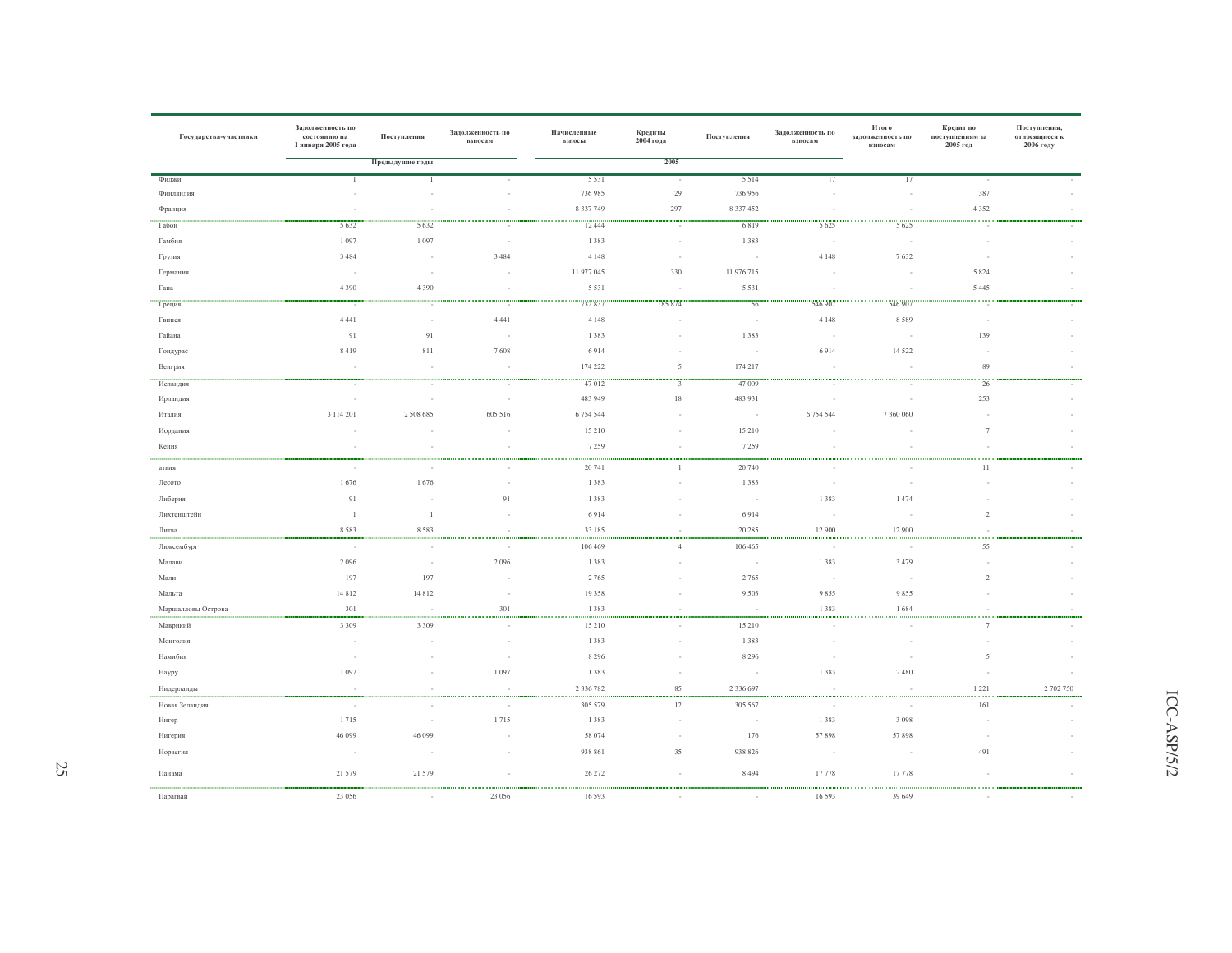| Государства-участники | Задолженность по состоянию на 1 января 2005 года | Поступления | Задолженность по взносам | Начисленные взносы | Кредиты 2004 года | Поступления | Задолженность по взносам | Итого задолженность по взносам | Кредит по поступлениям за 2005 год | Поступления, относящиеся к 2006 году |
|---|---|---|---|---|---|---|---|---|---|---|
| | Предыдущие годы | | | 2005 | | | | | | |
| Фиджи | 1 | 1 | - | 5 531 | - | 5 514 | 17 | 17 | - | - |
| Финляндия | - | - | - | 736 985 | 29 | 736 956 | - | - | 387 | - |
| Франция | - | - | - | 8 337 749 | 297 | 8 337 452 | - | - | 4 352 | - |
| Габон | 5 632 | 5 632 | - | 12 444 | - | 6 819 | 5 625 | 5 625 | - | - |
| Гамбия | 1 097 | 1 097 | - | 1 383 | - | 1 383 | - | - | - | - |
| Грузия | 3 484 | - | 3 484 | 4 148 | - | - | 4 148 | 7 632 | - | - |
| Германия | - | - | - | 11 977 045 | 330 | 11 976 715 | - | - | 5 824 | - |
| Гана | 4 390 | 4 390 | - | 5 531 | - | 5 531 | - | - | 5 445 | - |
| Греция | - | - | - | 732 837 | 185 874 | 56 | 546 907 | 546 907 | - | - |
| Гвинея | 4 441 | - | 4 441 | 4 148 | - | - | 4 148 | 8 589 | - | - |
| Гайана | 91 | 91 | - | 1 383 | - | 1 383 | - | - | 139 | - |
| Гондурас | 8 419 | 811 | 7 608 | 6 914 | - | - | 6 914 | 14 522 | - | - |
| Венгрия | - | - | - | 174 222 | 5 | 174 217 | - | - | 89 | - |
| Исландия | - | - | - | 47 012 | 3 | 47 009 | - | - | 26 | - |
| Ирландия | - | - | - | 483 949 | 18 | 483 931 | - | - | 253 | - |
| Италия | 3 114 201 | 2 508 685 | 605 516 | 6 754 544 | - | - | 6 754 544 | 7 360 060 | - | - |
| Иордания | - | - | - | 15 210 | - | 15 210 | - | - | 7 | - |
| Кения | - | - | - | 7 259 | - | 7 259 | - | - | - | - |
| атвия | - | - | - | 20 741 | 1 | 20 740 | - | - | 11 | - |
| Лесото | 1 676 | 1 676 | - | 1 383 | - | 1 383 | - | - | - | - |
| Либерия | 91 | - | 91 | 1 383 | - | - | 1 383 | 1 474 | - | - |
| Лихтенштейн | 1 | 1 | - | 6 914 | - | 6 914 | - | - | 2 | - |
| Литва | 8 583 | 8 583 | - | 33 185 | - | 20 285 | 12 900 | 12 900 | - | - |
| Люксембург | - | - | - | 106 469 | 4 | 106 465 | - | - | 55 | - |
| Малави | 2 096 | - | 2 096 | 1 383 | - | - | 1 383 | 3 479 | - | - |
| Мали | 197 | 197 | - | 2 765 | - | 2 765 | - | - | 2 | - |
| Мальта | 14 812 | 14 812 | - | 19 358 | - | 9 503 | 9 855 | 9 855 | - | - |
| Маршалловы Острова | 301 | - | 301 | 1 383 | - | - | 1 383 | 1 684 | - | - |
| Маврикий | 3 309 | 3 309 | - | 15 210 | - | 15 210 | - | - | 7 | - |
| Монголия | - | - | - | 1 383 | - | 1 383 | - | - | - | - |
| Намибия | - | - | - | 8 296 | - | 8 296 | - | - | 5 | - |
| Науру | 1 097 | - | 1 097 | 1 383 | - | - | 1 383 | 2 480 | - | - |
| Нидерланды | - | - | - | 2 336 782 | 85 | 2 336 697 | - | - | 1 221 | 2 702 750 |
| Новая Зеландия | - | - | - | 305 579 | 12 | 305 567 | - | - | 161 | - |
| Нигер | 1 715 | - | 1 715 | 1 383 | - | - | 1 383 | 3 098 | - | - |
| Нигерия | 46 099 | 46 099 | - | 58 074 | - | 176 | 57 898 | 57 898 | - | - |
| Норвегия | - | - | - | 938 861 | 35 | 938 826 | - | - | 491 | - |
| Панама | 21 579 | 21 579 | - | 26 272 | - | 8 494 | 17 778 | 17 778 | - | - |
| Парагвай | 23 056 | - | 23 056 | 16 593 | - | - | 16 593 | 39 649 | - | - |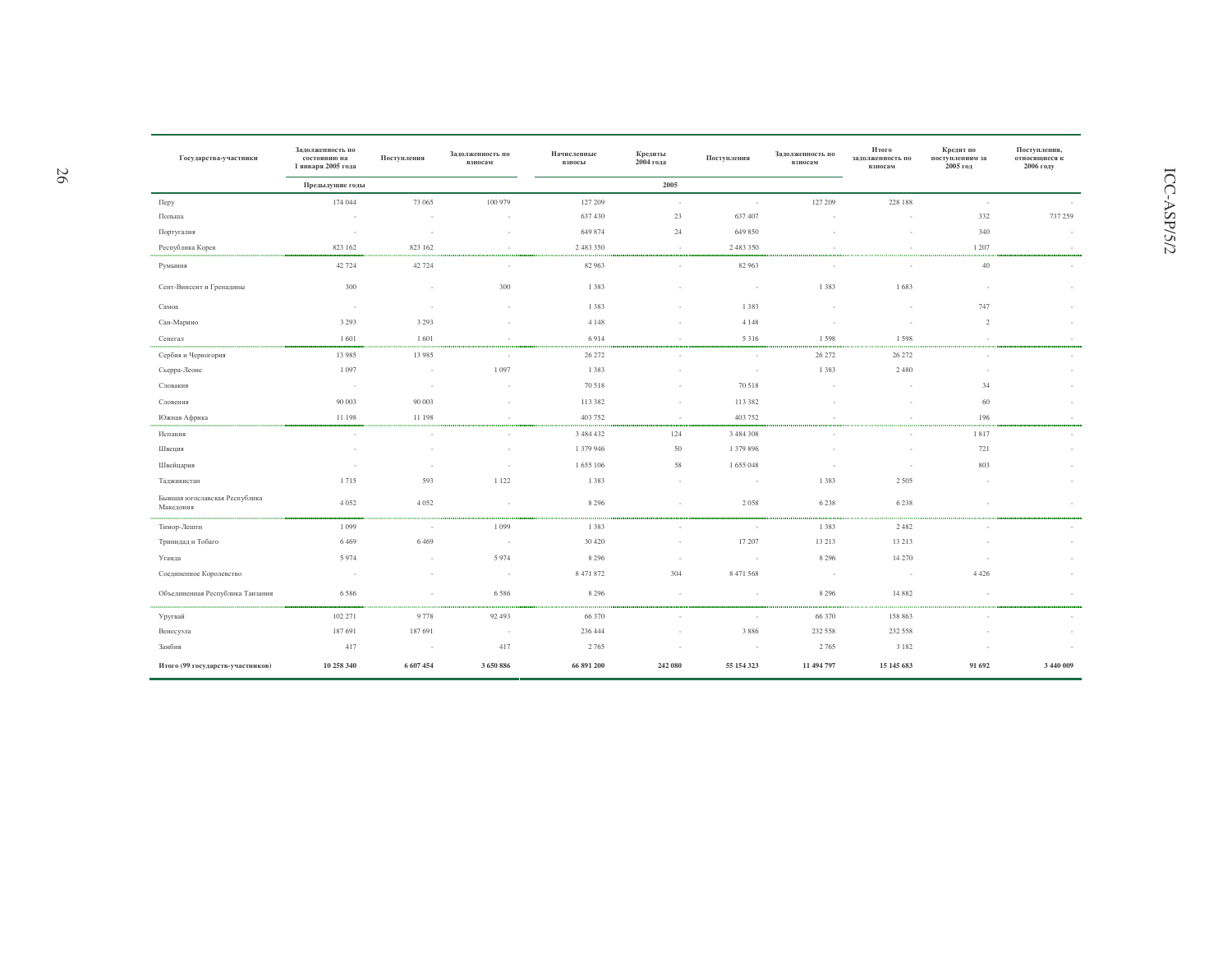| Государства-участники | Задолженность по состоянию на 1 января 2005 года | Поступления | Задолженность по взносам | Начисленные взносы | Кредиты 2004 года | Поступления | Задолженность по взносам | Итого задолженность по взносам | Кредит по поступлениям за 2005 год | Поступления, относящиеся к 2006 году |
|---|---|---|---|---|---|---|---|---|---|---|
| | Предыдущие годы | | | | 2005 | | | | | |
| Перу | 174 044 | 73 065 | 100 979 | 127 209 | - | - | 127 209 | 228 188 | - | - |
| Польша | - | - | - | 637 430 | 23 | 637 407 | - | - | 332 | 737 259 |
| Португалия | - | - | - | 649 874 | 24 | 649 850 | - | - | 340 | - |
| Республика Корея | 823 162 | 823 162 | - | 2 483 350 | - | 2 483 350 | - | - | 1 207 | - |
| Румыния | 42 724 | 42 724 | - | 82 963 | - | 82 963 | - | - | 40 | - |
| Сент-Винсент и Гренадины | 300 | - | 300 | 1 383 | - | - | 1 383 | 1 683 | - | - |
| Самоа | - | - | - | 1 383 | - | 1 383 | - | - | 747 | - |
| Сан-Марино | 3 293 | 3 293 | - | 4 148 | - | 4 148 | - | - | 2 | - |
| Сенегал | 1 601 | 1 601 | - | 6 914 | - | 5 316 | 1 598 | 1 598 | - | - |
| Сербия и Черногория | 13 985 | 13 985 | - | 26 272 | - | - | 26 272 | 26 272 | - | - |
| Сьерра-Леоне | 1 097 | - | 1 097 | 1 383 | - | - | 1 383 | 2 480 | - | - |
| Словакия | - | - | - | 70 518 | - | 70 518 | - | - | 34 | - |
| Словения | 90 003 | 90 003 | - | 113 382 | - | 113 382 | - | - | 60 | - |
| Южная Африка | 11 198 | 11 198 | - | 403 752 | - | 403 752 | - | - | 196 | - |
| Испания | - | - | - | 3 484 432 | 124 | 3 484 308 | - | - | 1 817 | - |
| Швеция | - | - | - | 1 379 946 | 50 | 1 379 896 | - | - | 721 | - |
| Швейцария | - | - | - | 1 655 106 | 58 | 1 655 048 | - | - | 803 | - |
| Таджикистан | 1 715 | 593 | 1 122 | 1 383 | - | - | 1 383 | 2 505 | - | - |
| Бывшая югославская Республика Македония | 4 052 | 4 052 | - | 8 296 | - | 2 058 | 6 238 | 6 238 | - | - |
| Тимор-Лешти | 1 099 | - | 1 099 | 1 383 | - | - | 1 383 | 2 482 | - | - |
| Тринидад и Тобаго | 6 469 | 6 469 | - | 30 420 | - | 17 207 | 13 213 | 13 213 | - | - |
| Уганда | 5 974 | - | 5 974 | 8 296 | - | - | 8 296 | 14 270 | - | - |
| Соединенное Королевство | - | - | - | 8 471 872 | 304 | 8 471 568 | - | - | 4 426 | - |
| Объединенная Республика Танзания | 6 586 | - | 6 586 | 8 296 | - | - | 8 296 | 14 882 | - | - |
| Уругвай | 102 271 | 9 778 | 92 493 | 66 370 | - | - | 66 370 | 158 863 | - | - |
| Венесуэла | 187 691 | 187 691 | - | 236 444 | - | 3 886 | 232 558 | 232 558 | - | - |
| Замбия | 417 | - | 417 | 2 765 | - | - | 2 765 | 3 182 | - | - |
| **Итого (99 государств-участников)** | **10 258 340** | **6 607 454** | **3 650 886** | **66 891 200** | **242 080** | **55 154 323** | **11 494 797** | **15 145 683** | **91 692** | **3 440 009** |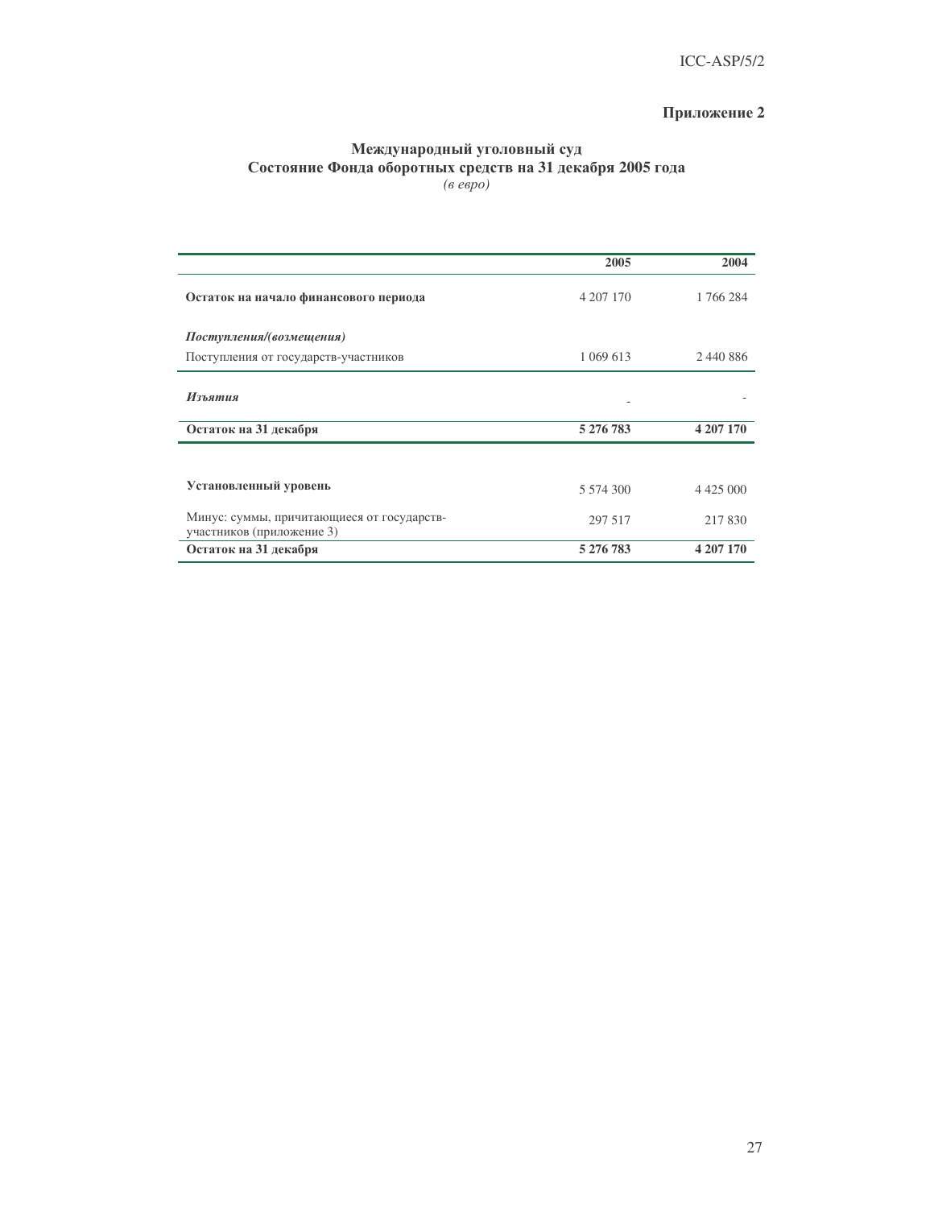## Приложение 2

### Международный уголовный суд
### Состояние Фонда оборотных средств на 31 декабря 2005 года
*(в евро)*

| | 2005 | 2004 |
|---|---|---|
| **Остаток на начало финансового периода** | 4 207 170 | 1 766 284 |
| ***Поступления/(возмещения)*** | | |
| Поступления от государств-участников | 1 069 613 | 2 440 886 |
| ***Изъятия*** | - | - |
| **Остаток на 31 декабря** | **5 276 783** | **4 207 170** |
| | | |
| **Установленный уровень** | 5 574 300 | 4 425 000 |
| Минус: суммы, причитающиеся от государств-участников (приложение 3) | 297 517 | 217 830 |
| **Остаток на 31 декабря** | **5 276 783** | **4 207 170** |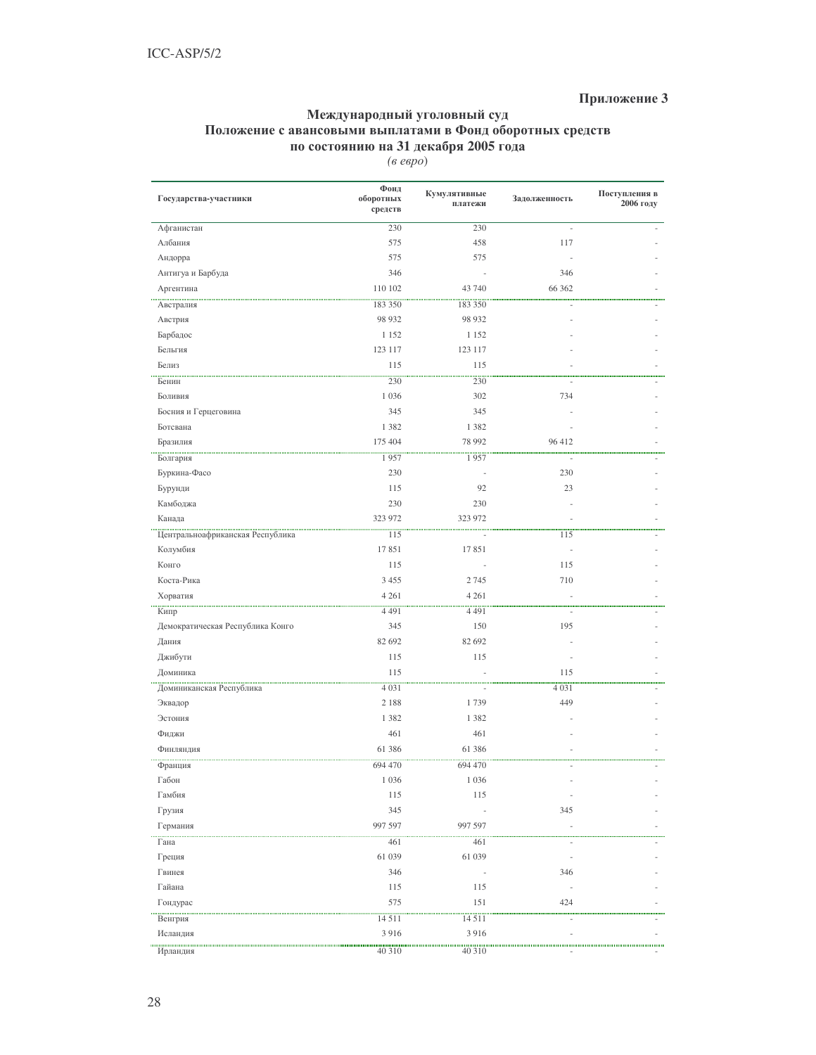**Приложение 3**

## Международный уголовный суд
## Положение с авансовыми выплатами в Фонд оборотных средств
## по состоянию на 31 декабря 2005 года

*(в евро)*

| Государства-участники | Фонд оборотных средств | Кумулятивные платежи | Задолженность | Поступления в 2006 году |
|---|---|---|---|---|
| Афганистан | 230 | 230 | - | - |
| Албания | 575 | 458 | 117 | - |
| Андорра | 575 | 575 | - | - |
| Антигуа и Барбуда | 346 | - | 346 | - |
| Аргентина | 110 102 | 43 740 | 66 362 | - |
| Австралия | 183 350 | 183 350 | - | - |
| Австрия | 98 932 | 98 932 | - | - |
| Барбадос | 1 152 | 1 152 | - | - |
| Бельгия | 123 117 | 123 117 | - | - |
| Белиз | 115 | 115 | - | - |
| Бенин | 230 | 230 | - | - |
| Боливия | 1 036 | 302 | 734 | - |
| Босния и Герцеговина | 345 | 345 | - | - |
| Ботсвана | 1 382 | 1 382 | - | - |
| Бразилия | 175 404 | 78 992 | 96 412 | - |
| Болгария | 1 957 | 1 957 | - | - |
| Буркина-Фасо | 230 | - | 230 | - |
| Бурунди | 115 | 92 | 23 | - |
| Камбоджа | 230 | 230 | - | - |
| Канада | 323 972 | 323 972 | - | - |
| Центральноафриканская Республика | 115 | - | 115 | - |
| Колумбия | 17 851 | 17 851 | - | - |
| Конго | 115 | - | 115 | - |
| Коста-Рика | 3 455 | 2 745 | 710 | - |
| Хорватия | 4 261 | 4 261 | - | - |
| Кипр | 4 491 | 4 491 | - | - |
| Демократическая Республика Конго | 345 | 150 | 195 | - |
| Дания | 82 692 | 82 692 | - | - |
| Джибути | 115 | 115 | - | - |
| Доминика | 115 | - | 115 | - |
| Доминиканская Республика | 4 031 | - | 4 031 | - |
| Эквадор | 2 188 | 1 739 | 449 | - |
| Эстония | 1 382 | 1 382 | - | - |
| Фиджи | 461 | 461 | - | - |
| Финляндия | 61 386 | 61 386 | - | - |
| Франция | 694 470 | 694 470 | - | - |
| Габон | 1 036 | 1 036 | - | - |
| Гамбия | 115 | 115 | - | - |
| Грузия | 345 | - | 345 | - |
| Германия | 997 597 | 997 597 | - | - |
| Гана | 461 | 461 | - | - |
| Греция | 61 039 | 61 039 | - | - |
| Гвинея | 346 | - | 346 | - |
| Гайана | 115 | 115 | - | - |
| Гондурас | 575 | 151 | 424 | - |
| Венгрия | 14 511 | 14 511 | - | - |
| Исландия | 3 916 | 3 916 | - | - |
| Ирландия | 40 310 | 40 310 | - | - |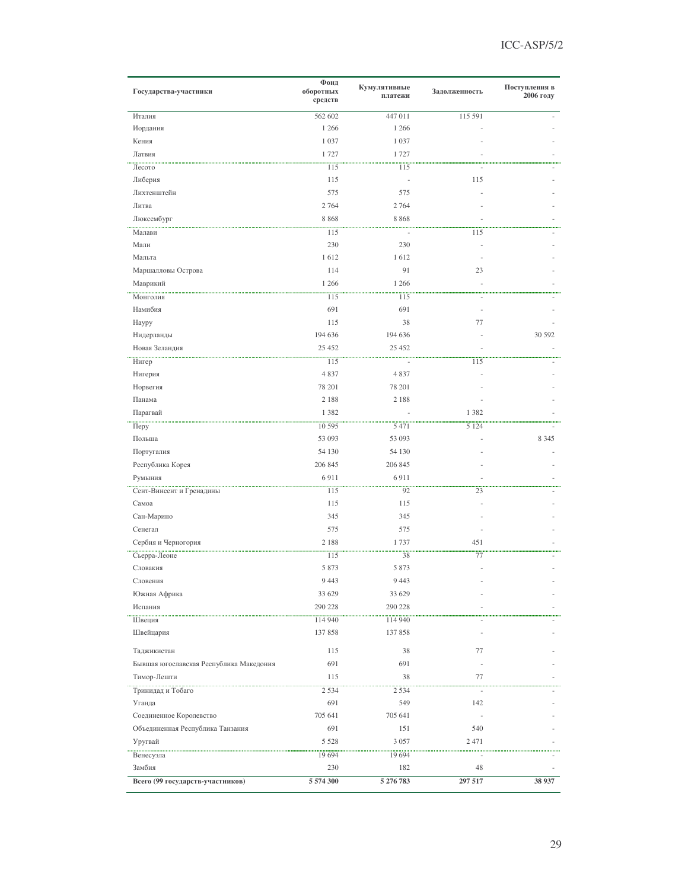| Государства-участники | Фонд оборотных средств | Кумулятивные платежи | Задолженность | Поступления в 2006 году |
|---|---|---|---|---|
| Италия | 562 602 | 447 011 | 115 591 | - |
| Иордания | 1 266 | 1 266 | - | - |
| Кения | 1 037 | 1 037 | - | - |
| Латвия | 1 727 | 1 727 | - | - |
| Лесото | 115 | 115 | - | - |
| Либерия | 115 | - | 115 | - |
| Лихтенштейн | 575 | 575 | - | - |
| Литва | 2 764 | 2 764 | - | - |
| Люксембург | 8 868 | 8 868 | - | - |
| Малави | 115 | - | 115 | - |
| Мали | 230 | 230 | - | - |
| Мальта | 1 612 | 1 612 | - | - |
| Маршалловы Острова | 114 | 91 | 23 | - |
| Маврикий | 1 266 | 1 266 | - | - |
| Монголия | 115 | 115 | - | - |
| Намибия | 691 | 691 | - | - |
| Науру | 115 | 38 | 77 | - |
| Нидерланды | 194 636 | 194 636 | - | 30 592 |
| Новая Зеландия | 25 452 | 25 452 | - | - |
| Нигер | 115 | - | 115 | - |
| Нигерия | 4 837 | 4 837 | - | - |
| Норвегия | 78 201 | 78 201 | - | - |
| Панама | 2 188 | 2 188 | - | - |
| Парагвай | 1 382 | - | 1 382 | - |
| Перу | 10 595 | 5 471 | 5 124 | - |
| Польша | 53 093 | 53 093 | - | 8 345 |
| Португалия | 54 130 | 54 130 | - | - |
| Республика Корея | 206 845 | 206 845 | - | - |
| Румыния | 6 911 | 6 911 | - | - |
| Сент-Винсент и Гренадины | 115 | 92 | 23 | - |
| Самоа | 115 | 115 | - | - |
| Сан-Марино | 345 | 345 | - | - |
| Сенегал | 575 | 575 | - | - |
| Сербия и Черногория | 2 188 | 1 737 | 451 | - |
| Сьерра-Леоне | 115 | 38 | 77 | - |
| Словакия | 5 873 | 5 873 | - | - |
| Словения | 9 443 | 9 443 | - | - |
| Южная Африка | 33 629 | 33 629 | - | - |
| Испания | 290 228 | 290 228 | - | - |
| Швеция | 114 940 | 114 940 | - | - |
| Швейцария | 137 858 | 137 858 | - | - |
| Таджикистан | 115 | 38 | 77 | - |
| Бывшая югославская Республика Македония | 691 | 691 | - | - |
| Тимор-Лешти | 115 | 38 | 77 | - |
| Тринидад и Тобаго | 2 534 | 2 534 | - | - |
| Уганда | 691 | 549 | 142 | - |
| Соединенное Королевство | 705 641 | 705 641 | - | - |
| Объединенная Республика Танзания | 691 | 151 | 540 | - |
| Уругвай | 5 528 | 3 057 | 2 471 | - |
| Венесуэла | 19 694 | 19 694 | - | - |
| Замбия | 230 | 182 | 48 | - |
| **Всего (99 государств-участников)** | **5 574 300** | **5 276 783** | **297 517** | **38 937** |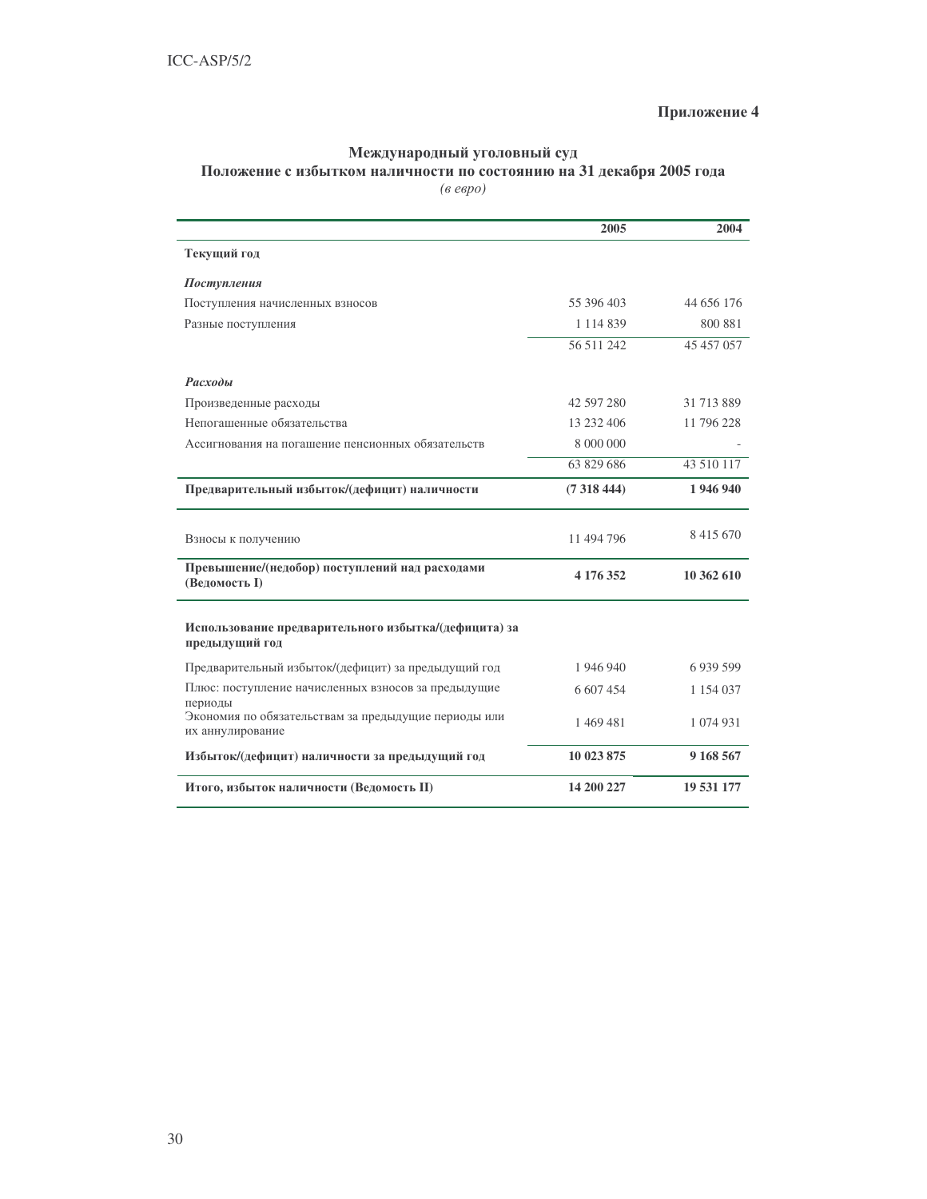**Приложение 4**

## Международный уголовный суд
## Положение с избытком наличности по состоянию на 31 декабря 2005 года

*(в евро)*

| | 2005 | 2004 |
|---|---|---|
| **Текущий год** | | |
| ***Поступления*** | | |
| Поступления начисленных взносов | 55 396 403 | 44 656 176 |
| Разные поступления | 1 114 839 | 800 881 |
| | 56 511 242 | 45 457 057 |
| ***Расходы*** | | |
| Произведенные расходы | 42 597 280 | 31 713 889 |
| Непогашенные обязательства | 13 232 406 | 11 796 228 |
| Ассигнования на погашение пенсионных обязательств | 8 000 000 | - |
| | 63 829 686 | 43 510 117 |
| **Предварительный избыток/(дефицит) наличности** | **(7 318 444)** | **1 946 940** |
| Взносы к получению | 11 494 796 | 8 415 670 |
| **Превышение/(недобор) поступлений над расходами (Ведомость I)** | **4 176 352** | **10 362 610** |
| **Использование предварительного избытка/(дефицита) за предыдущий год** | | |
| Предварительный избыток/(дефицит) за предыдущий год | 1 946 940 | 6 939 599 |
| Плюс: поступление начисленных взносов за предыдущие периоды | 6 607 454 | 1 154 037 |
| Экономия по обязательствам за предыдущие периоды или их аннулирование | 1 469 481 | 1 074 931 |
| **Избыток/(дефицит) наличности за предыдущий год** | **10 023 875** | **9 168 567** |
| **Итого, избыток наличности (Ведомость II)** | **14 200 227** | **19 531 177** |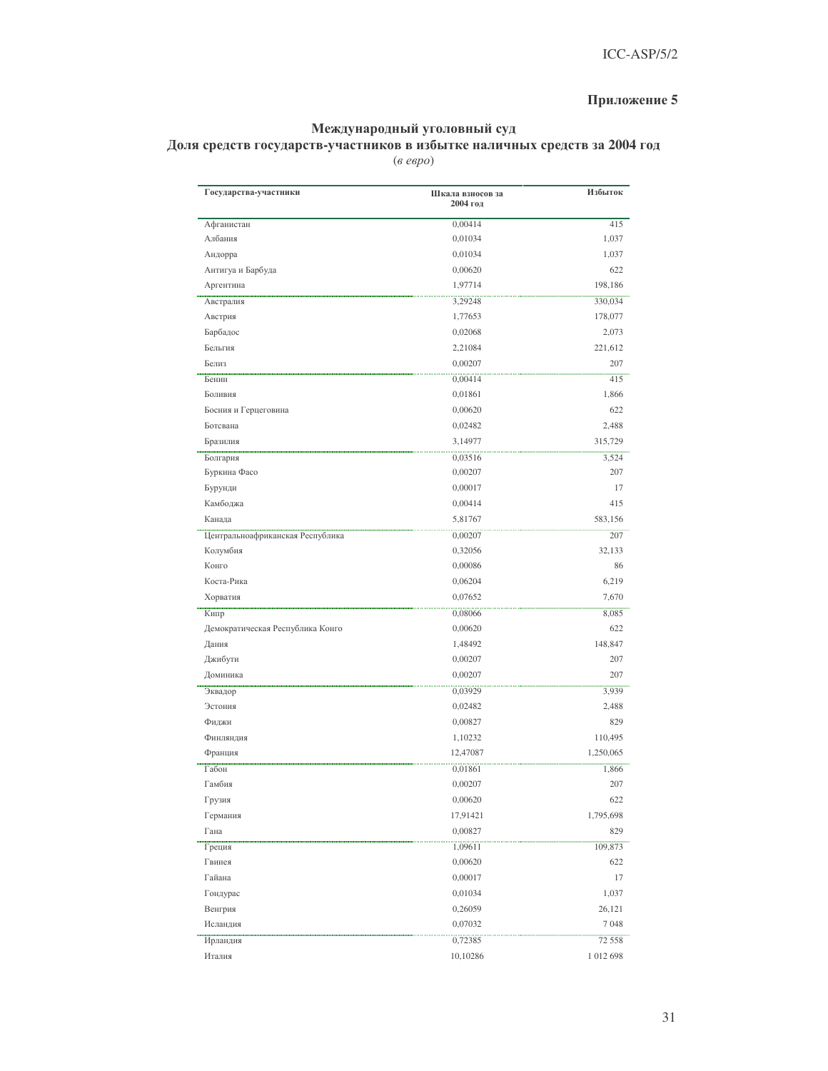## Приложение 5

### Международный уголовный суд
### Доля средств государств-участников в избытке наличных средств за 2004 год
(*в евро*)

| Государства-участники | Шкала взносов за 2004 год | Избыток |
|---|---|---|
| Афганистан | 0,00414 | 415 |
| Албания | 0,01034 | 1,037 |
| Андорра | 0,01034 | 1,037 |
| Антигуа и Барбуда | 0,00620 | 622 |
| Аргентина | 1,97714 | 198,186 |
| Австралия | 3,29248 | 330,034 |
| Австрия | 1,77653 | 178,077 |
| Барбадос | 0,02068 | 2,073 |
| Бельгия | 2,21084 | 221,612 |
| Белиз | 0,00207 | 207 |
| Бенин | 0,00414 | 415 |
| Боливия | 0,01861 | 1,866 |
| Босния и Герцеговина | 0,00620 | 622 |
| Ботсвана | 0,02482 | 2,488 |
| Бразилия | 3,14977 | 315,729 |
| Болгария | 0,03516 | 3,524 |
| Буркина Фасо | 0,00207 | 207 |
| Бурунди | 0,00017 | 17 |
| Камбоджа | 0,00414 | 415 |
| Канада | 5,81767 | 583,156 |
| Центральноафриканская Республика | 0,00207 | 207 |
| Колумбия | 0,32056 | 32,133 |
| Конго | 0,00086 | 86 |
| Коста-Рика | 0,06204 | 6,219 |
| Хорватия | 0,07652 | 7,670 |
| Кипр | 0,08066 | 8,085 |
| Демократическая Республика Конго | 0,00620 | 622 |
| Дания | 1,48492 | 148,847 |
| Джибути | 0,00207 | 207 |
| Доминика | 0,00207 | 207 |
| Эквадор | 0,03929 | 3,939 |
| Эстония | 0,02482 | 2,488 |
| Фиджи | 0,00827 | 829 |
| Финляндия | 1,10232 | 110,495 |
| Франция | 12,47087 | 1,250,065 |
| Габон | 0,01861 | 1,866 |
| Гамбия | 0,00207 | 207 |
| Грузия | 0,00620 | 622 |
| Германия | 17,91421 | 1,795,698 |
| Гана | 0,00827 | 829 |
| Греция | 1,09611 | 109,873 |
| Гвинея | 0,00620 | 622 |
| Гайана | 0,00017 | 17 |
| Гондурас | 0,01034 | 1,037 |
| Венгрия | 0,26059 | 26,121 |
| Исландия | 0,07032 | 7 048 |
| Ирландия | 0,72385 | 72 558 |
| Италия | 10,10286 | 1 012 698 |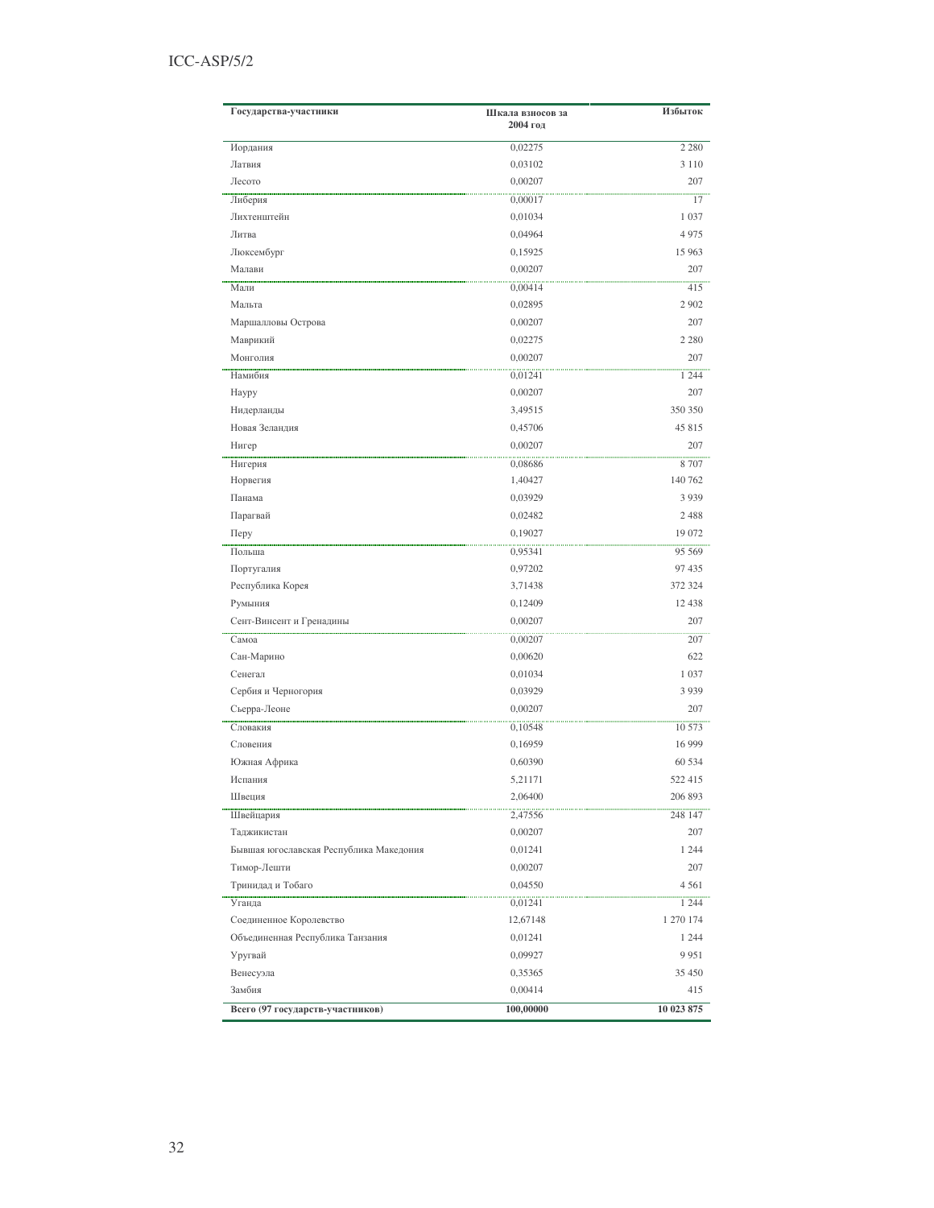| Государства-участники | Шкала взносов за 2004 год | Избыток |
| --- | --- | --- |
| Иордания | 0,02275 | 2 280 |
| Латвия | 0,03102 | 3 110 |
| Лесото | 0,00207 | 207 |
| Либерия | 0,00017 | 17 |
| Лихтенштейн | 0,01034 | 1 037 |
| Литва | 0,04964 | 4 975 |
| Люксембург | 0,15925 | 15 963 |
| Малави | 0,00207 | 207 |
| Мали | 0,00414 | 415 |
| Мальта | 0,02895 | 2 902 |
| Маршалловы Острова | 0,00207 | 207 |
| Маврикий | 0,02275 | 2 280 |
| Монголия | 0,00207 | 207 |
| Намибия | 0,01241 | 1 244 |
| Науру | 0,00207 | 207 |
| Нидерланды | 3,49515 | 350 350 |
| Новая Зеландия | 0,45706 | 45 815 |
| Нигер | 0,00207 | 207 |
| Нигерия | 0,08686 | 8 707 |
| Норвегия | 1,40427 | 140 762 |
| Панама | 0,03929 | 3 939 |
| Парагвай | 0,02482 | 2 488 |
| Перу | 0,19027 | 19 072 |
| Польша | 0,95341 | 95 569 |
| Португалия | 0,97202 | 97 435 |
| Республика Корея | 3,71438 | 372 324 |
| Румыния | 0,12409 | 12 438 |
| Сент-Винсент и Гренадины | 0,00207 | 207 |
| Самоа | 0,00207 | 207 |
| Сан-Марино | 0,00620 | 622 |
| Сенегал | 0,01034 | 1 037 |
| Сербия и Черногория | 0,03929 | 3 939 |
| Сьерра-Леоне | 0,00207 | 207 |
| Словакия | 0,10548 | 10 573 |
| Словения | 0,16959 | 16 999 |
| Южная Африка | 0,60390 | 60 534 |
| Испания | 5,21171 | 522 415 |
| Швеция | 2,06400 | 206 893 |
| Швейцария | 2,47556 | 248 147 |
| Таджикистан | 0,00207 | 207 |
| Бывшая югославская Республика Македония | 0,01241 | 1 244 |
| Тимор-Лешти | 0,00207 | 207 |
| Тринидад и Тобаго | 0,04550 | 4 561 |
| Уганда | 0,01241 | 1 244 |
| Соединенное Королевство | 12,67148 | 1 270 174 |
| Объединенная Республика Танзания | 0,01241 | 1 244 |
| Уругвай | 0,09927 | 9 951 |
| Венесуэла | 0,35365 | 35 450 |
| Замбия | 0,00414 | 415 |
| **Всего (97 государств-участников)** | **100,00000** | **10 023 875** |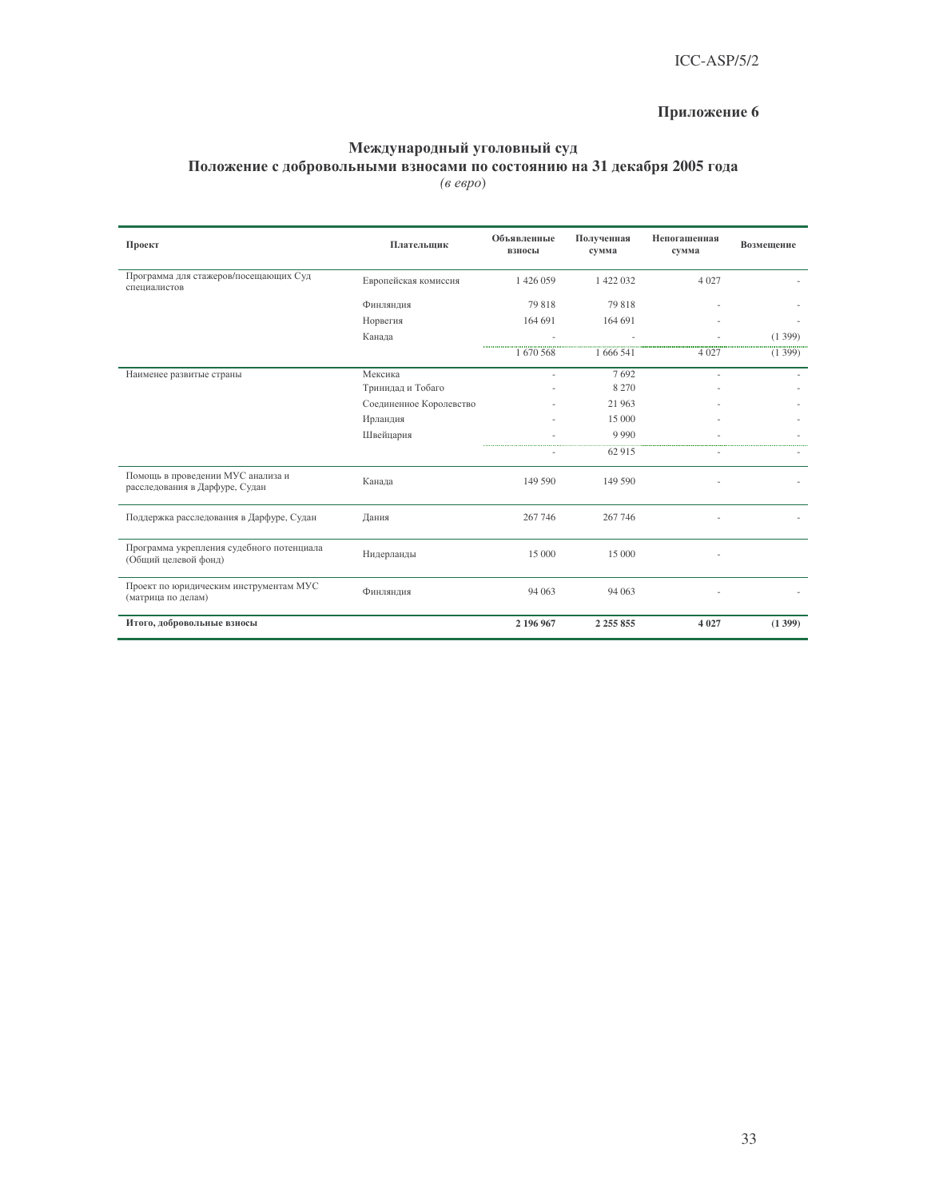## Приложение 6

### Международный уголовный суд
### Положение с добровольными взносами по состоянию на 31 декабря 2005 года
*(в евро)*

| Проект | Плательщик | Объявленные взносы | Полученная сумма | Непогашенная сумма | Возмещение |
|---|---|---|---|---|---|
| Программа для стажеров/посещающих Суд специалистов | Европейская комиссия | 1 426 059 | 1 422 032 | 4 027 | - |
| | Финляндия | 79 818 | 79 818 | - | - |
| | Норвегия | 164 691 | 164 691 | - | - |
| | Канада | - | - | - | (1 399) |
| | | 1 670 568 | 1 666 541 | 4 027 | (1 399) |
| Наименее развитые страны | Мексика | - | 7 692 | - | - |
| | Тринидад и Тобаго | - | 8 270 | - | - |
| | Соединенное Королевство | - | 21 963 | - | - |
| | Ирландия | - | 15 000 | - | - |
| | Швейцария | - | 9 990 | - | - |
| | | - | 62 915 | - | - |
| Помощь в проведении МУС анализа и расследования в Дарфуре, Судан | Канада | 149 590 | 149 590 | - | - |
| Поддержка расследования в Дарфуре, Судан | Дания | 267 746 | 267 746 | - | - |
| Программа укрепления судебного потенциала (Общий целевой фонд) | Нидерланды | 15 000 | 15 000 | - | |
| Проект по юридическим инструментам МУС (матрица по делам) | Финляндия | 94 063 | 94 063 | - | - |
| **Итого, добровольные взносы** | | **2 196 967** | **2 255 855** | **4 027** | **(1 399)** |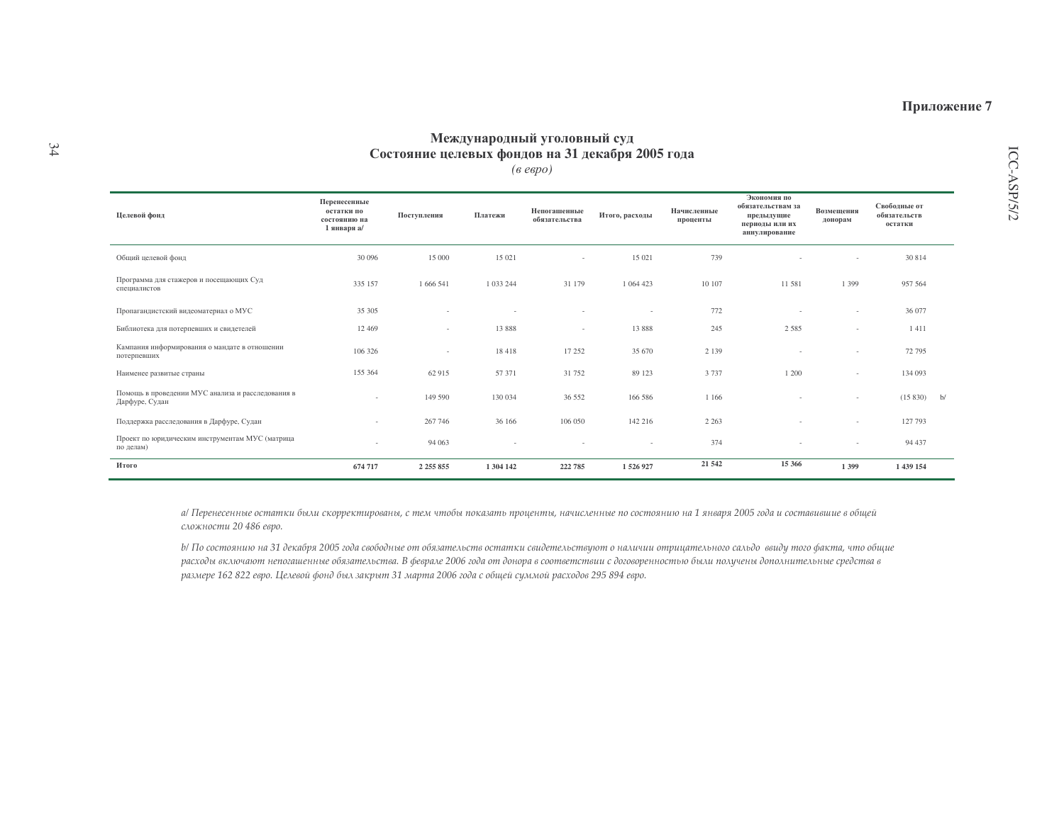**Приложение 7**

# Международный уголовный суд
## Состояние целевых фондов на 31 декабря 2005 года
*(в евро)*

| Целевой фонд | Перенесенные остатки по состоянию на 1 января a/ | Поступления | Платежи | Непогашенные обязательства | Итого, расходы | Начисленные проценты | Экономия по обязательствам за предыдущие периоды или их аннулирование | Возмещения донорам | Свободные от обязательств остатки | |
|---|---|---|---|---|---|---|---|---|---|---|
| Общий целевой фонд | 30 096 | 15 000 | 15 021 | - | 15 021 | 739 | - | - | 30 814 | |
| Программа для стажеров и посещающих Суд специалистов | 335 157 | 1 666 541 | 1 033 244 | 31 179 | 1 064 423 | 10 107 | 11 581 | 1 399 | 957 564 | |
| Пропагандистский видеоматериал о МУС | 35 305 | - | - | - | - | 772 | - | - | 36 077 | |
| Библиотека для потерпевших и свидетелей | 12 469 | - | 13 888 | - | 13 888 | 245 | 2 585 | - | 1 411 | |
| Кампания информирования о мандате в отношении потерпевших | 106 326 | - | 18 418 | 17 252 | 35 670 | 2 139 | - | - | 72 795 | |
| Наименее развитые страны | 155 364 | 62 915 | 57 371 | 31 752 | 89 123 | 3 737 | 1 200 | - | 134 093 | |
| Помощь в проведении МУС анализа и расследования в Дарфуре, Судан | - | 149 590 | 130 034 | 36 552 | 166 586 | 1 166 | - | - | (15 830) | b/ |
| Поддержка расследования в Дарфуре, Судан | - | 267 746 | 36 166 | 106 050 | 142 216 | 2 263 | - | - | 127 793 | |
| Проект по юридическим инструментам МУС (матрица по делам) | - | 94 063 | - | - | - | 374 | - | - | 94 437 | |
| **Итого** | **674 717** | **2 255 855** | **1 304 142** | **222 785** | **1 526 927** | **21 542** | **15 366** | **1 399** | **1 439 154** | |

*a/ Перенесенные остатки были скорректированы, с тем чтобы показать проценты, начисленные по состоянию на 1 января 2005 года и составившие в общей сложности 20 486 евро.*

*b/ По состоянию на 31 декабря 2005 года свободные от обязательств остатки свидетельствуют о наличии отрицательного сальдо ввиду того факта, что общие расходы включают непогашенные обязательства. В феврале 2006 года от донора в соответствии с договоренностью были получены дополнительные средства в размере 162 822 евро. Целевой фонд был закрыт 31 марта 2006 года с общей суммой расходов 295 894 евро.*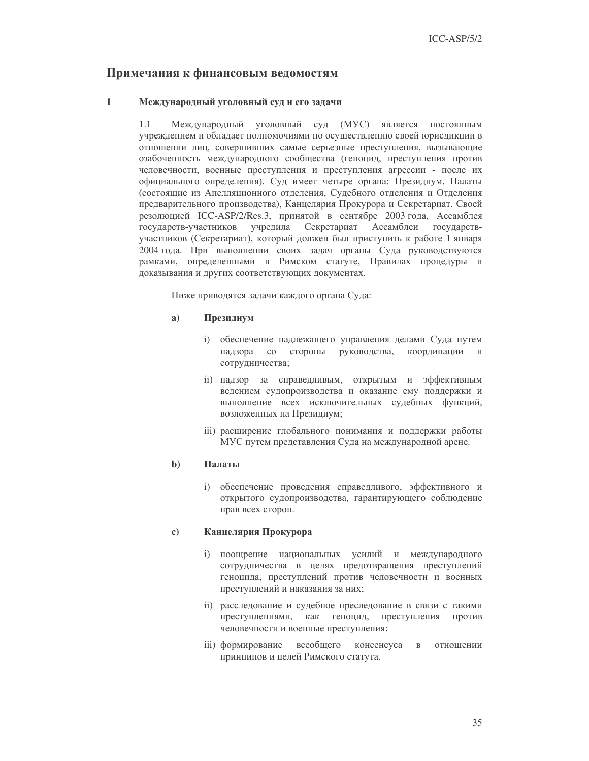## Примечания к финансовым ведомостям

### 1 Международный уголовный суд и его задачи

1.1 Международный уголовный суд (МУС) является постоянным учреждением и обладает полномочиями по осуществлению своей юрисдикции в отношении лиц, совершивших самые серьезные преступления, вызывающие озабоченность международного сообщества (геноцид, преступления против человечности, военные преступления и преступления агрессии - после их официального определения). Суд имеет четыре органа: Президиум, Палаты (состоящие из Апелляционного отделения, Судебного отделения и Отделения предварительного производства), Канцелярия Прокурора и Секретариат. Своей резолюцией ICC-ASP/2/Res.3, принятой в сентябре 2003 года, Ассамблея государств-участников учредила Секретариат Ассамблеи государств-участников (Секретариат), который должен был приступить к работе 1 января 2004 года. При выполнении своих задач органы Суда руководствуются рамками, определенными в Римском статуте, Правилах процедуры и доказывания и других соответствующих документах.

Ниже приводятся задачи каждого органа Суда:

**a) Президиум**

i) обеспечение надлежащего управления делами Суда путем надзора со стороны руководства, координации и сотрудничества;

ii) надзор за справедливым, открытым и эффективным ведением судопроизводства и оказание ему поддержки и выполнение всех исключительных судебных функций, возложенных на Президиум;

iii) расширение глобального понимания и поддержки работы МУС путем представления Суда на международной арене.

**b) Палаты**

i) обеспечение проведения справедливого, эффективного и открытого судопроизводства, гарантирующего соблюдение прав всех сторон.

**c) Канцелярия Прокурора**

i) поощрение национальных усилий и международного сотрудничества в целях предотвращения преступлений геноцида, преступлений против человечности и военных преступлений и наказания за них;

ii) расследование и судебное преследование в связи с такими преступлениями, как геноцид, преступления против человечности и военные преступления;

iii) формирование всеобщего консенсуса в отношении принципов и целей Римского статута.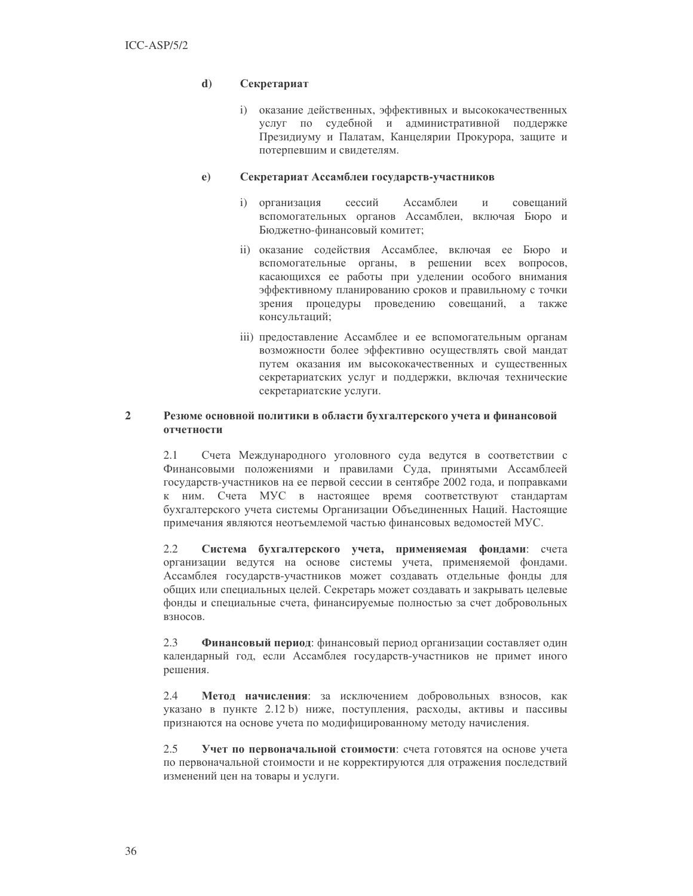**d) Секретариат**

i) оказание действенных, эффективных и высококачественных услуг по судебной и административной поддержке Президиуму и Палатам, Канцелярии Прокурора, защите и потерпевшим и свидетелям.

**e) Секретариат Ассамблеи государств-участников**

i) организация сессий Ассамблеи и совещаний вспомогательных органов Ассамблеи, включая Бюро и Бюджетно-финансовый комитет;

ii) оказание содействия Ассамблее, включая ее Бюро и вспомогательные органы, в решении всех вопросов, касающихся ее работы при уделении особого внимания эффективному планированию сроков и правильному с точки зрения процедуры проведению совещаний, а также консультаций;

iii) предоставление Ассамблее и ее вспомогательным органам возможности более эффективно осуществлять свой мандат путем оказания им высококачественных и существенных секретариатских услуг и поддержки, включая технические секретариатские услуги.

## 2 Резюме основной политики в области бухгалтерского учета и финансовой отчетности

2.1 Счета Международного уголовного суда ведутся в соответствии с Финансовыми положениями и правилами Суда, принятыми Ассамблеей государств-участников на ее первой сессии в сентябре 2002 года, и поправками к ним. Счета МУС в настоящее время соответствуют стандартам бухгалтерского учета системы Организации Объединенных Наций. Настоящие примечания являются неотъемлемой частью финансовых ведомостей МУС.

2.2 **Система бухгалтерского учета, применяемая фондами**: счета организации ведутся на основе системы учета, применяемой фондами. Ассамблея государств-участников может создавать отдельные фонды для общих или специальных целей. Секретарь может создавать и закрывать целевые фонды и специальные счета, финансируемые полностью за счет добровольных взносов.

2.3 **Финансовый период**: финансовый период организации составляет один календарный год, если Ассамблея государств-участников не примет иного решения.

2.4 **Метод начисления**: за исключением добровольных взносов, как указано в пункте 2.12 b) ниже, поступления, расходы, активы и пассивы признаются на основе учета по модифицированному методу начисления.

2.5 **Учет по первоначальной стоимости**: счета готовятся на основе учета по первоначальной стоимости и не корректируются для отражения последствий изменений цен на товары и услуги.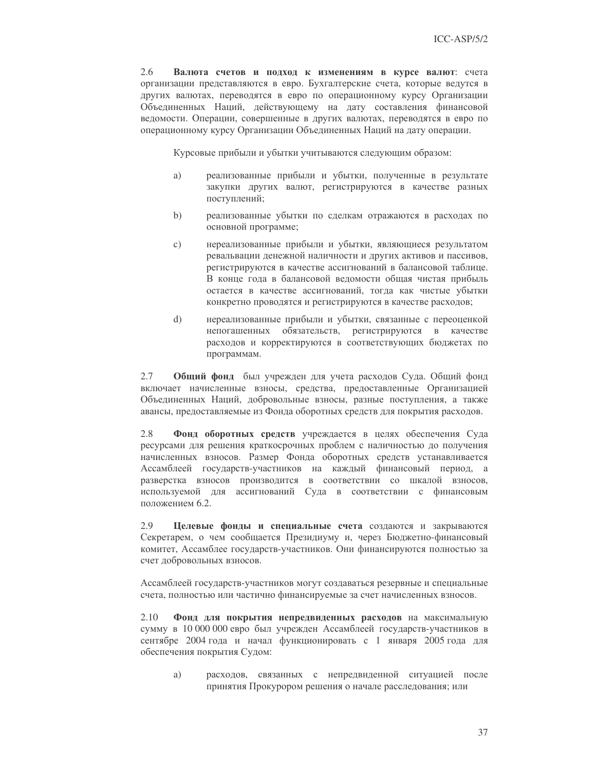2.6 **Валюта счетов и подход к изменениям в курсе валют**: счета организации представляются в евро. Бухгалтерские счета, которые ведутся в других валютах, переводятся в евро по операционному курсу Организации Объединенных Наций, действующему на дату составления финансовой ведомости. Операции, совершенные в других валютах, переводятся в евро по операционному курсу Организации Объединенных Наций на дату операции.

Курсовые прибыли и убытки учитываются следующим образом:

a) реализованные прибыли и убытки, полученные в результате закупки других валют, регистрируются в качестве разных поступлений;

b) реализованные убытки по сделкам отражаются в расходах по основной программе;

c) нереализованные прибыли и убытки, являющиеся результатом ревальвации денежной наличности и других активов и пассивов, регистрируются в качестве ассигнований в балансовой таблице. В конце года в балансовой ведомости общая чистая прибыль остается в качестве ассигнований, тогда как чистые убытки конкретно проводятся и регистрируются в качестве расходов;

d) нереализованные прибыли и убытки, связанные с переоценкой непогашенных обязательств, регистрируются в качестве расходов и корректируются в соответствующих бюджетах по программам.

2.7 **Общий фонд** был учрежден для учета расходов Суда. Общий фонд включает начисленные взносы, средства, предоставленные Организацией Объединенных Наций, добровольные взносы, разные поступления, а также авансы, предоставляемые из Фонда оборотных средств для покрытия расходов.

2.8 **Фонд оборотных средств** учреждается в целях обеспечения Суда ресурсами для решения краткосрочных проблем с наличностью до получения начисленных взносов. Размер Фонда оборотных средств устанавливается Ассамблеей государств-участников на каждый финансовый период, а разверстка взносов производится в соответствии со шкалой взносов, используемой для ассигнований Суда в соответствии с финансовым положением 6.2.

2.9 **Целевые фонды и специальные счета** создаются и закрываются Секретарем, о чем сообщается Президиуму и, через Бюджетно-финансовый комитет, Ассамблее государств-участников. Они финансируются полностью за счет добровольных взносов.

Ассамблеей государств-участников могут создаваться резервные и специальные счета, полностью или частично финансируемые за счет начисленных взносов.

2.10 **Фонд для покрытия непредвиденных расходов** на максимальную сумму в 10 000 000 евро был учрежден Ассамблеей государств-участников в сентябре 2004 года и начал функционировать с 1 января 2005 года для обеспечения покрытия Судом:

a) расходов, связанных с непредвиденной ситуацией после принятия Прокурором решения о начале расследования; или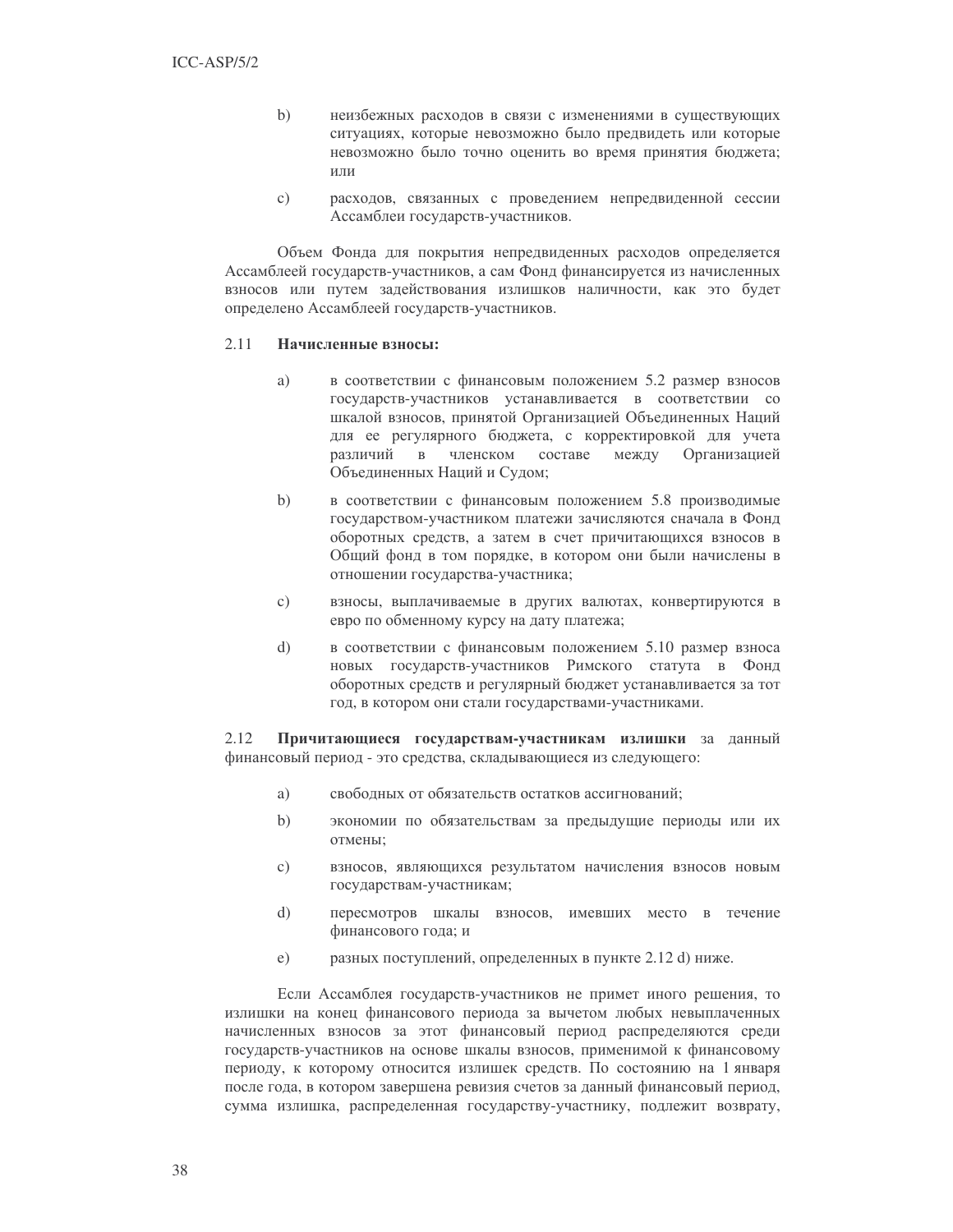b) неизбежных расходов в связи с изменениями в существующих ситуациях, которые невозможно было предвидеть или которые невозможно было точно оценить во время принятия бюджета; или

c) расходов, связанных с проведением непредвиденной сессии Ассамблеи государств-участников.

Объем Фонда для покрытия непредвиденных расходов определяется Ассамблеей государств-участников, а сам Фонд финансируется из начисленных взносов или путем задействования излишков наличности, как это будет определено Ассамблеей государств-участников.

2.11 **Начисленные взносы:**

a) в соответствии с финансовым положением 5.2 размер взносов государств-участников устанавливается в соответствии со шкалой взносов, принятой Организацией Объединенных Наций для ее регулярного бюджета, с корректировкой для учета различий в членском составе между Организацией Объединенных Наций и Судом;

b) в соответствии с финансовым положением 5.8 производимые государством-участником платежи зачисляются сначала в Фонд оборотных средств, а затем в счет причитающихся взносов в Общий фонд в том порядке, в котором они были начислены в отношении государства-участника;

c) взносы, выплачиваемые в других валютах, конвертируются в евро по обменному курсу на дату платежа;

d) в соответствии с финансовым положением 5.10 размер взноса новых государств-участников Римского статута в Фонд оборотных средств и регулярный бюджет устанавливается за тот год, в котором они стали государствами-участниками.

2.12 **Причитающиеся государствам-участникам излишки** за данный финансовый период - это средства, складывающиеся из следующего:

a) свободных от обязательств остатков ассигнований;

b) экономии по обязательствам за предыдущие периоды или их отмены;

c) взносов, являющихся результатом начисления взносов новым государствам-участникам;

d) пересмотров шкалы взносов, имевших место в течение финансового года; и

e) разных поступлений, определенных в пункте 2.12 d) ниже.

Если Ассамблея государств-участников не примет иного решения, то излишки на конец финансового периода за вычетом любых невыплаченных начисленных взносов за этот финансовый период распределяются среди государств-участников на основе шкалы взносов, применимой к финансовому периоду, к которому относится излишек средств. По состоянию на 1 января после года, в котором завершена ревизия счетов за данный финансовый период, сумма излишка, распределенная государству-участнику, подлежит возврату,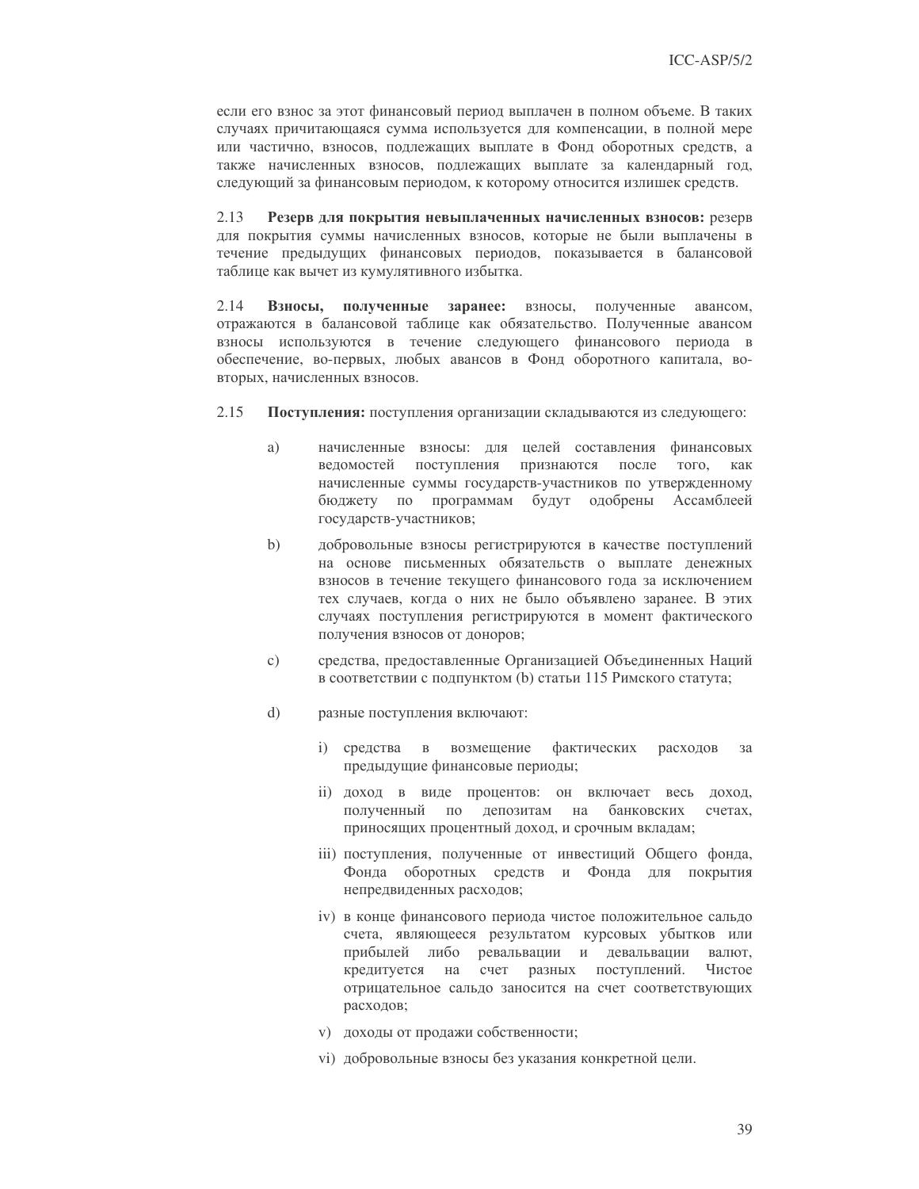если его взнос за этот финансовый период выплачен в полном объеме. В таких случаях причитающаяся сумма используется для компенсации, в полной мере или частично, взносов, подлежащих выплате в Фонд оборотных средств, а также начисленных взносов, подлежащих выплате за календарный год, следующий за финансовым периодом, к которому относится излишек средств.

2.13 **Резерв для покрытия невыплаченных начисленных взносов:** резерв для покрытия суммы начисленных взносов, которые не были выплачены в течение предыдущих финансовых периодов, показывается в балансовой таблице как вычет из кумулятивного избытка.

2.14 **Взносы, полученные заранее:** взносы, полученные авансом, отражаются в балансовой таблице как обязательство. Полученные авансом взносы используются в течение следующего финансового периода в обеспечение, во-первых, любых авансов в Фонд оборотного капитала, во-вторых, начисленных взносов.

2.15 **Поступления:** поступления организации складываются из следующего:

a) начисленные взносы: для целей составления финансовых ведомостей поступления признаются после того, как начисленные суммы государств-участников по утвержденному бюджету по программам будут одобрены Ассамблеей государств-участников;

b) добровольные взносы регистрируются в качестве поступлений на основе письменных обязательств о выплате денежных взносов в течение текущего финансового года за исключением тех случаев, когда о них не было объявлено заранее. В этих случаях поступления регистрируются в момент фактического получения взносов от доноров;

c) средства, предоставленные Организацией Объединенных Наций в соответствии с подпунктом (b) статьи 115 Римского статута;

d) разные поступления включают:

   i) средства в возмещение фактических расходов за предыдущие финансовые периоды;

   ii) доход в виде процентов: он включает весь доход, полученный по депозитам на банковских счетах, приносящих процентный доход, и срочным вкладам;

   iii) поступления, полученные от инвестиций Общего фонда, Фонда оборотных средств и Фонда для покрытия непредвиденных расходов;

   iv) в конце финансового периода чистое положительное сальдо счета, являющееся результатом курсовых убытков или прибылей либо ревальвации и девальвации валют, кредитуется на счет разных поступлений. Чистое отрицательное сальдо заносится на счет соответствующих расходов;

   v) доходы от продажи собственности;

   vi) добровольные взносы без указания конкретной цели.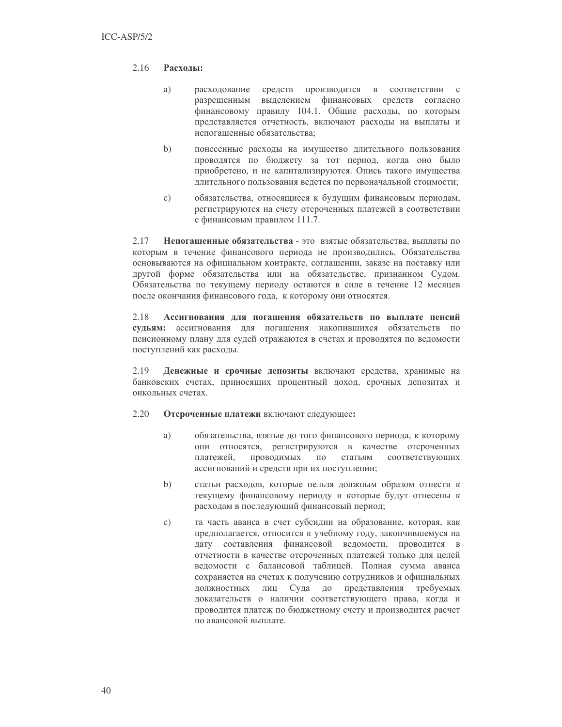2.16 **Расходы:**

a) расходование средств производится в соответствии с разрешенным выделением финансовых средств согласно финансовому правилу 104.1. Общие расходы, по которым представляется отчетность, включают расходы на выплаты и непогашенные обязательства;

b) понесенные расходы на имущество длительного пользования проводятся по бюджету за тот период, когда оно было приобретено, и не капитализируются. Опись такого имущества длительного пользования ведется по первоначальной стоимости;

c) обязательства, относящиеся к будущим финансовым периодам, регистрируются на счету отсроченных платежей в соответствии с финансовым правилом 111.7.

2.17 **Непогашенные обязательства** - это взятые обязательства, выплаты по которым в течение финансового периода не производились. Обязательства основываются на официальном контракте, соглашении, заказе на поставку или другой форме обязательства или на обязательстве, признанном Судом. Обязательства по текущему периоду остаются в силе в течение 12 месяцев после окончания финансового года, к которому они относятся.

2.18 **Ассигнования для погашения обязательств по выплате пенсий судьям:** ассигнования для погашения накопившихся обязательств по пенсионному плану для судей отражаются в счетах и проводятся по ведомости поступлений как расходы.

2.19 **Денежные и срочные депозиты** включают средства, хранимые на банковских счетах, приносящих процентный доход, срочных депозитах и онкольных счетах.

2.20 **Отсроченные платежи** включают следующее**:**

a) обязательства, взятые до того финансового периода, к которому они относятся, регистрируются в качестве отсроченных платежей, проводимых по статьям соответствующих ассигнований и средств при их поступлении;

b) статьи расходов, которые нельзя должным образом отнести к текущему финансовому периоду и которые будут отнесены к расходам в последующий финансовый период;

c) та часть аванса в счет субсидии на образование, которая, как предполагается, относится к учебному году, закончившемуся на дату составления финансовой ведомости, проводится в отчетности в качестве отсроченных платежей только для целей ведомости с балансовой таблицей. Полная сумма аванса сохраняется на счетах к получению сотрудников и официальных должностных лиц Суда до представления требуемых доказательств о наличии соответствующего права, когда и проводится платеж по бюджетному счету и производится расчет по авансовой выплате.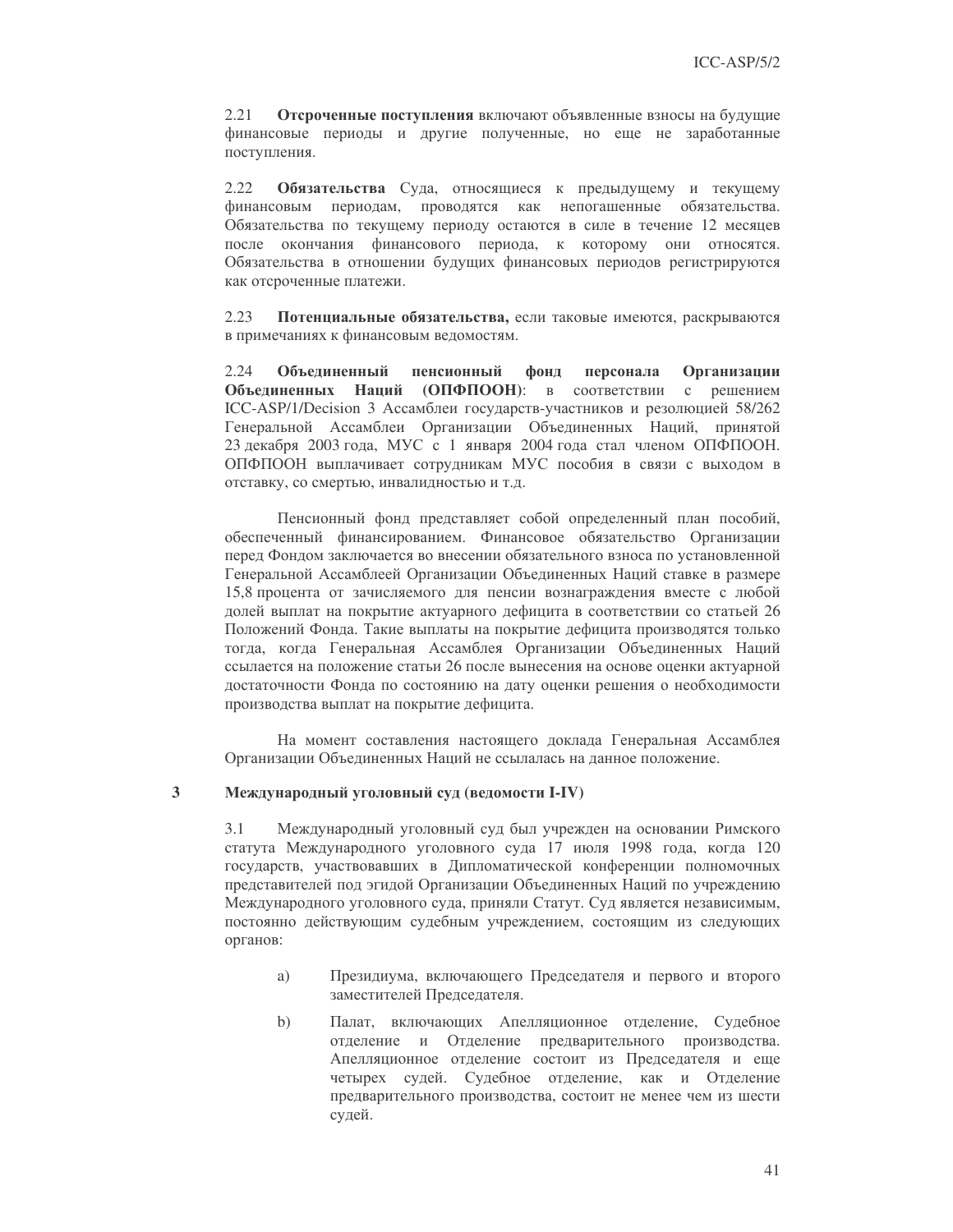2.21 **Отсроченные поступления** включают объявленные взносы на будущие финансовые периоды и другие полученные, но еще не заработанные поступления.

2.22 **Обязательства** Суда, относящиеся к предыдущему и текущему финансовым периодам, проводятся как непогашенные обязательства. Обязательства по текущему периоду остаются в силе в течение 12 месяцев после окончания финансового периода, к которому они относятся. Обязательства в отношении будущих финансовых периодов регистрируются как отсроченные платежи.

2.23 **Потенциальные обязательства,** если таковые имеются, раскрываются в примечаниях к финансовым ведомостям.

2.24 **Объединенный пенсионный фонд персонала Организации Объединенных Наций (ОПФПООН)**: в соответствии с решением ICC-ASP/1/Decision 3 Ассамблеи государств-участников и резолюцией 58/262 Генеральной Ассамблеи Организации Объединенных Наций, принятой 23 декабря 2003 года, МУС с 1 января 2004 года стал членом ОПФПООН. ОПФПООН выплачивает сотрудникам МУС пособия в связи с выходом в отставку, со смертью, инвалидностью и т.д.

Пенсионный фонд представляет собой определенный план пособий, обеспеченный финансированием. Финансовое обязательство Организации перед Фондом заключается во внесении обязательного взноса по установленной Генеральной Ассамблеей Организации Объединенных Наций ставке в размере 15,8 процента от зачисляемого для пенсии вознаграждения вместе с любой долей выплат на покрытие актуарного дефицита в соответствии со статьей 26 Положений Фонда. Такие выплаты на покрытие дефицита производятся только тогда, когда Генеральная Ассамблея Организации Объединенных Наций ссылается на положение статьи 26 после вынесения на основе оценки актуарной достаточности Фонда по состоянию на дату оценки решения о необходимости производства выплат на покрытие дефицита.

На момент составления настоящего доклада Генеральная Ассамблея Организации Объединенных Наций не ссылалась на данное положение.

## 3 Международный уголовный суд (ведомости I-IV)

3.1 Международный уголовный суд был учрежден на основании Римского статута Международного уголовного суда 17 июля 1998 года, когда 120 государств, участвовавших в Дипломатической конференции полномочных представителей под эгидой Организации Объединенных Наций по учреждению Международного уголовного суда, приняли Статут. Суд является независимым, постоянно действующим судебным учреждением, состоящим из следующих органов:

a) Президиума, включающего Председателя и первого и второго заместителей Председателя.

b) Палат, включающих Апелляционное отделение, Судебное отделение и Отделение предварительного производства. Апелляционное отделение состоит из Председателя и еще четырех судей. Судебное отделение, как и Отделение предварительного производства, состоит не менее чем из шести судей.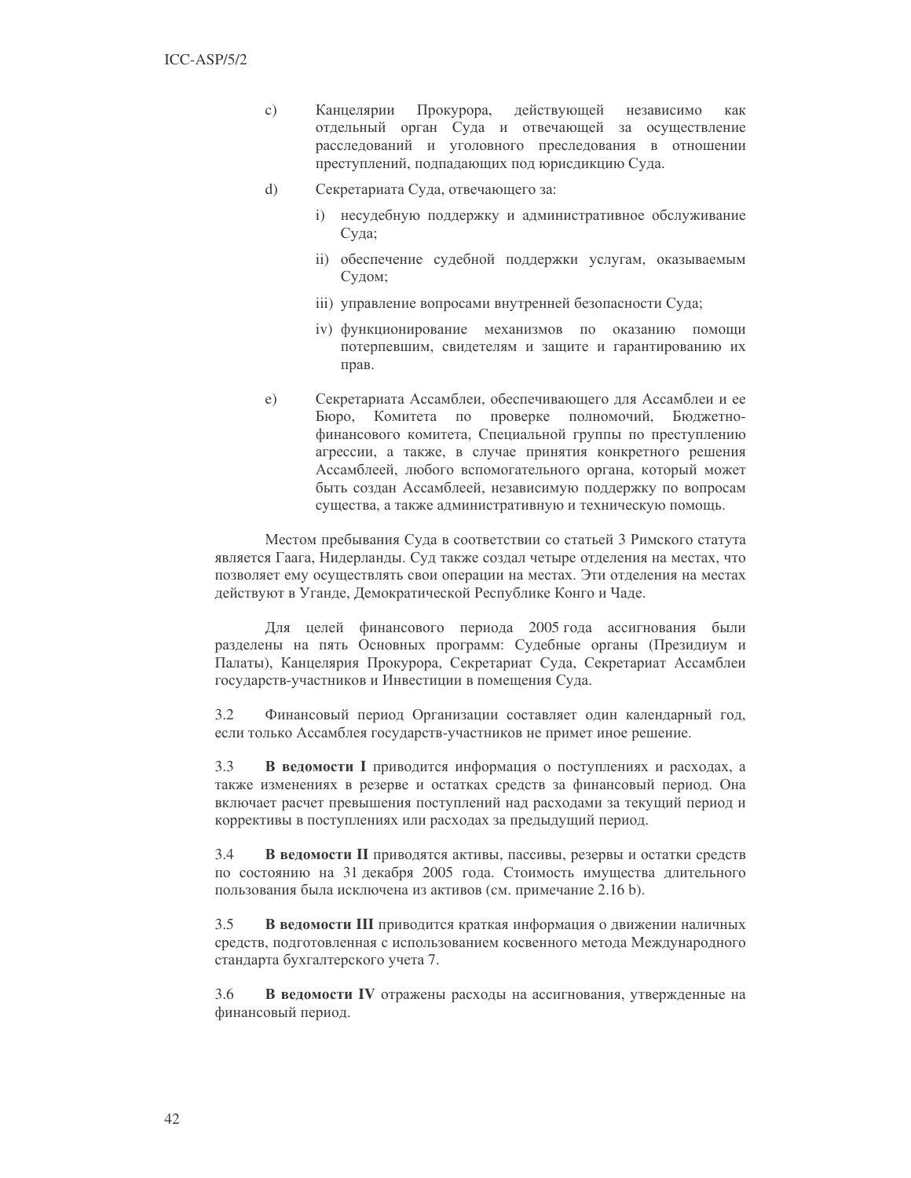c) Канцелярии Прокурора, действующей независимо как отдельный орган Суда и отвечающей за осуществление расследований и уголовного преследования в отношении преступлений, подпадающих под юрисдикцию Суда.

d) Секретариата Суда, отвечающего за:

   i) несудебную поддержку и административное обслуживание Суда;

   ii) обеспечение судебной поддержки услугам, оказываемым Судом;

   iii) управление вопросами внутренней безопасности Суда;

   iv) функционирование механизмов по оказанию помощи потерпевшим, свидетелям и защите и гарантированию их прав.

e) Секретариата Ассамблеи, обеспечивающего для Ассамблеи и ее Бюро, Комитета по проверке полномочий, Бюджетно-финансового комитета, Специальной группы по преступлению агрессии, а также, в случае принятия конкретного решения Ассамблеей, любого вспомогательного органа, который может быть создан Ассамблеей, независимую поддержку по вопросам существа, а также административную и техническую помощь.

Местом пребывания Суда в соответствии со статьей 3 Римского статута является Гаага, Нидерланды. Суд также создал четыре отделения на местах, что позволяет ему осуществлять свои операции на местах. Эти отделения на местах действуют в Уганде, Демократической Республике Конго и Чаде.

Для целей финансового периода 2005 года ассигнования были разделены на пять Основных программ: Судебные органы (Президиум и Палаты), Канцелярия Прокурора, Секретариат Суда, Секретариат Ассамблеи государств-участников и Инвестиции в помещения Суда.

3.2 Финансовый период Организации составляет один календарный год, если только Ассамблея государств-участников не примет иное решение.

3.3 **В ведомости I** приводится информация о поступлениях и расходах, а также изменениях в резерве и остатках средств за финансовый период. Она включает расчет превышения поступлений над расходами за текущий период и коррективы в поступлениях или расходах за предыдущий период.

3.4 **В ведомости II** приводятся активы, пассивы, резервы и остатки средств по состоянию на 31 декабря 2005 года. Стоимость имущества длительного пользования была исключена из активов (см. примечание 2.16 b).

3.5 **В ведомости III** приводится краткая информация о движении наличных средств, подготовленная с использованием косвенного метода Международного стандарта бухгалтерского учета 7.

3.6 **В ведомости IV** отражены расходы на ассигнования, утвержденные на финансовый период.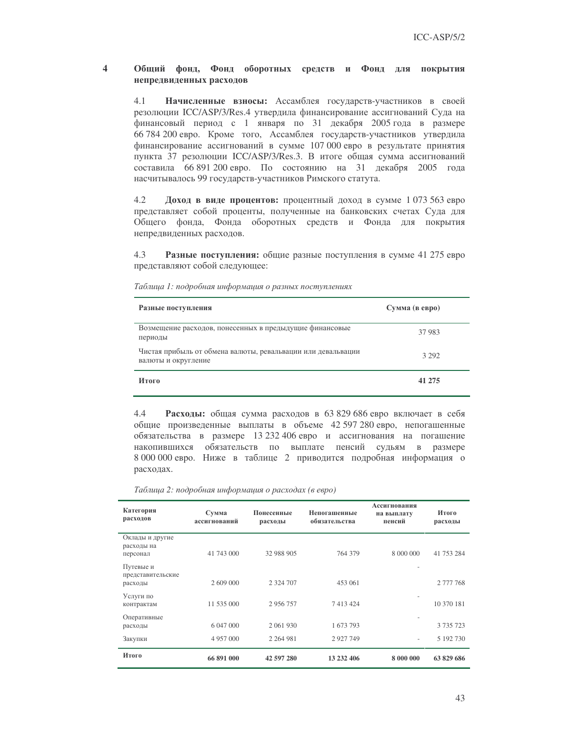## 4 Общий фонд, Фонд оборотных средств и Фонд для покрытия непредвиденных расходов

4.1 **Начисленные взносы:** Ассамблея государств-участников в своей резолюции ICC/ASP/3/Res.4 утвердила финансирование ассигнований Суда на финансовый период с 1 января по 31 декабря 2005 года в размере 66 784 200 евро. Кроме того, Ассамблея государств-участников утвердила финансирование ассигнований в сумме 107 000 евро в результате принятия пункта 37 резолюции ICC/ASP/3/Res.3. В итоге общая сумма ассигнований составила 66 891 200 евро. По состоянию на 31 декабря 2005 года насчитывалось 99 государств-участников Римского статута.

4.2 **Доход в виде процентов:** процентный доход в сумме 1 073 563 евро представляет собой проценты, полученные на банковских счетах Суда для Общего фонда, Фонда оборотных средств и Фонда для покрытия непредвиденных расходов.

4.3 **Разные поступления:** общие разные поступления в сумме 41 275 евро представляют собой следующее:

*Таблица 1: подробная информация о разных поступлениях*

| Разные поступления | Сумма (в евро) |
|---|---|
| Возмещение расходов, понесенных в предыдущие финансовые периоды | 37 983 |
| Чистая прибыль от обмена валюты, ревальвации или девальвации валюты и округление | 3 292 |
| **Итого** | **41 275** |

4.4 **Расходы:** общая сумма расходов в 63 829 686 евро включает в себя общие произведенные выплаты в объеме 42 597 280 евро, непогашенные обязательства в размере 13 232 406 евро и ассигнования на погашение накопившихся обязательств по выплате пенсий судьям в размере 8 000 000 евро. Ниже в таблице 2 приводится подробная информация о расходах.

*Таблица 2: подробная информация о расходах (в евро)*

| Категория расходов | Сумма ассигнований | Понесенные расходы | Непогашенные обязательства | Ассигнования на выплату пенсий | Итого расходы |
|---|---|---|---|---|---|
| Оклады и другие расходы на персонал | 41 743 000 | 32 988 905 | 764 379 | 8 000 000 | 41 753 284 |
| Путевые и представительские расходы | 2 609 000 | 2 324 707 | 453 061 | - | 2 777 768 |
| Услуги по контрактам | 11 535 000 | 2 956 757 | 7 413 424 | - | 10 370 181 |
| Оперативные расходы | 6 047 000 | 2 061 930 | 1 673 793 | - | 3 735 723 |
| Закупки | 4 957 000 | 2 264 981 | 2 927 749 | - | 5 192 730 |
| **Итого** | **66 891 000** | **42 597 280** | **13 232 406** | **8 000 000** | **63 829 686** |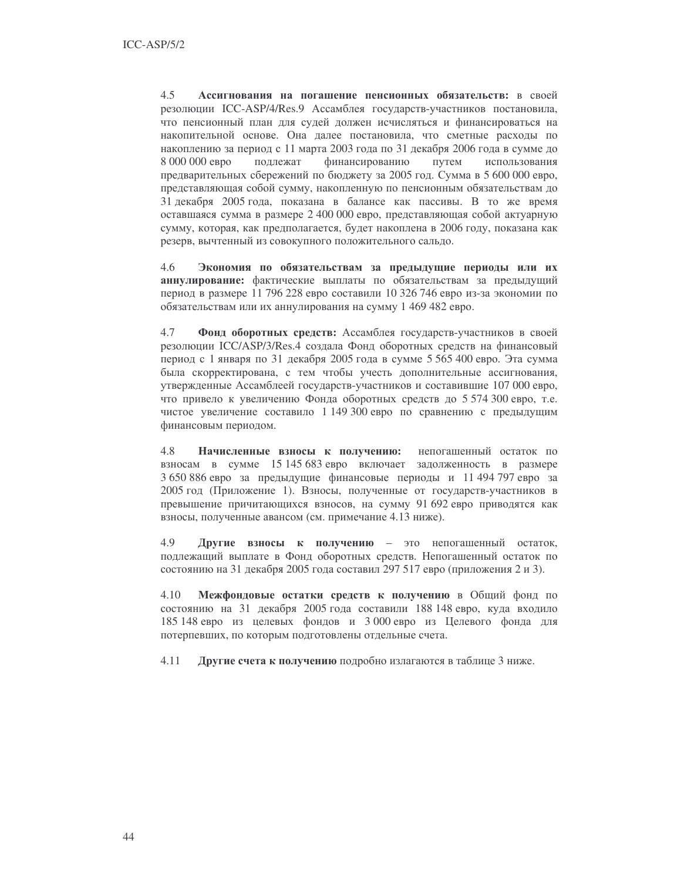4.5 **Ассигнования на погашение пенсионных обязательств:** в своей резолюции ICC-ASP/4/Res.9 Ассамблея государств-участников постановила, что пенсионный план для судей должен исчисляться и финансироваться на накопительной основе. Она далее постановила, что сметные расходы по накоплению за период с 11 марта 2003 года по 31 декабря 2006 года в сумме до 8 000 000 евро подлежат финансированию путем использования предварительных сбережений по бюджету за 2005 год. Сумма в 5 600 000 евро, представляющая собой сумму, накопленную по пенсионным обязательствам до 31 декабря 2005 года, показана в балансе как пассивы. В то же время оставшаяся сумма в размере 2 400 000 евро, представляющая собой актуарную сумму, которая, как предполагается, будет накоплена в 2006 году, показана как резерв, вычтенный из совокупного положительного сальдо.

4.6 **Экономия по обязательствам за предыдущие периоды или их аннулирование:** фактические выплаты по обязательствам за предыдущий период в размере 11 796 228 евро составили 10 326 746 евро из-за экономии по обязательствам или их аннулирования на сумму 1 469 482 евро.

4.7 **Фонд оборотных средств:** Ассамблея государств-участников в своей резолюции ICC/ASP/3/Res.4 создала Фонд оборотных средств на финансовый период с 1 января по 31 декабря 2005 года в сумме 5 565 400 евро. Эта сумма была скорректирована, с тем чтобы учесть дополнительные ассигнования, утвержденные Ассамблеей государств-участников и составившие 107 000 евро, что привело к увеличению Фонда оборотных средств до 5 574 300 евро, т.е. чистое увеличение составило 1 149 300 евро по сравнению с предыдущим финансовым периодом.

4.8 **Начисленные взносы к получению:** непогашенный остаток по взносам в сумме 15 145 683 евро включает задолженность в размере 3 650 886 евро за предыдущие финансовые периоды и 11 494 797 евро за 2005 год (Приложение 1). Взносы, полученные от государств-участников в превышение причитающихся взносов, на сумму 91 692 евро приводятся как взносы, полученные авансом (см. примечание 4.13 ниже).

4.9 **Другие взносы к получению** – это непогашенный остаток, подлежащий выплате в Фонд оборотных средств. Непогашенный остаток по состоянию на 31 декабря 2005 года составил 297 517 евро (приложения 2 и 3).

4.10 **Межфондовые остатки средств к получению** в Общий фонд по состоянию на 31 декабря 2005 года составили 188 148 евро, куда входило 185 148 евро из целевых фондов и 3 000 евро из Целевого фонда для потерпевших, по которым подготовлены отдельные счета.

4.11 **Другие счета к получению** подробно излагаются в таблице 3 ниже.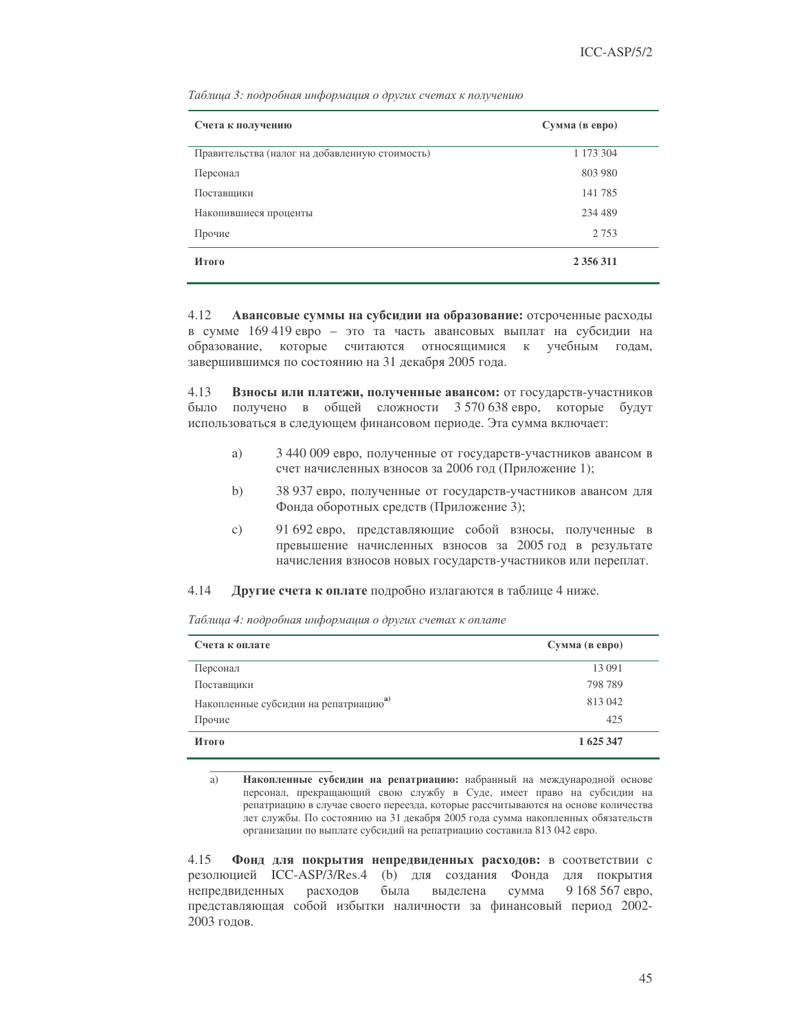*Таблица 3: подробная информация о других счетах к получению*

| Счета к получению | Сумма (в евро) |
|---|---|
| Правительства (налог на добавленную стоимость) | 1 173 304 |
| Персонал | 803 980 |
| Поставщики | 141 785 |
| Накопившиеся проценты | 234 489 |
| Прочие | 2 753 |
| **Итого** | **2 356 311** |

4.12 **Авансовые суммы на субсидии на образование:** отсроченные расходы в сумме 169 419 евро – это та часть авансовых выплат на субсидии на образование, которые считаются относящимися к учебным годам, завершившимся по состоянию на 31 декабря 2005 года.

4.13 **Взносы или платежи, полученные авансом:** от государств-участников было получено в общей сложности 3 570 638 евро, которые будут использоваться в следующем финансовом периоде. Эта сумма включает:

a) 3 440 009 евро, полученные от государств-участников авансом в счет начисленных взносов за 2006 год (Приложение 1);

b) 38 937 евро, полученные от государств-участников авансом для Фонда оборотных средств (Приложение 3);

c) 91 692 евро, представляющие собой взносы, полученные в превышение начисленных взносов за 2005 год в результате начисления взносов новых государств-участников или переплат.

4.14 **Другие счета к оплате** подробно излагаются в таблице 4 ниже.

*Таблица 4: подробная информация о других счетах к оплате*

| Счета к оплате | Сумма (в евро) |
|---|---|
| Персонал | 13 091 |
| Поставщики | 798 789 |
| Накопленные субсидии на репатриацию[a)] | 813 042 |
| Прочие | 425 |
| **Итого** | **1 625 347** |

a) **Накопленные субсидии на репатриацию:** набранный на международной основе персонал, прекращающий свою службу в Суде, имеет право на субсидии на репатриацию в случае своего переезда, которые рассчитываются на основе количества лет службы. По состоянию на 31 декабря 2005 года сумма накопленных обязательств организации по выплате субсидий на репатриацию составила 813 042 евро.

4.15 **Фонд для покрытия непредвиденных расходов:** в соответствии с резолюцией ICC-ASP/3/Res.4 (b) для создания Фонда для покрытия непредвиденных расходов была выделена сумма 9 168 567 евро, представляющая собой избытки наличности за финансовый период 2002-2003 годов.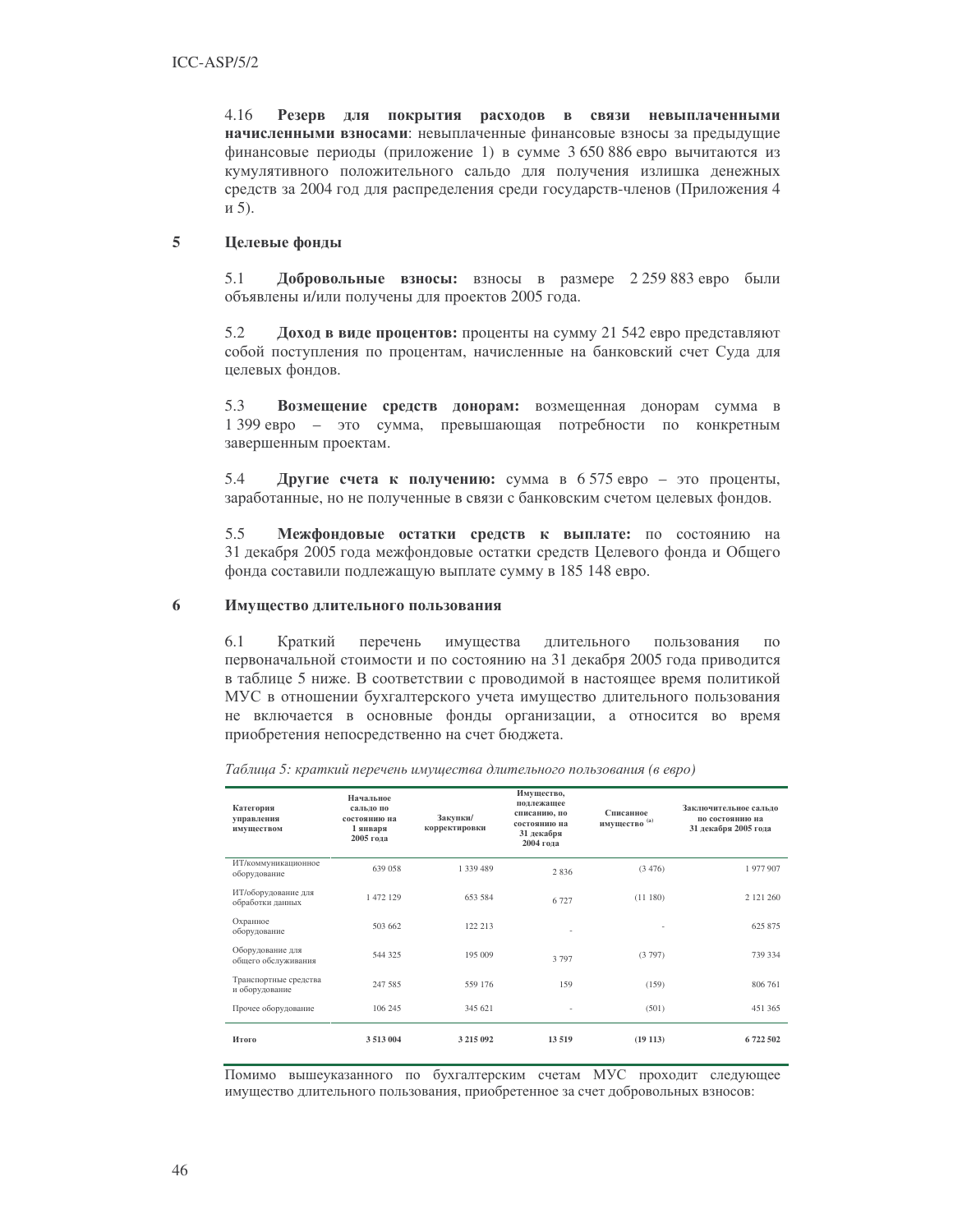4.16 **Резерв для покрытия расходов в связи невыплаченными начисленными взносами**: невыплаченные финансовые взносы за предыдущие финансовые периоды (приложение 1) в сумме 3 650 886 евро вычитаются из кумулятивного положительного сальдо для получения излишка денежных средств за 2004 год для распределения среди государств-членов (Приложения 4 и 5).

## 5 Целевые фонды

5.1 **Добровольные взносы:** взносы в размере 2 259 883 евро были объявлены и/или получены для проектов 2005 года.

5.2 **Доход в виде процентов:** проценты на сумму 21 542 евро представляют собой поступления по процентам, начисленные на банковский счет Суда для целевых фондов.

5.3 **Возмещение средств донорам:** возмещенная донорам сумма в 1 399 евро – это сумма, превышающая потребности по конкретным завершенным проектам.

5.4 **Другие счета к получению:** сумма в 6 575 евро – это проценты, заработанные, но не полученные в связи с банковским счетом целевых фондов.

5.5 **Межфондовые остатки средств к выплате:** по состоянию на 31 декабря 2005 года межфондовые остатки средств Целевого фонда и Общего фонда составили подлежащую выплате сумму в 185 148 евро.

## 6 Имущество длительного пользования

6.1 Краткий перечень имущества длительного пользования по первоначальной стоимости и по состоянию на 31 декабря 2005 года приводится в таблице 5 ниже. В соответствии с проводимой в настоящее время политикой МУС в отношении бухгалтерского учета имущество длительного пользования не включается в основные фонды организации, а относится во время приобретения непосредственно на счет бюджета.

*Таблица 5: краткий перечень имущества длительного пользования (в евро)*

| Категория управления имуществом | Начальное сальдо по состоянию на 1 января 2005 года | Закупки/ корректировки | Имущество, подлежащее списанию, по состоянию на 31 декабря 2004 года | Списанное имущество [a] | Заключительное сальдо по состоянию на 31 декабря 2005 года |
|---|---|---|---|---|---|
| ИТ/коммуникационное оборудование | 639 058 | 1 339 489 | 2 836 | (3 476) | 1 977 907 |
| ИТ/оборудование для обработки данных | 1 472 129 | 653 584 | 6 727 | (11 180) | 2 121 260 |
| Охранное оборудование | 503 662 | 122 213 | - | - | 625 875 |
| Оборудование для общего обслуживания | 544 325 | 195 009 | 3 797 | (3 797) | 739 334 |
| Транспортные средства и оборудование | 247 585 | 559 176 | 159 | (159) | 806 761 |
| Прочее оборудование | 106 245 | 345 621 | - | (501) | 451 365 |
| **Итого** | **3 513 004** | **3 215 092** | **13 519** | **(19 113)** | **6 722 502** |

Помимо вышеуказанного по бухгалтерским счетам МУС проходит следующее имущество длительного пользования, приобретенное за счет добровольных взносов: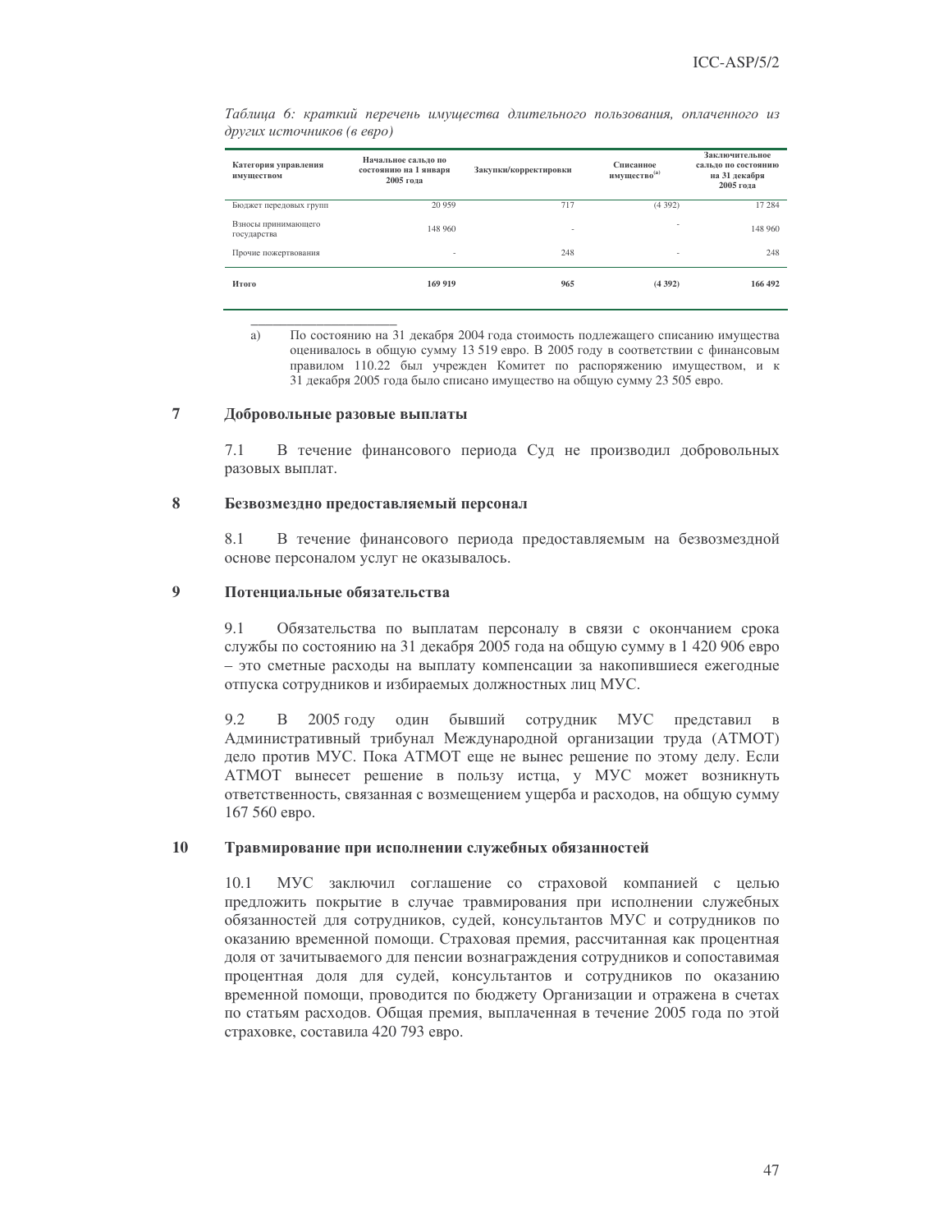*Таблица 6: краткий перечень имущества длительного пользования, оплаченного из других источников (в евро)*

| Категория управления имуществом | Начальное сальдо по состоянию на 1 января 2005 года | Закупки/корректировки | Списанное имущество[a] | Заключительное сальдо по состоянию на 31 декабря 2005 года |
|---|---|---|---|---|
| Бюджет передовых групп | 20 959 | 717 | (4 392) | 17 284 |
| Взносы принимающего государства | 148 960 | - | - | 148 960 |
| Прочие пожертвования | - | 248 | - | 248 |
| **Итого** | **169 919** | **965** | **(4 392)** | **166 492** |

a) По состоянию на 31 декабря 2004 года стоимость подлежащего списанию имущества оценивалось в общую сумму 13 519 евро. В 2005 году в соответствии с финансовым правилом 110.22 был учрежден Комитет по распоряжению имуществом, и к 31 декабря 2005 года было списано имущество на общую сумму 23 505 евро.

## 7 Добровольные разовые выплаты

7.1 В течение финансового периода Суд не производил добровольных разовых выплат.

## 8 Безвозмездно предоставляемый персонал

8.1 В течение финансового периода предоставляемым на безвозмездной основе персоналом услуг не оказывалось.

## 9 Потенциальные обязательства

9.1 Обязательства по выплатам персоналу в связи с окончанием срока службы по состоянию на 31 декабря 2005 года на общую сумму в 1 420 906 евро – это сметные расходы на выплату компенсации за накопившиеся ежегодные отпуска сотрудников и избираемых должностных лиц МУС.

9.2 В 2005 году один бывший сотрудник МУС представил в Административный трибунал Международной организации труда (АТМОТ) дело против МУС. Пока АТМОТ еще не вынес решение по этому делу. Если АТМОТ вынесет решение в пользу истца, у МУС может возникнуть ответственность, связанная с возмещением ущерба и расходов, на общую сумму 167 560 евро.

## 10 Травмирование при исполнении служебных обязанностей

10.1 МУС заключил соглашение со страховой компанией с целью предложить покрытие в случае травмирования при исполнении служебных обязанностей для сотрудников, судей, консультантов МУС и сотрудников по оказанию временной помощи. Страховая премия, рассчитанная как процентная доля от зачитываемого для пенсии вознаграждения сотрудников и сопоставимая процентная доля для судей, консультантов и сотрудников по оказанию временной помощи, проводится по бюджету Организации и отражена в счетах по статьям расходов. Общая премия, выплаченная в течение 2005 года по этой страховке, составила 420 793 евро.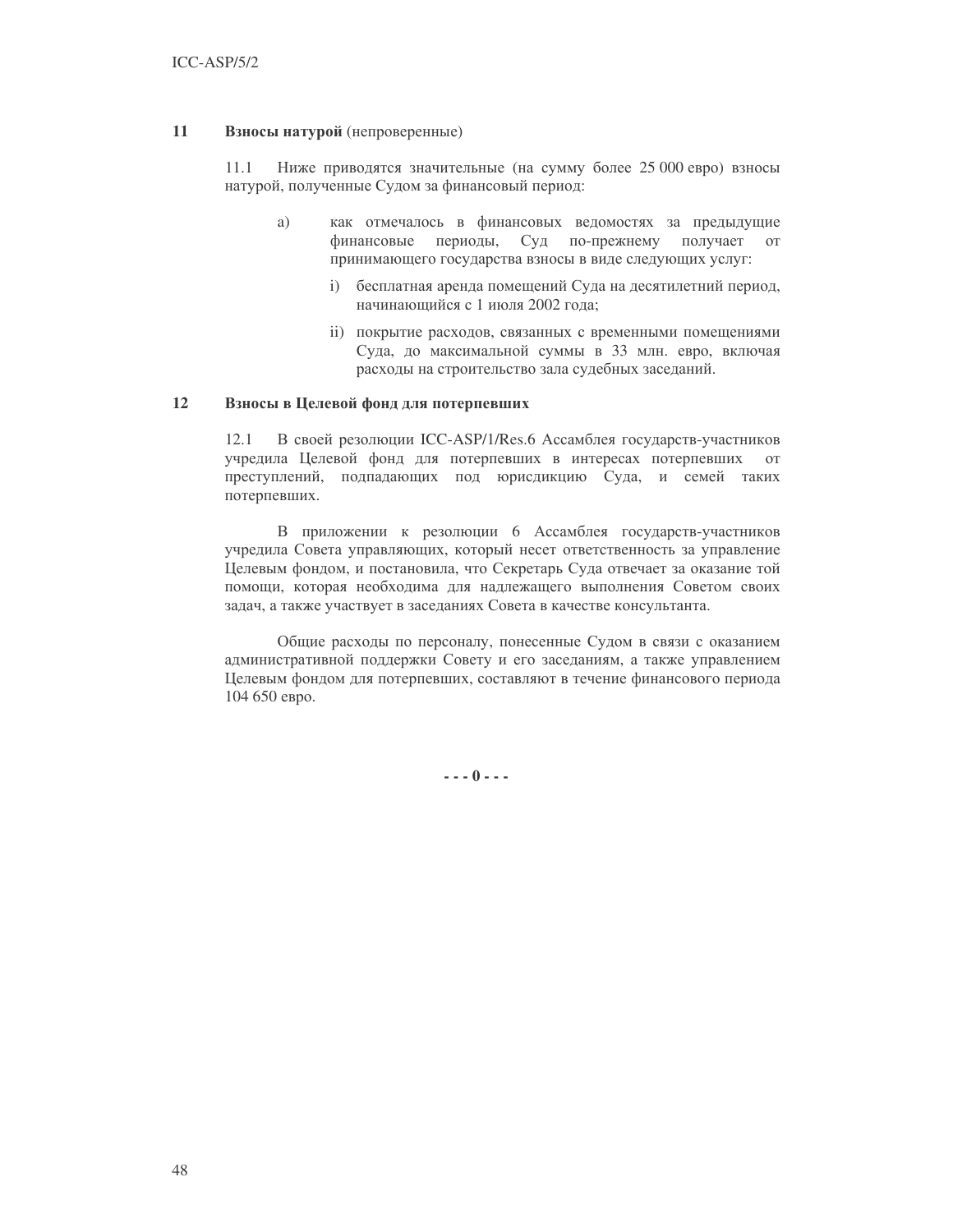## 11 **Взносы натурой** (непроверенные)

11.1 Ниже приводятся значительные (на сумму более 25 000 евро) взносы натурой, полученные Судом за финансовый период:

a) как отмечалось в финансовых ведомостях за предыдущие финансовые периоды, Суд по-прежнему получает от принимающего государства взносы в виде следующих услуг:

   i) бесплатная аренда помещений Суда на десятилетний период, начинающийся с 1 июля 2002 года;

   ii) покрытие расходов, связанных с временными помещениями Суда, до максимальной суммы в 33 млн. евро, включая расходы на строительство зала судебных заседаний.

## 12 **Взносы в Целевой фонд для потерпевших**

12.1 В своей резолюции ICC-ASP/1/Res.6 Ассамблея государств-участников учредила Целевой фонд для потерпевших в интересах потерпевших от преступлений, подпадающих под юрисдикцию Суда, и семей таких потерпевших.

В приложении к резолюции 6 Ассамблея государств-участников учредила Совета управляющих, который несет ответственность за управление Целевым фондом, и постановила, что Секретарь Суда отвечает за оказание той помощи, которая необходима для надлежащего выполнения Советом своих задач, а также участвует в заседаниях Совета в качестве консультанта.

Общие расходы по персоналу, понесенные Судом в связи с оказанием административной поддержки Совету и его заседаниям, а также управлением Целевым фондом для потерпевших, составляют в течение финансового периода 104 650 евро.

--- 0 ---